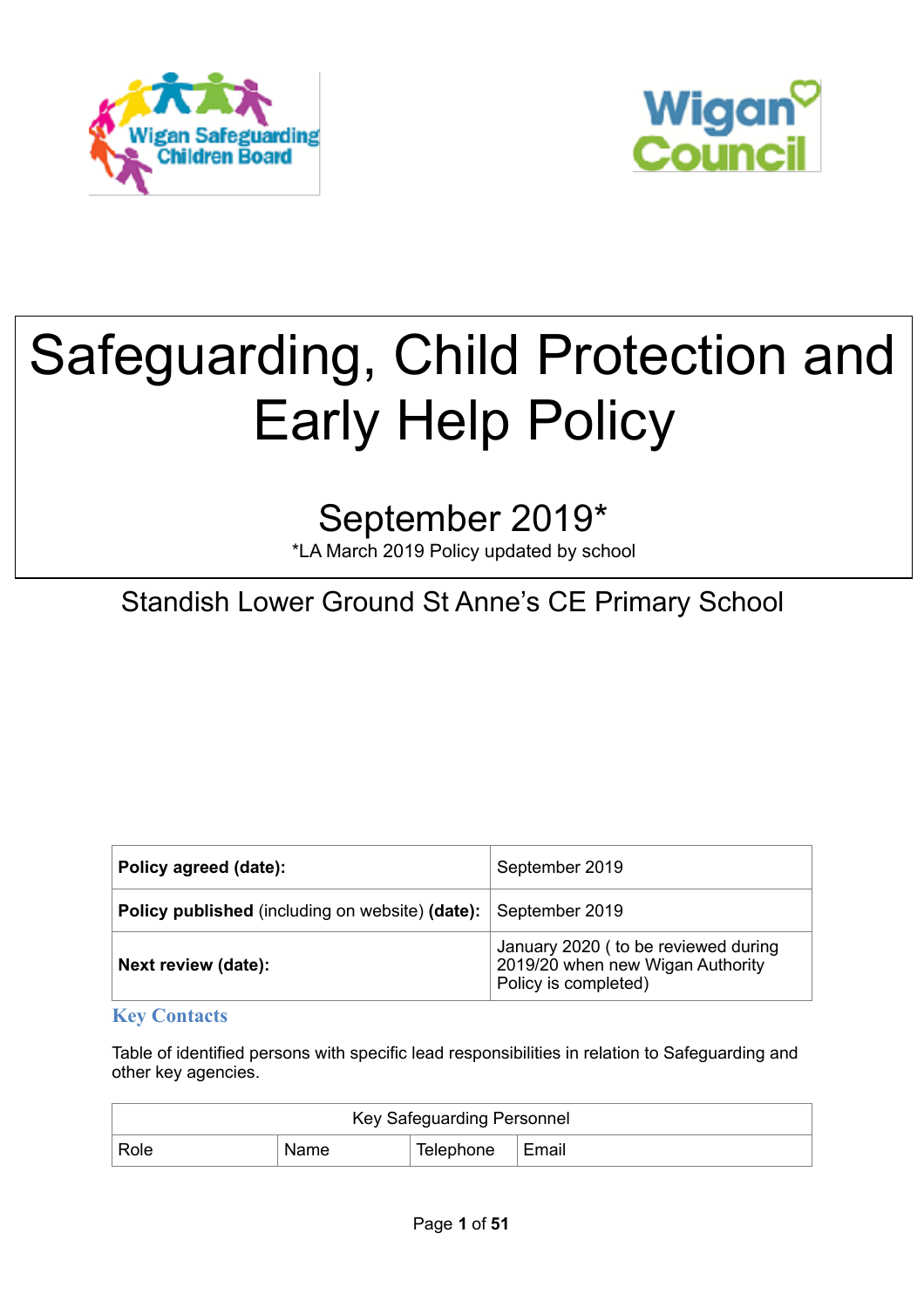Wigan Safeguarding Children Board

Wigan Council

# Safeguarding, Child Protection and Early Help Policy

## September 2019*

*LA March 2019 Policy updated by school

Standish Lower Ground St Anne's CE Primary School

| **Policy agreed (date):** | September 2019 |
|---|---|
| **Policy published** (including on website) **(date):** | September 2019 |
| **Next review (date):** | January 2020 ( to be reviewed during 2019/20 when new Wigan Authority Policy is completed) |

## Key Contacts

Table of identified persons with specific lead responsibilities in relation to Safeguarding and other key agencies.

| Key Safeguarding Personnel | | | |
|---|---|---|---|
| Role | Name | Telephone | Email |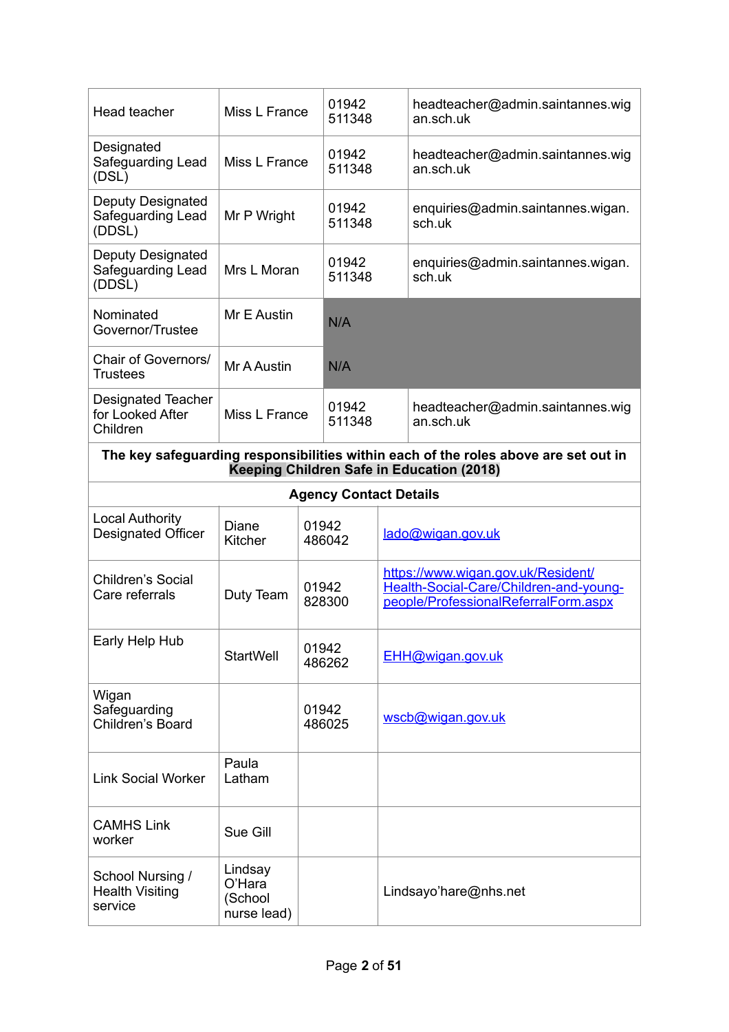| Head teacher | Miss L France | 01942 511348 | headteacher@admin.saintannes.wigan.sch.uk |
|---|---|---|---|
| Designated Safeguarding Lead (DSL) | Miss L France | 01942 511348 | headteacher@admin.saintannes.wigan.sch.uk |
| Deputy Designated Safeguarding Lead (DDSL) | Mr P Wright | 01942 511348 | enquiries@admin.saintannes.wigan.sch.uk |
| Deputy Designated Safeguarding Lead (DDSL) | Mrs L Moran | 01942 511348 | enquiries@admin.saintannes.wigan.sch.uk |
| Nominated Governor/Trustee | Mr E Austin | N/A | |
| Chair of Governors/ Trustees | Mr A Austin | N/A | |
| Designated Teacher for Looked After Children | Miss L France | 01942 511348 | headteacher@admin.saintannes.wigan.sch.uk |
| **The key safeguarding responsibilities within each of the roles above are set out in Keeping Children Safe in Education (2018)** | | | |

| **Agency Contact Details** | | | |
|---|---|---|---|
| Local Authority Designated Officer | Diane Kitcher | 01942 486042 | lado@wigan.gov.uk |
| Children's Social Care referrals | Duty Team | 01942 828300 | https://www.wigan.gov.uk/Resident/Health-Social-Care/Children-and-young-people/ProfessionalReferralForm.aspx |
| Early Help Hub | StartWell | 01942 486262 | EHH@wigan.gov.uk |
| Wigan Safeguarding Children's Board | | 01942 486025 | wscb@wigan.gov.uk |
| Link Social Worker | Paula Latham | | |
| CAMHS Link worker | Sue Gill | | |
| School Nursing / Health Visiting service | Lindsay O'Hara (School nurse lead) | | Lindsayo'hare@nhs.net |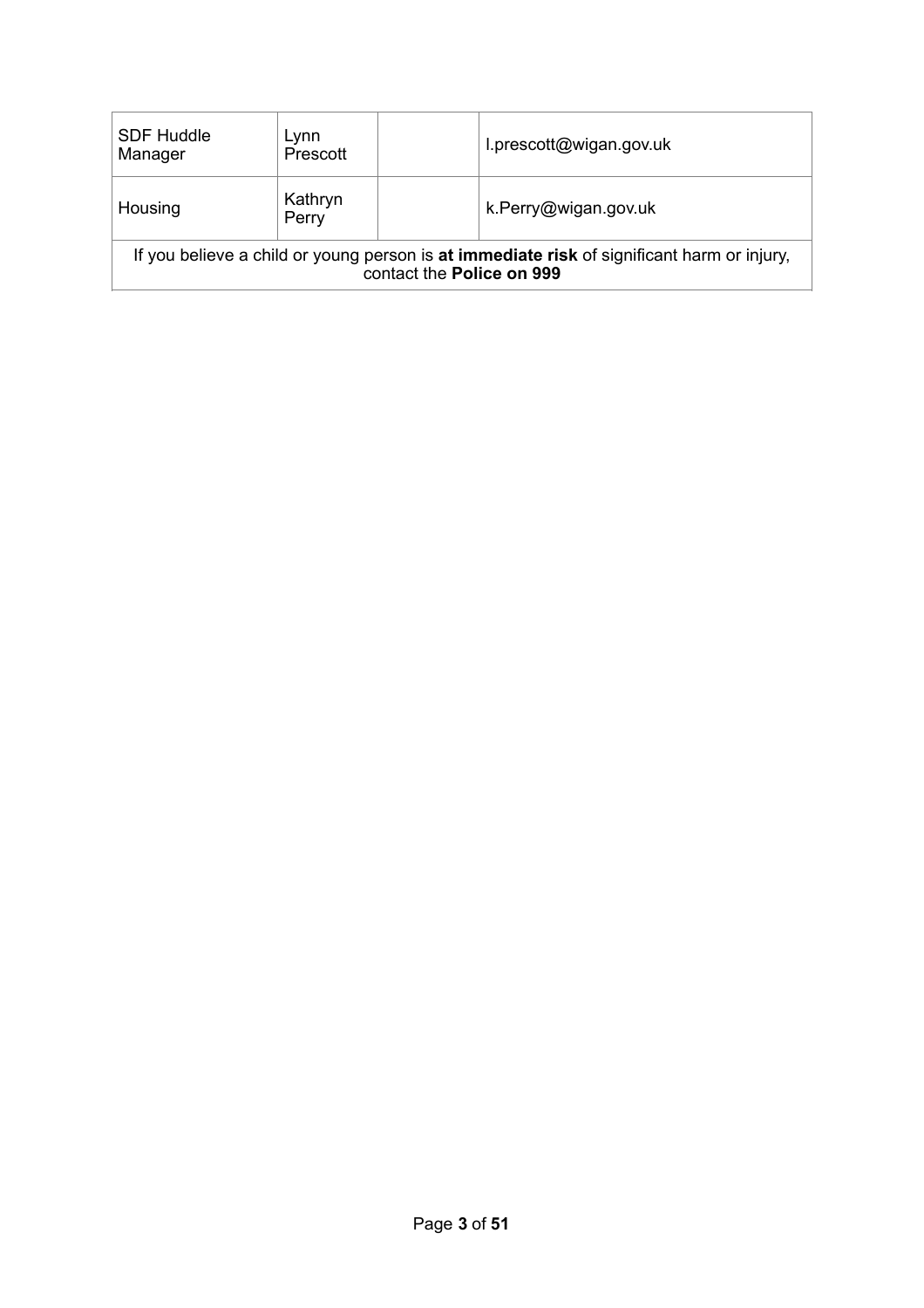| | | | |
|---|---|---|---|
| SDF Huddle Manager | Lynn Prescott | | l.prescott@wigan.gov.uk |
| Housing | Kathryn Perry | | k.Perry@wigan.gov.uk |
| If you believe a child or young person is **at immediate risk** of significant harm or injury, contact the **Police on 999** | | | |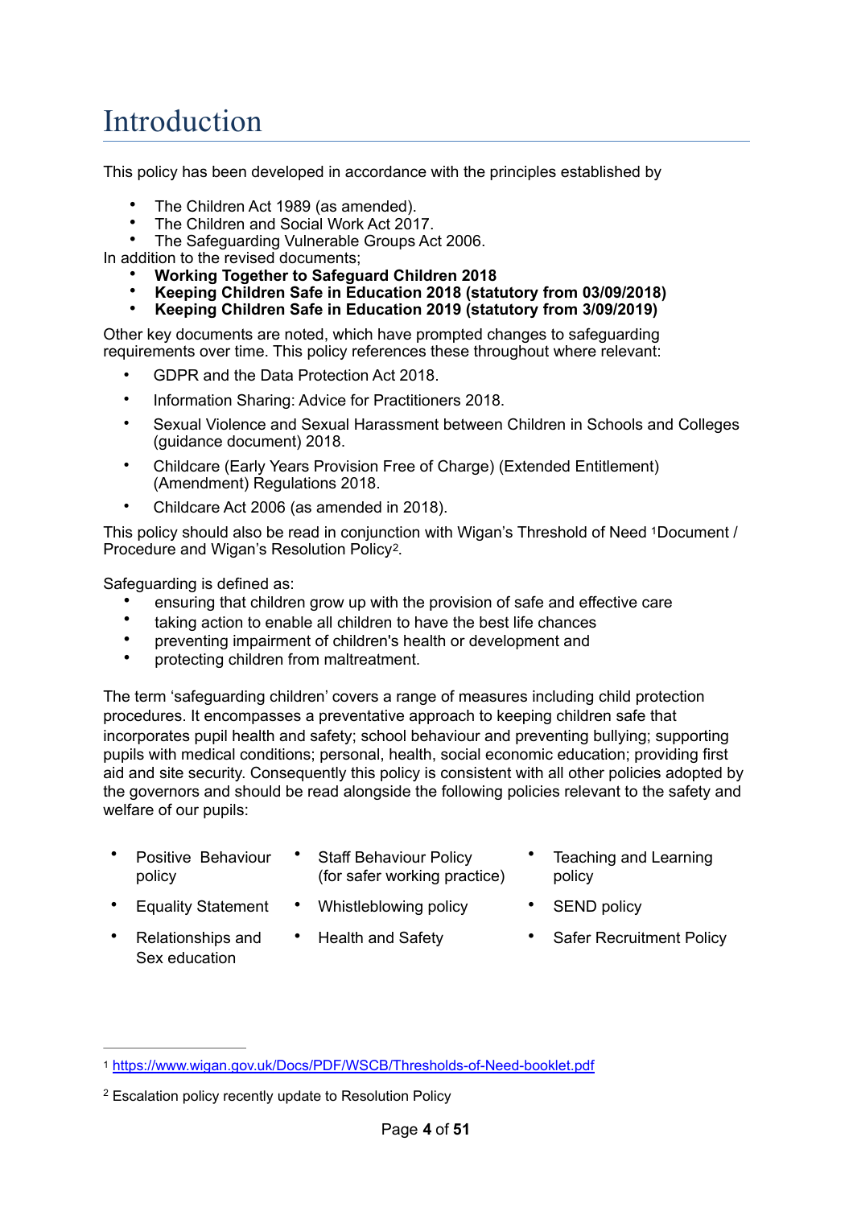# Introduction

This policy has been developed in accordance with the principles established by

- The Children Act 1989 (as amended).
- The Children and Social Work Act 2017.
- The Safeguarding Vulnerable Groups Act 2006.

In addition to the revised documents;

- **Working Together to Safeguard Children 2018**
- **Keeping Children Safe in Education 2018 (statutory from 03/09/2018)**
- **Keeping Children Safe in Education 2019 (statutory from 3/09/2019)**

Other key documents are noted, which have prompted changes to safeguarding requirements over time. This policy references these throughout where relevant:

- GDPR and the Data Protection Act 2018.
- Information Sharing: Advice for Practitioners 2018.
- Sexual Violence and Sexual Harassment between Children in Schools and Colleges (guidance document) 2018.
- Childcare (Early Years Provision Free of Charge) (Extended Entitlement) (Amendment) Regulations 2018.
- Childcare Act 2006 (as amended in 2018).

This policy should also be read in conjunction with Wigan's Threshold of Need [1]Document / Procedure and Wigan's Resolution Policy[2].

Safeguarding is defined as:

- ensuring that children grow up with the provision of safe and effective care
- taking action to enable all children to have the best life chances
- preventing impairment of children's health or development and
- protecting children from maltreatment.

The term 'safeguarding children' covers a range of measures including child protection procedures. It encompasses a preventative approach to keeping children safe that incorporates pupil health and safety; school behaviour and preventing bullying; supporting pupils with medical conditions; personal, health, social economic education; providing first aid and site security. Consequently this policy is consistent with all other policies adopted by the governors and should be read alongside the following policies relevant to the safety and welfare of our pupils:

- Positive Behaviour policy
- Equality Statement
- Relationships and Sex education
- Staff Behaviour Policy (for safer working practice)
- Whistleblowing policy
- Health and Safety
- Teaching and Learning policy
- SEND policy
- Safer Recruitment Policy

---

[1] https://www.wigan.gov.uk/Docs/PDF/WSCB/Thresholds-of-Need-booklet.pdf

[2] Escalation policy recently update to Resolution Policy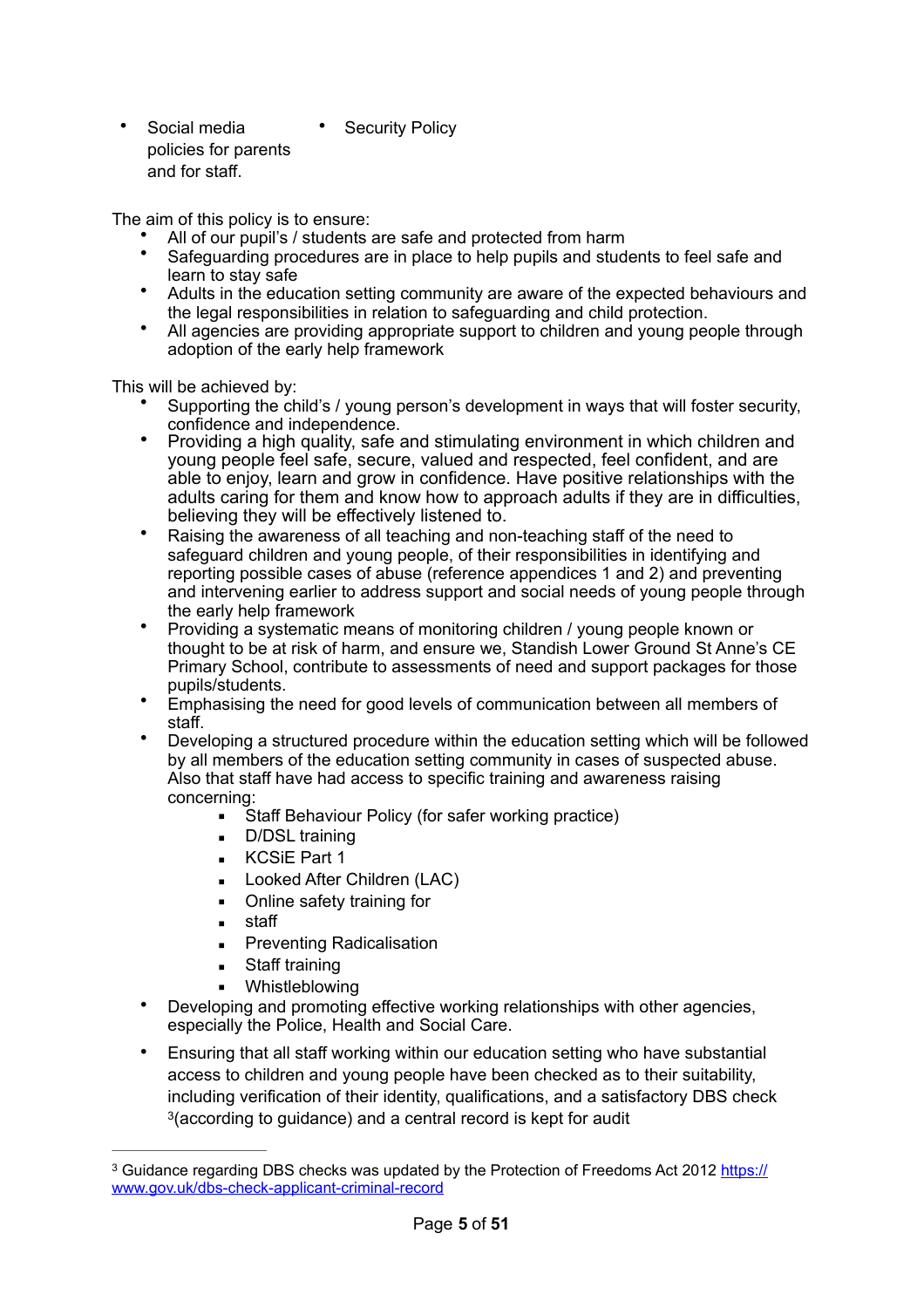- Social media policies for parents and for staff.
- Security Policy

The aim of this policy is to ensure:

- All of our pupil's / students are safe and protected from harm
- Safeguarding procedures are in place to help pupils and students to feel safe and learn to stay safe
- Adults in the education setting community are aware of the expected behaviours and the legal responsibilities in relation to safeguarding and child protection.
- All agencies are providing appropriate support to children and young people through adoption of the early help framework

This will be achieved by:

- Supporting the child's / young person's development in ways that will foster security, confidence and independence.
- Providing a high quality, safe and stimulating environment in which children and young people feel safe, secure, valued and respected, feel confident, and are able to enjoy, learn and grow in confidence. Have positive relationships with the adults caring for them and know how to approach adults if they are in difficulties, believing they will be effectively listened to.
- Raising the awareness of all teaching and non-teaching staff of the need to safeguard children and young people, of their responsibilities in identifying and reporting possible cases of abuse (reference appendices 1 and 2) and preventing and intervening earlier to address support and social needs of young people through the early help framework
- Providing a systematic means of monitoring children / young people known or thought to be at risk of harm, and ensure we, Standish Lower Ground St Anne's CE Primary School, contribute to assessments of need and support packages for those pupils/students.
- Emphasising the need for good levels of communication between all members of staff.
- Developing a structured procedure within the education setting which will be followed by all members of the education setting community in cases of suspected abuse. Also that staff have had access to specific training and awareness raising concerning:
  - Staff Behaviour Policy (for safer working practice)
  - D/DSL training
  - KCSiE Part 1
  - Looked After Children (LAC)
  - Online safety training for
  - staff
  - Preventing Radicalisation
  - Staff training
  - Whistleblowing
- Developing and promoting effective working relationships with other agencies, especially the Police, Health and Social Care.
- Ensuring that all staff working within our education setting who have substantial access to children and young people have been checked as to their suitability, including verification of their identity, qualifications, and a satisfactory DBS check [3](according to guidance) and a central record is kept for audit

---

[3] Guidance regarding DBS checks was updated by the Protection of Freedoms Act 2012 https://www.gov.uk/dbs-check-applicant-criminal-record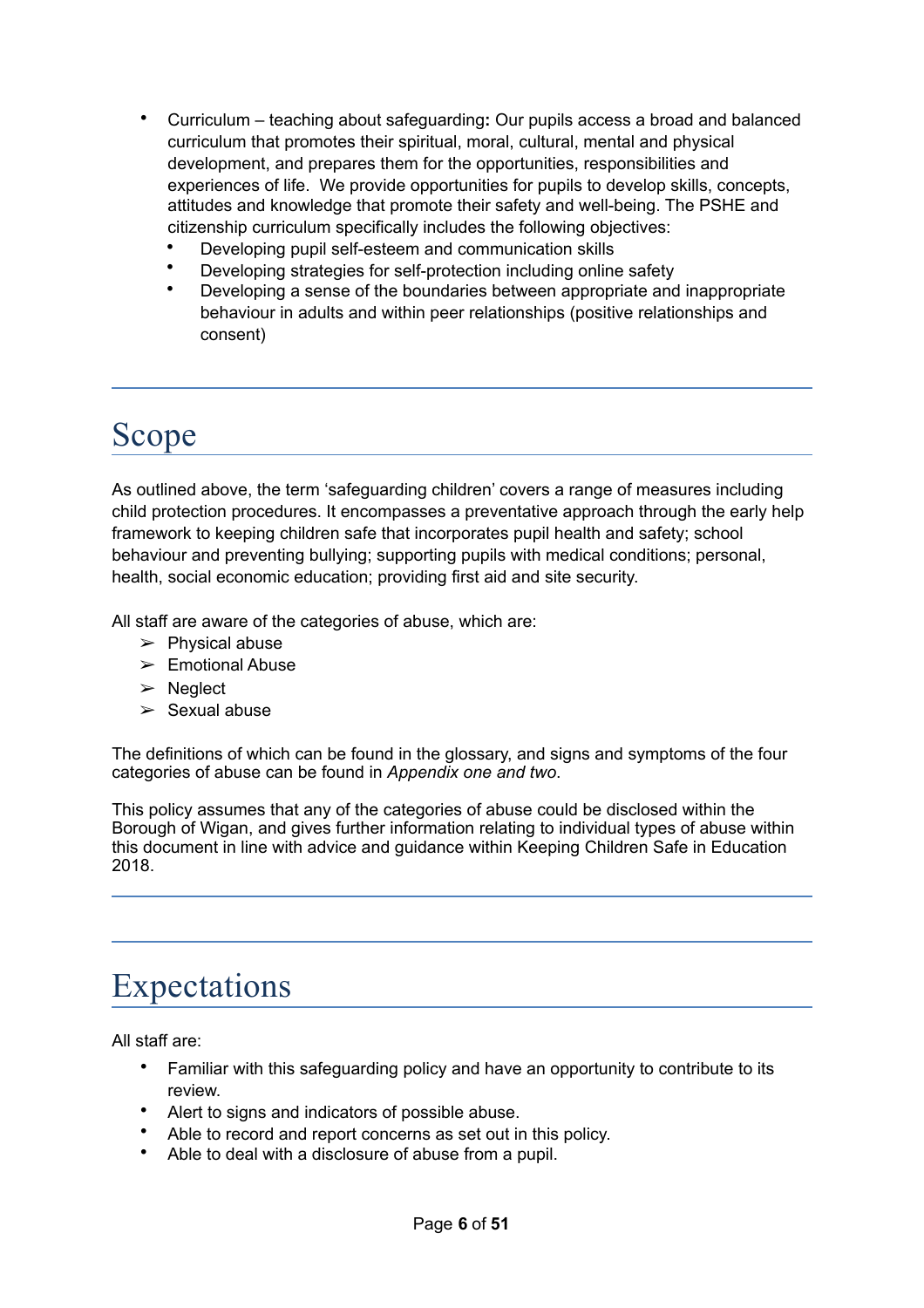- Curriculum – teaching about safeguarding**:** Our pupils access a broad and balanced curriculum that promotes their spiritual, moral, cultural, mental and physical development, and prepares them for the opportunities, responsibilities and experiences of life. We provide opportunities for pupils to develop skills, concepts, attitudes and knowledge that promote their safety and well-being. The PSHE and citizenship curriculum specifically includes the following objectives:
  - Developing pupil self-esteem and communication skills
  - Developing strategies for self-protection including online safety
  - Developing a sense of the boundaries between appropriate and inappropriate behaviour in adults and within peer relationships (positive relationships and consent)

# Scope

As outlined above, the term 'safeguarding children' covers a range of measures including child protection procedures. It encompasses a preventative approach through the early help framework to keeping children safe that incorporates pupil health and safety; school behaviour and preventing bullying; supporting pupils with medical conditions; personal, health, social economic education; providing first aid and site security.

All staff are aware of the categories of abuse, which are:

- Physical abuse
- Emotional Abuse
- Neglect
- Sexual abuse

The definitions of which can be found in the glossary, and signs and symptoms of the four categories of abuse can be found in *Appendix one and two*.

This policy assumes that any of the categories of abuse could be disclosed within the Borough of Wigan, and gives further information relating to individual types of abuse within this document in line with advice and guidance within Keeping Children Safe in Education 2018.

# Expectations

All staff are:

- Familiar with this safeguarding policy and have an opportunity to contribute to its review.
- Alert to signs and indicators of possible abuse.
- Able to record and report concerns as set out in this policy.
- Able to deal with a disclosure of abuse from a pupil.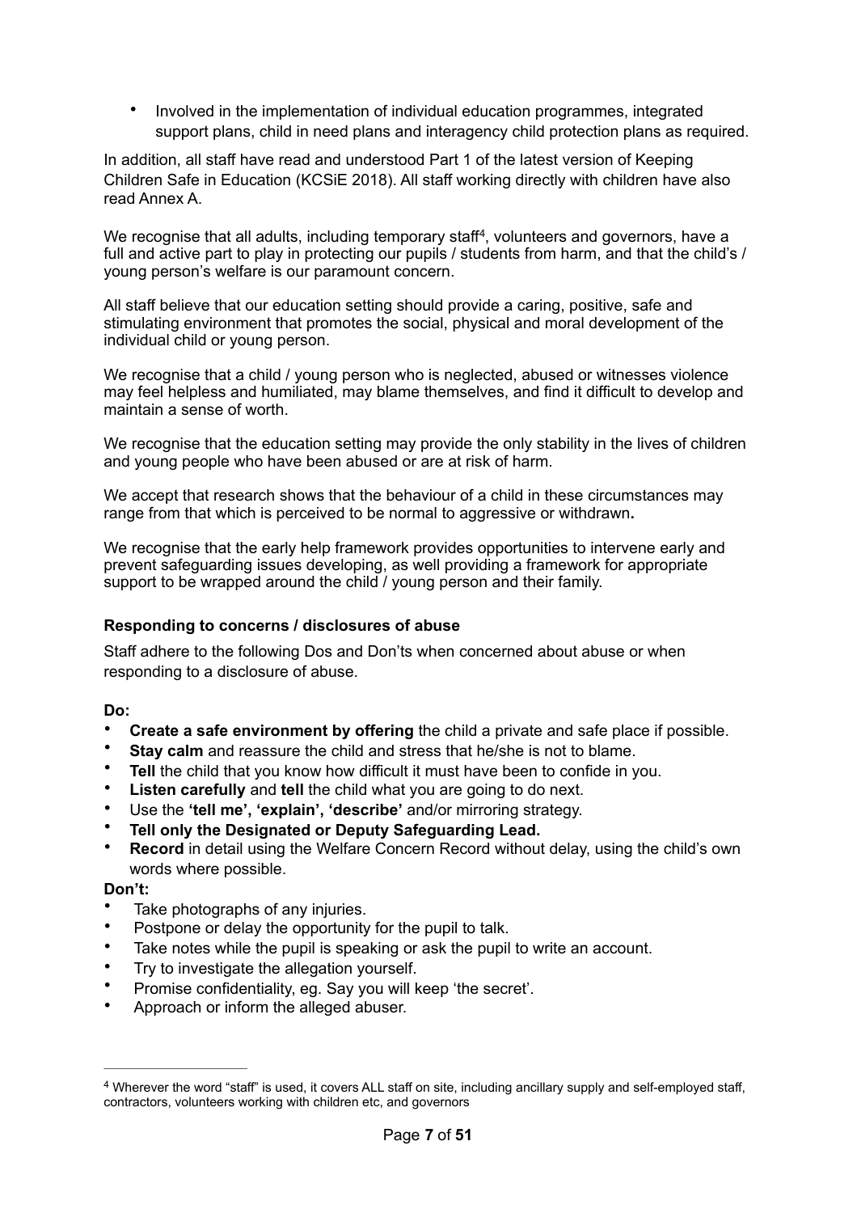- Involved in the implementation of individual education programmes, integrated support plans, child in need plans and interagency child protection plans as required.

In addition, all staff have read and understood Part 1 of the latest version of Keeping Children Safe in Education (KCSiE 2018). All staff working directly with children have also read Annex A.

We recognise that all adults, including temporary staff[4], volunteers and governors, have a full and active part to play in protecting our pupils / students from harm, and that the child's / young person's welfare is our paramount concern.

All staff believe that our education setting should provide a caring, positive, safe and stimulating environment that promotes the social, physical and moral development of the individual child or young person.

We recognise that a child / young person who is neglected, abused or witnesses violence may feel helpless and humiliated, may blame themselves, and find it difficult to develop and maintain a sense of worth.

We recognise that the education setting may provide the only stability in the lives of children and young people who have been abused or are at risk of harm.

We accept that research shows that the behaviour of a child in these circumstances may range from that which is perceived to be normal to aggressive or withdrawn**.**

We recognise that the early help framework provides opportunities to intervene early and prevent safeguarding issues developing, as well providing a framework for appropriate support to be wrapped around the child / young person and their family.

### Responding to concerns / disclosures of abuse

Staff adhere to the following Dos and Don'ts when concerned about abuse or when responding to a disclosure of abuse.

**Do:**

- **Create a safe environment by offering** the child a private and safe place if possible.
- **Stay calm** and reassure the child and stress that he/she is not to blame.
- **Tell** the child that you know how difficult it must have been to confide in you.
- **Listen carefully** and **tell** the child what you are going to do next.
- Use the **'tell me', 'explain', 'describe'** and/or mirroring strategy.
- **Tell only the Designated or Deputy Safeguarding Lead.**
- **Record** in detail using the Welfare Concern Record without delay, using the child's own words where possible.

**Don't:**

- Take photographs of any injuries.
- Postpone or delay the opportunity for the pupil to talk.
- Take notes while the pupil is speaking or ask the pupil to write an account.
- Try to investigate the allegation yourself.
- Promise confidentiality, eg. Say you will keep 'the secret'.
- Approach or inform the alleged abuser.

---

[4] Wherever the word "staff" is used, it covers ALL staff on site, including ancillary supply and self-employed staff, contractors, volunteers working with children etc, and governors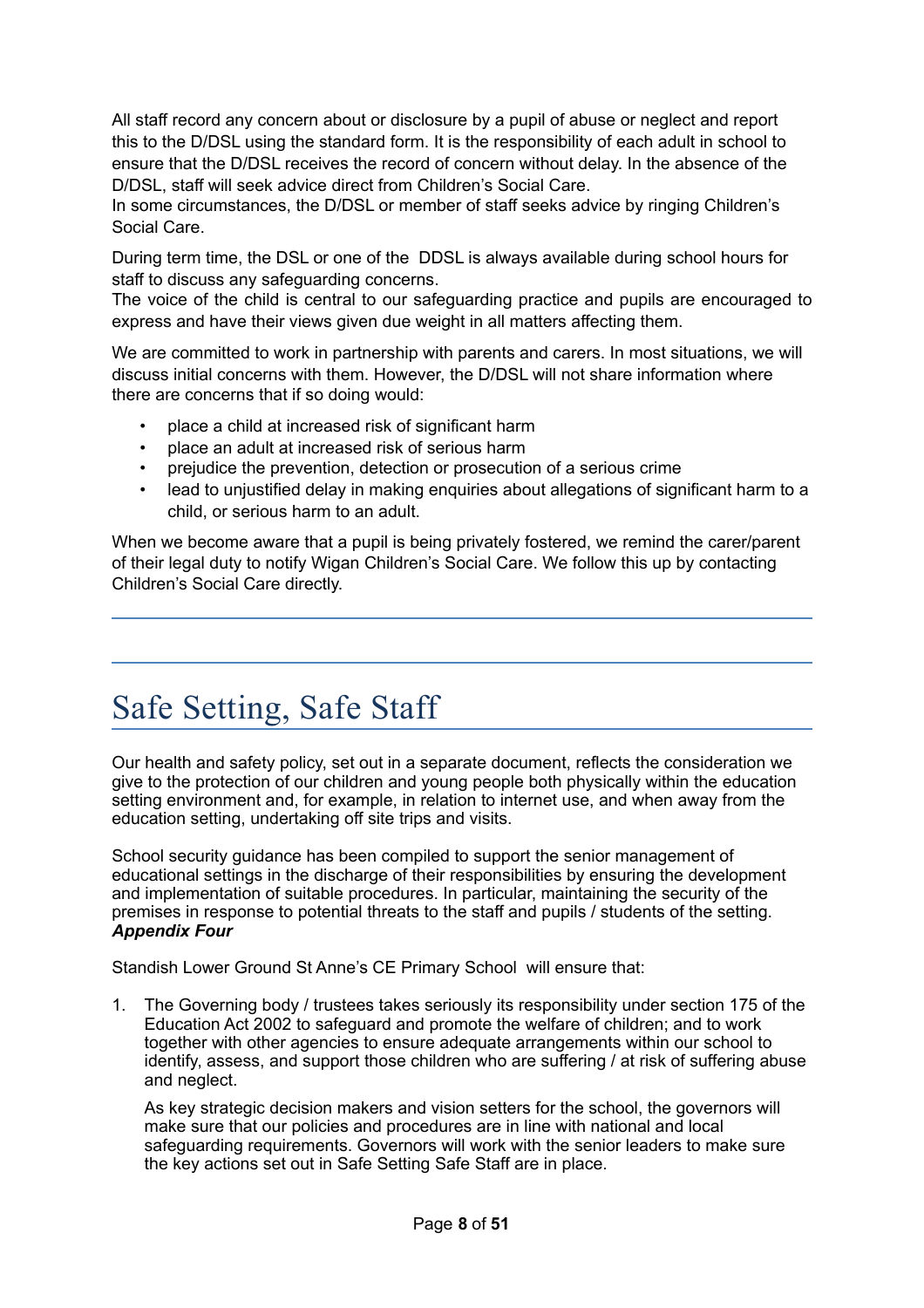All staff record any concern about or disclosure by a pupil of abuse or neglect and report this to the D/DSL using the standard form. It is the responsibility of each adult in school to ensure that the D/DSL receives the record of concern without delay. In the absence of the D/DSL, staff will seek advice direct from Children's Social Care.
In some circumstances, the D/DSL or member of staff seeks advice by ringing Children's Social Care.

During term time, the DSL or one of the DDSL is always available during school hours for staff to discuss any safeguarding concerns.
The voice of the child is central to our safeguarding practice and pupils are encouraged to express and have their views given due weight in all matters affecting them.

We are committed to work in partnership with parents and carers. In most situations, we will discuss initial concerns with them. However, the D/DSL will not share information where there are concerns that if so doing would:

- place a child at increased risk of significant harm
- place an adult at increased risk of serious harm
- prejudice the prevention, detection or prosecution of a serious crime
- lead to unjustified delay in making enquiries about allegations of significant harm to a child, or serious harm to an adult.

When we become aware that a pupil is being privately fostered, we remind the carer/parent of their legal duty to notify Wigan Children's Social Care. We follow this up by contacting Children's Social Care directly.

---

# Safe Setting, Safe Staff

Our health and safety policy, set out in a separate document, reflects the consideration we give to the protection of our children and young people both physically within the education setting environment and, for example, in relation to internet use, and when away from the education setting, undertaking off site trips and visits.

School security guidance has been compiled to support the senior management of educational settings in the discharge of their responsibilities by ensuring the development and implementation of suitable procedures. In particular, maintaining the security of the premises in response to potential threats to the staff and pupils / students of the setting. ***Appendix Four***

Standish Lower Ground St Anne's CE Primary School will ensure that:

1. The Governing body / trustees takes seriously its responsibility under section 175 of the Education Act 2002 to safeguard and promote the welfare of children; and to work together with other agencies to ensure adequate arrangements within our school to identify, assess, and support those children who are suffering / at risk of suffering abuse and neglect.

   As key strategic decision makers and vision setters for the school, the governors will make sure that our policies and procedures are in line with national and local safeguarding requirements. Governors will work with the senior leaders to make sure the key actions set out in Safe Setting Safe Staff are in place.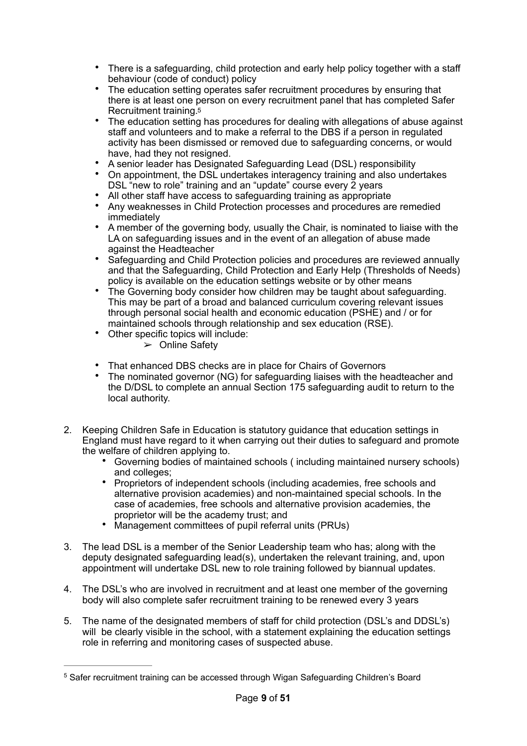- There is a safeguarding, child protection and early help policy together with a staff behaviour (code of conduct) policy
- The education setting operates safer recruitment procedures by ensuring that there is at least one person on every recruitment panel that has completed Safer Recruitment training.[5]
- The education setting has procedures for dealing with allegations of abuse against staff and volunteers and to make a referral to the DBS if a person in regulated activity has been dismissed or removed due to safeguarding concerns, or would have, had they not resigned.
- A senior leader has Designated Safeguarding Lead (DSL) responsibility
- On appointment, the DSL undertakes interagency training and also undertakes DSL "new to role" training and an "update" course every 2 years
- All other staff have access to safeguarding training as appropriate
- Any weaknesses in Child Protection processes and procedures are remedied immediately
- A member of the governing body, usually the Chair, is nominated to liaise with the LA on safeguarding issues and in the event of an allegation of abuse made against the Headteacher
- Safeguarding and Child Protection policies and procedures are reviewed annually and that the Safeguarding, Child Protection and Early Help (Thresholds of Needs) policy is available on the education settings website or by other means
- The Governing body consider how children may be taught about safeguarding. This may be part of a broad and balanced curriculum covering relevant issues through personal social health and economic education (PSHE) and / or for maintained schools through relationship and sex education (RSE).
- Other specific topics will include:
    - ➢ Online Safety

- That enhanced DBS checks are in place for Chairs of Governors
- The nominated governor (NG) for safeguarding liaises with the headteacher and the D/DSL to complete an annual Section 175 safeguarding audit to return to the local authority.

2. Keeping Children Safe in Education is statutory guidance that education settings in England must have regard to it when carrying out their duties to safeguard and promote the welfare of children applying to.
    - Governing bodies of maintained schools ( including maintained nursery schools) and colleges;
    - Proprietors of independent schools (including academies, free schools and alternative provision academies) and non-maintained special schools. In the case of academies, free schools and alternative provision academies, the proprietor will be the academy trust; and
    - Management committees of pupil referral units (PRUs)

3. The lead DSL is a member of the Senior Leadership team who has; along with the deputy designated safeguarding lead(s), undertaken the relevant training, and, upon appointment will undertake DSL new to role training followed by biannual updates.

4. The DSL's who are involved in recruitment and at least one member of the governing body will also complete safer recruitment training to be renewed every 3 years

5. The name of the designated members of staff for child protection (DSL's and DDSL's) will be clearly visible in the school, with a statement explaining the education settings role in referring and monitoring cases of suspected abuse.

---

[5] Safer recruitment training can be accessed through Wigan Safeguarding Children's Board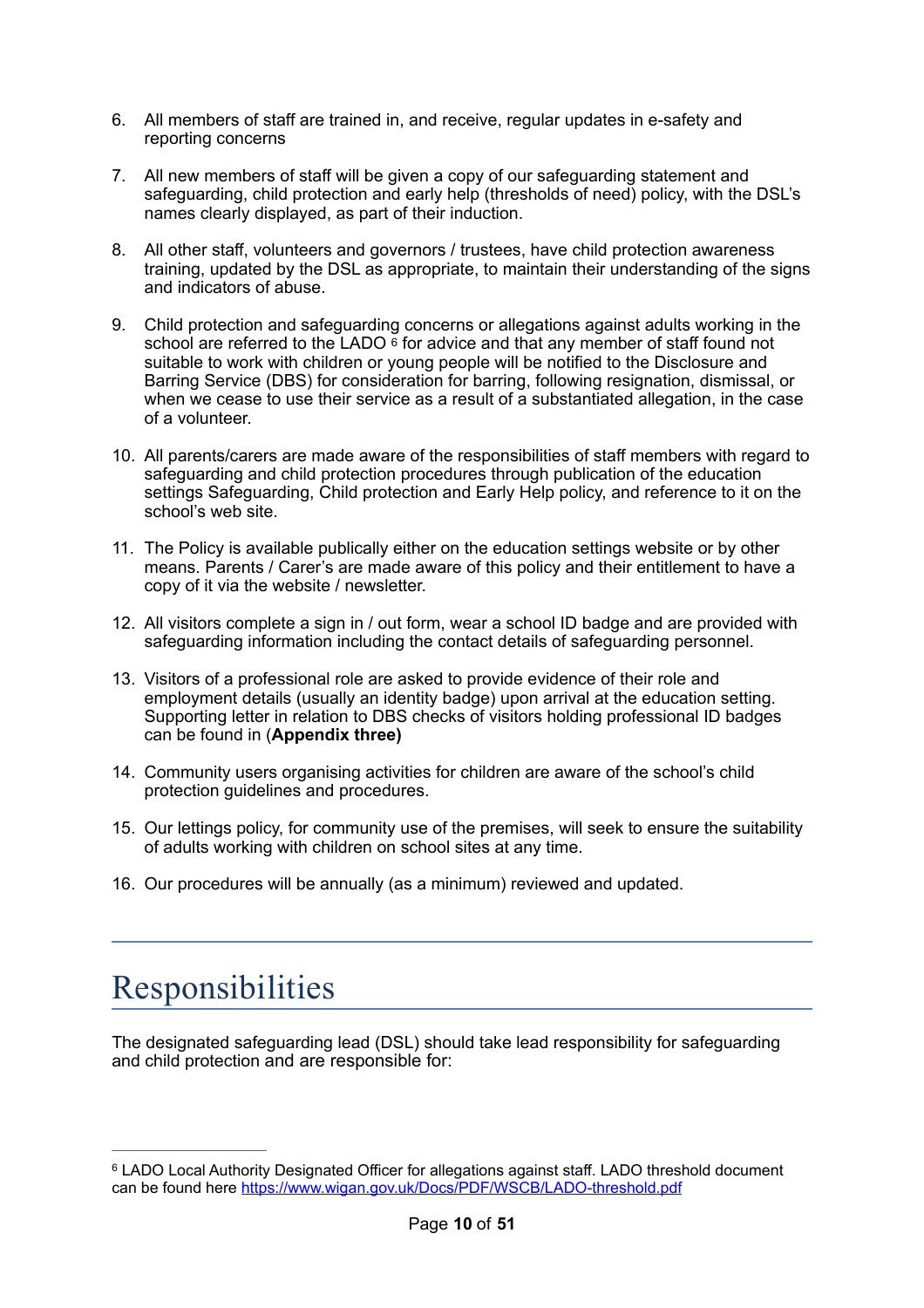6. All members of staff are trained in, and receive, regular updates in e-safety and reporting concerns

7. All new members of staff will be given a copy of our safeguarding statement and safeguarding, child protection and early help (thresholds of need) policy, with the DSL's names clearly displayed, as part of their induction.

8. All other staff, volunteers and governors / trustees, have child protection awareness training, updated by the DSL as appropriate, to maintain their understanding of the signs and indicators of abuse.

9. Child protection and safeguarding concerns or allegations against adults working in the school are referred to the LADO [6] for advice and that any member of staff found not suitable to work with children or young people will be notified to the Disclosure and Barring Service (DBS) for consideration for barring, following resignation, dismissal, or when we cease to use their service as a result of a substantiated allegation, in the case of a volunteer.

10. All parents/carers are made aware of the responsibilities of staff members with regard to safeguarding and child protection procedures through publication of the education settings Safeguarding, Child protection and Early Help policy, and reference to it on the school's web site.

11. The Policy is available publically either on the education settings website or by other means. Parents / Carer's are made aware of this policy and their entitlement to have a copy of it via the website / newsletter.

12. All visitors complete a sign in / out form, wear a school ID badge and are provided with safeguarding information including the contact details of safeguarding personnel.

13. Visitors of a professional role are asked to provide evidence of their role and employment details (usually an identity badge) upon arrival at the education setting. Supporting letter in relation to DBS checks of visitors holding professional ID badges can be found in (**Appendix three)**

14. Community users organising activities for children are aware of the school's child protection guidelines and procedures.

15. Our lettings policy, for community use of the premises, will seek to ensure the suitability of adults working with children on school sites at any time.

16. Our procedures will be annually (as a minimum) reviewed and updated.

# Responsibilities

The designated safeguarding lead (DSL) should take lead responsibility for safeguarding and child protection and are responsible for:

---

[6] LADO Local Authority Designated Officer for allegations against staff. LADO threshold document can be found here https://www.wigan.gov.uk/Docs/PDF/WSCB/LADO-threshold.pdf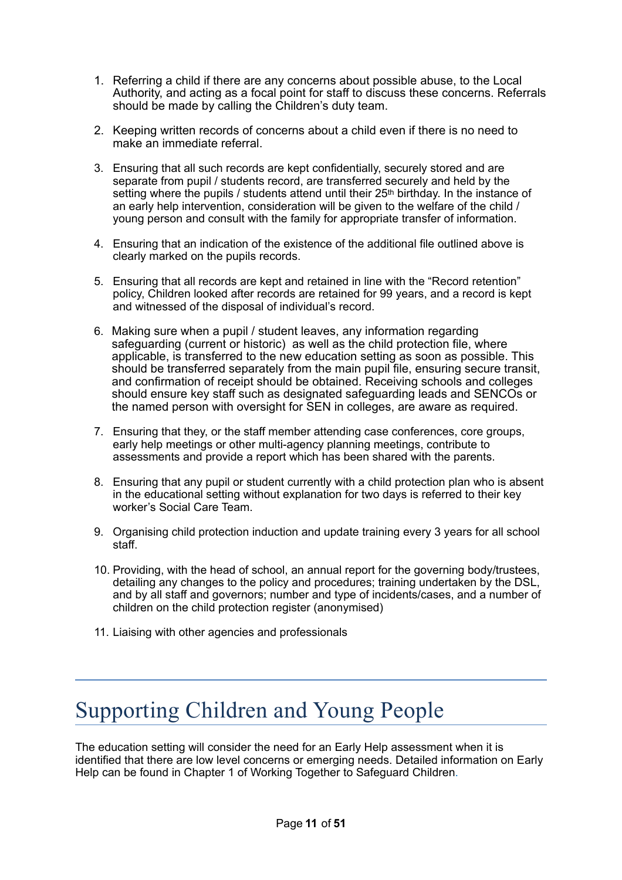1. Referring a child if there are any concerns about possible abuse, to the Local Authority, and acting as a focal point for staff to discuss these concerns. Referrals should be made by calling the Children's duty team.

2. Keeping written records of concerns about a child even if there is no need to make an immediate referral.

3. Ensuring that all such records are kept confidentially, securely stored and are separate from pupil / students record, are transferred securely and held by the setting where the pupils / students attend until their 25th birthday. In the instance of an early help intervention, consideration will be given to the welfare of the child / young person and consult with the family for appropriate transfer of information.

4. Ensuring that an indication of the existence of the additional file outlined above is clearly marked on the pupils records.

5. Ensuring that all records are kept and retained in line with the "Record retention" policy, Children looked after records are retained for 99 years, and a record is kept and witnessed of the disposal of individual's record.

6. Making sure when a pupil / student leaves, any information regarding safeguarding (current or historic) as well as the child protection file, where applicable, is transferred to the new education setting as soon as possible. This should be transferred separately from the main pupil file, ensuring secure transit, and confirmation of receipt should be obtained. Receiving schools and colleges should ensure key staff such as designated safeguarding leads and SENCOs or the named person with oversight for SEN in colleges, are aware as required.

7. Ensuring that they, or the staff member attending case conferences, core groups, early help meetings or other multi-agency planning meetings, contribute to assessments and provide a report which has been shared with the parents.

8. Ensuring that any pupil or student currently with a child protection plan who is absent in the educational setting without explanation for two days is referred to their key worker's Social Care Team.

9. Organising child protection induction and update training every 3 years for all school staff.

10. Providing, with the head of school, an annual report for the governing body/trustees, detailing any changes to the policy and procedures; training undertaken by the DSL, and by all staff and governors; number and type of incidents/cases, and a number of children on the child protection register (anonymised)

11. Liaising with other agencies and professionals

# Supporting Children and Young People

The education setting will consider the need for an Early Help assessment when it is identified that there are low level concerns or emerging needs. Detailed information on Early Help can be found in Chapter 1 of Working Together to Safeguard Children.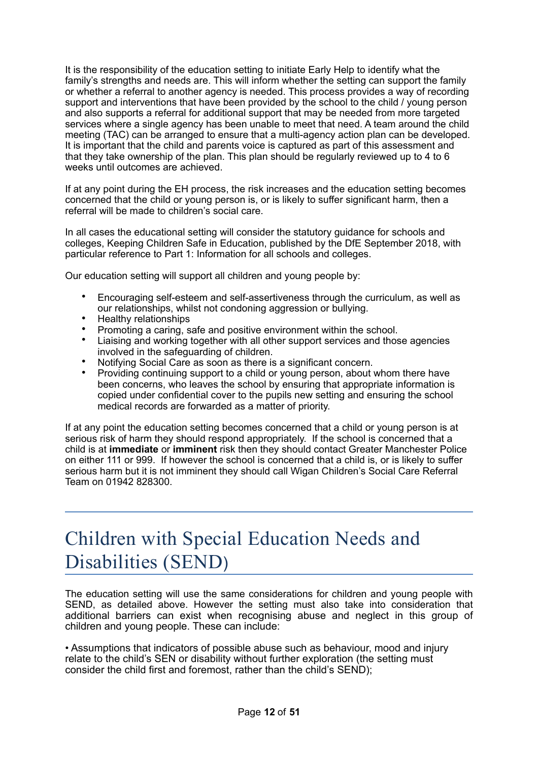It is the responsibility of the education setting to initiate Early Help to identify what the family's strengths and needs are. This will inform whether the setting can support the family or whether a referral to another agency is needed. This process provides a way of recording support and interventions that have been provided by the school to the child / young person and also supports a referral for additional support that may be needed from more targeted services where a single agency has been unable to meet that need. A team around the child meeting (TAC) can be arranged to ensure that a multi-agency action plan can be developed. It is important that the child and parents voice is captured as part of this assessment and that they take ownership of the plan. This plan should be regularly reviewed up to 4 to 6 weeks until outcomes are achieved.

If at any point during the EH process, the risk increases and the education setting becomes concerned that the child or young person is, or is likely to suffer significant harm, then a referral will be made to children's social care.

In all cases the educational setting will consider the statutory guidance for schools and colleges, Keeping Children Safe in Education, published by the DfE September 2018, with particular reference to Part 1: Information for all schools and colleges.

Our education setting will support all children and young people by:

- Encouraging self-esteem and self-assertiveness through the curriculum, as well as our relationships, whilst not condoning aggression or bullying.
- Healthy relationships
- Promoting a caring, safe and positive environment within the school.
- Liaising and working together with all other support services and those agencies involved in the safeguarding of children.
- Notifying Social Care as soon as there is a significant concern.
- Providing continuing support to a child or young person, about whom there have been concerns, who leaves the school by ensuring that appropriate information is copied under confidential cover to the pupils new setting and ensuring the school medical records are forwarded as a matter of priority.

If at any point the education setting becomes concerned that a child or young person is at serious risk of harm they should respond appropriately. If the school is concerned that a child is at **immediate** or **imminent** risk then they should contact Greater Manchester Police on either 111 or 999. If however the school is concerned that a child is, or is likely to suffer serious harm but it is not imminent they should call Wigan Children's Social Care Referral Team on 01942 828300.

# Children with Special Education Needs and Disabilities (SEND)

The education setting will use the same considerations for children and young people with SEND, as detailed above. However the setting must also take into consideration that additional barriers can exist when recognising abuse and neglect in this group of children and young people. These can include:

• Assumptions that indicators of possible abuse such as behaviour, mood and injury relate to the child's SEN or disability without further exploration (the setting must consider the child first and foremost, rather than the child's SEND);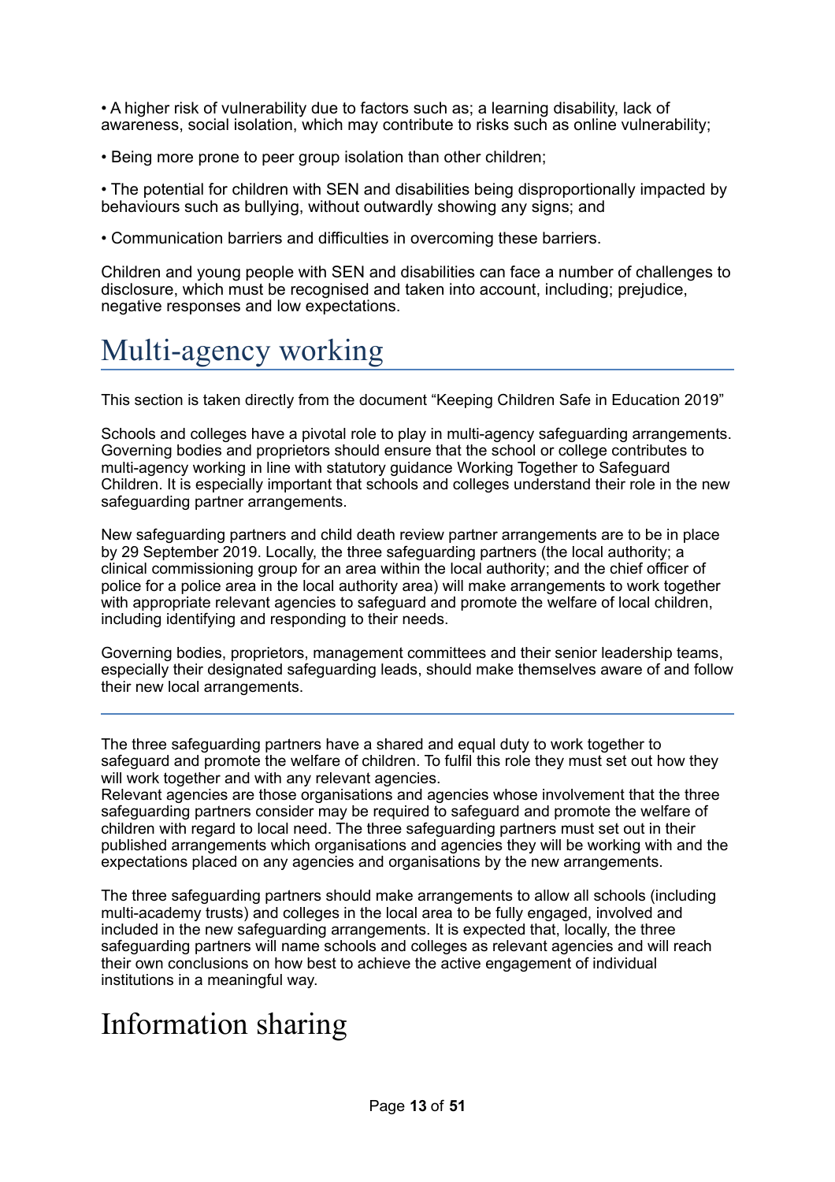- A higher risk of vulnerability due to factors such as; a learning disability, lack of awareness, social isolation, which may contribute to risks such as online vulnerability;
- Being more prone to peer group isolation than other children;
- The potential for children with SEN and disabilities being disproportionally impacted by behaviours such as bullying, without outwardly showing any signs; and
- Communication barriers and difficulties in overcoming these barriers.

Children and young people with SEN and disabilities can face a number of challenges to disclosure, which must be recognised and taken into account, including; prejudice, negative responses and low expectations.

# Multi-agency working

This section is taken directly from the document "Keeping Children Safe in Education 2019"

Schools and colleges have a pivotal role to play in multi-agency safeguarding arrangements. Governing bodies and proprietors should ensure that the school or college contributes to multi-agency working in line with statutory guidance Working Together to Safeguard Children. It is especially important that schools and colleges understand their role in the new safeguarding partner arrangements.

New safeguarding partners and child death review partner arrangements are to be in place by 29 September 2019. Locally, the three safeguarding partners (the local authority; a clinical commissioning group for an area within the local authority; and the chief officer of police for a police area in the local authority area) will make arrangements to work together with appropriate relevant agencies to safeguard and promote the welfare of local children, including identifying and responding to their needs.

Governing bodies, proprietors, management committees and their senior leadership teams, especially their designated safeguarding leads, should make themselves aware of and follow their new local arrangements.

---

The three safeguarding partners have a shared and equal duty to work together to safeguard and promote the welfare of children. To fulfil this role they must set out how they will work together and with any relevant agencies.
Relevant agencies are those organisations and agencies whose involvement that the three safeguarding partners consider may be required to safeguard and promote the welfare of children with regard to local need. The three safeguarding partners must set out in their published arrangements which organisations and agencies they will be working with and the expectations placed on any agencies and organisations by the new arrangements.

The three safeguarding partners should make arrangements to allow all schools (including multi-academy trusts) and colleges in the local area to be fully engaged, involved and included in the new safeguarding arrangements. It is expected that, locally, the three safeguarding partners will name schools and colleges as relevant agencies and will reach their own conclusions on how best to achieve the active engagement of individual institutions in a meaningful way.

# Information sharing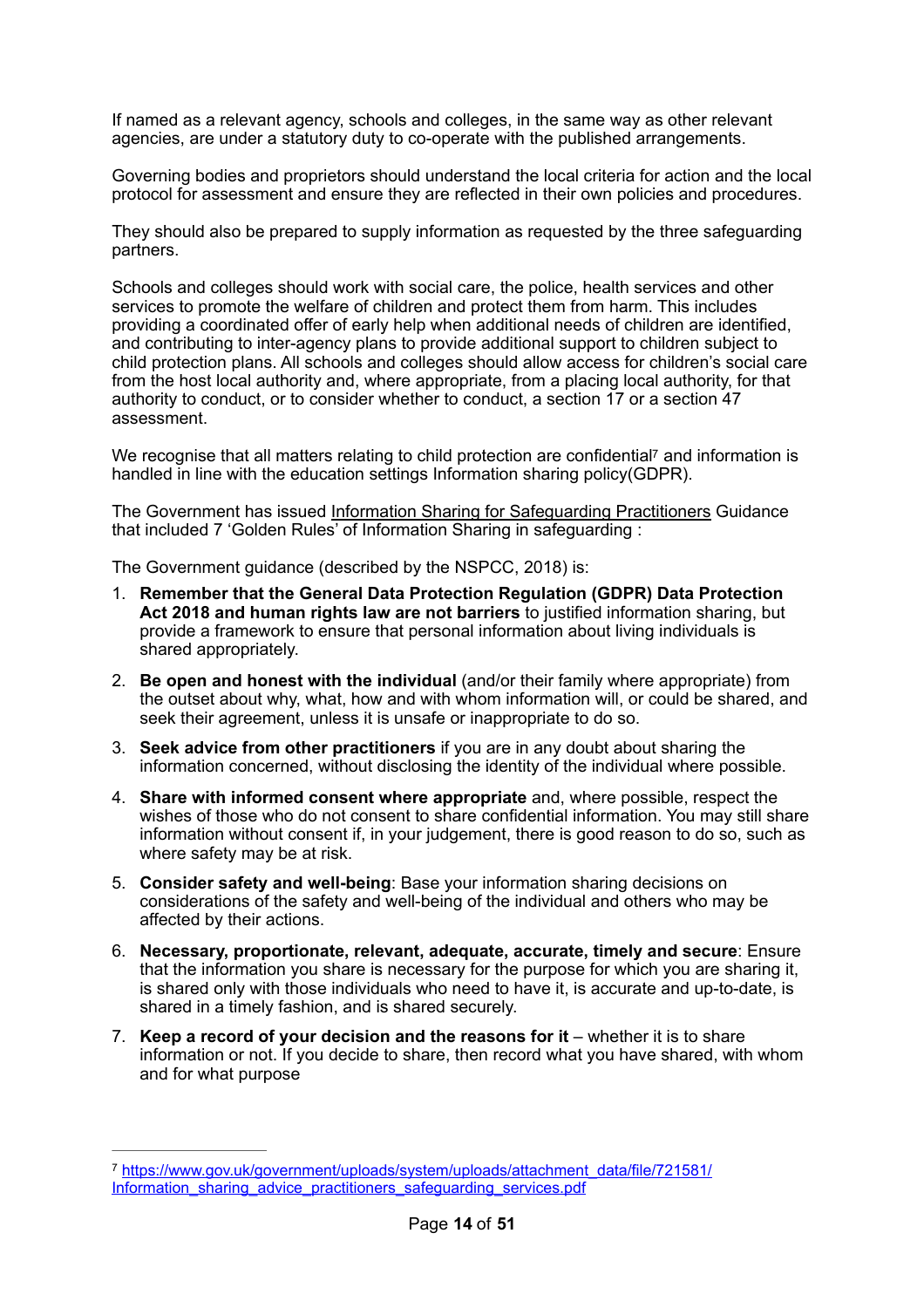If named as a relevant agency, schools and colleges, in the same way as other relevant agencies, are under a statutory duty to co-operate with the published arrangements.

Governing bodies and proprietors should understand the local criteria for action and the local protocol for assessment and ensure they are reflected in their own policies and procedures.

They should also be prepared to supply information as requested by the three safeguarding partners.

Schools and colleges should work with social care, the police, health services and other services to promote the welfare of children and protect them from harm. This includes providing a coordinated offer of early help when additional needs of children are identified, and contributing to inter-agency plans to provide additional support to children subject to child protection plans. All schools and colleges should allow access for children's social care from the host local authority and, where appropriate, from a placing local authority, for that authority to conduct, or to consider whether to conduct, a section 17 or a section 47 assessment.

We recognise that all matters relating to child protection are confidential[7] and information is handled in line with the education settings Information sharing policy(GDPR).

The Government has issued Information Sharing for Safeguarding Practitioners Guidance that included 7 'Golden Rules' of Information Sharing in safeguarding :

The Government guidance (described by the NSPCC, 2018) is:

1. **Remember that the General Data Protection Regulation (GDPR) Data Protection Act 2018 and human rights law are not barriers** to justified information sharing, but provide a framework to ensure that personal information about living individuals is shared appropriately.
2. **Be open and honest with the individual** (and/or their family where appropriate) from the outset about why, what, how and with whom information will, or could be shared, and seek their agreement, unless it is unsafe or inappropriate to do so.
3. **Seek advice from other practitioners** if you are in any doubt about sharing the information concerned, without disclosing the identity of the individual where possible.
4. **Share with informed consent where appropriate** and, where possible, respect the wishes of those who do not consent to share confidential information. You may still share information without consent if, in your judgement, there is good reason to do so, such as where safety may be at risk.
5. **Consider safety and well-being**: Base your information sharing decisions on considerations of the safety and well-being of the individual and others who may be affected by their actions.
6. **Necessary, proportionate, relevant, adequate, accurate, timely and secure**: Ensure that the information you share is necessary for the purpose for which you are sharing it, is shared only with those individuals who need to have it, is accurate and up-to-date, is shared in a timely fashion, and is shared securely.
7. **Keep a record of your decision and the reasons for it** – whether it is to share information or not. If you decide to share, then record what you have shared, with whom and for what purpose

---

[7] https://www.gov.uk/government/uploads/system/uploads/attachment_data/file/721581/Information_sharing_advice_practitioners_safeguarding_services.pdf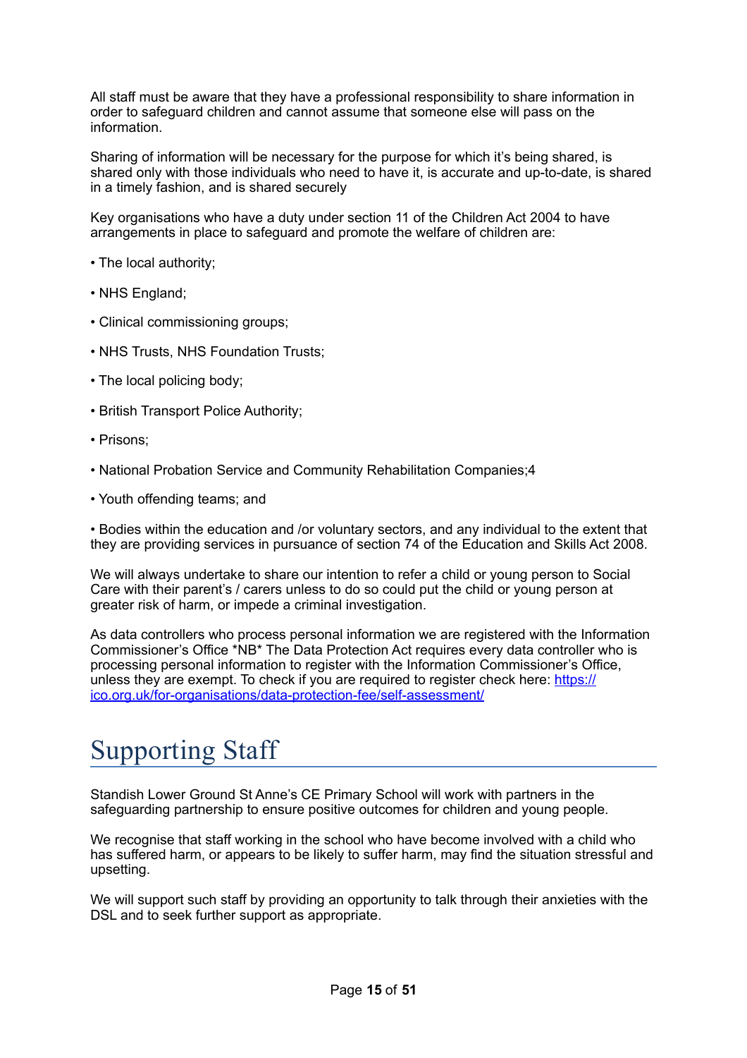All staff must be aware that they have a professional responsibility to share information in order to safeguard children and cannot assume that someone else will pass on the information.

Sharing of information will be necessary for the purpose for which it's being shared, is shared only with those individuals who need to have it, is accurate and up-to-date, is shared in a timely fashion, and is shared securely

Key organisations who have a duty under section 11 of the Children Act 2004 to have arrangements in place to safeguard and promote the welfare of children are:

- The local authority;
- NHS England;
- Clinical commissioning groups;
- NHS Trusts, NHS Foundation Trusts;
- The local policing body;
- British Transport Police Authority;
- Prisons;
- National Probation Service and Community Rehabilitation Companies;4
- Youth offending teams; and
- Bodies within the education and /or voluntary sectors, and any individual to the extent that they are providing services in pursuance of section 74 of the Education and Skills Act 2008.

We will always undertake to share our intention to refer a child or young person to Social Care with their parent's / carers unless to do so could put the child or young person at greater risk of harm, or impede a criminal investigation.

As data controllers who process personal information we are registered with the Information Commissioner's Office *NB* The Data Protection Act requires every data controller who is processing personal information to register with the Information Commissioner's Office, unless they are exempt. To check if you are required to register check here: [https://ico.org.uk/for-organisations/data-protection-fee/self-assessment/](https://ico.org.uk/for-organisations/data-protection-fee/self-assessment/)

# Supporting Staff

Standish Lower Ground St Anne's CE Primary School will work with partners in the safeguarding partnership to ensure positive outcomes for children and young people.

We recognise that staff working in the school who have become involved with a child who has suffered harm, or appears to be likely to suffer harm, may find the situation stressful and upsetting.

We will support such staff by providing an opportunity to talk through their anxieties with the DSL and to seek further support as appropriate.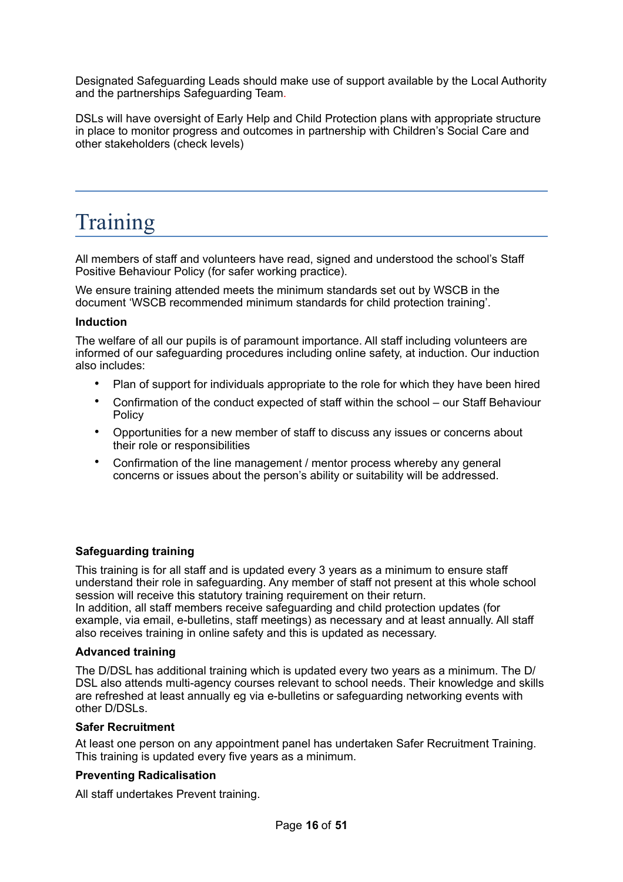Designated Safeguarding Leads should make use of support available by the Local Authority and the partnerships Safeguarding Team.

DSLs will have oversight of Early Help and Child Protection plans with appropriate structure in place to monitor progress and outcomes in partnership with Children's Social Care and other stakeholders (check levels)

# Training

All members of staff and volunteers have read, signed and understood the school's Staff Positive Behaviour Policy (for safer working practice).

We ensure training attended meets the minimum standards set out by WSCB in the document 'WSCB recommended minimum standards for child protection training'.

**Induction**

The welfare of all our pupils is of paramount importance. All staff including volunteers are informed of our safeguarding procedures including online safety, at induction. Our induction also includes:

- Plan of support for individuals appropriate to the role for which they have been hired
- Confirmation of the conduct expected of staff within the school – our Staff Behaviour Policy
- Opportunities for a new member of staff to discuss any issues or concerns about their role or responsibilities
- Confirmation of the line management / mentor process whereby any general concerns or issues about the person's ability or suitability will be addressed.

**Safeguarding training**

This training is for all staff and is updated every 3 years as a minimum to ensure staff understand their role in safeguarding. Any member of staff not present at this whole school session will receive this statutory training requirement on their return.
In addition, all staff members receive safeguarding and child protection updates (for example, via email, e-bulletins, staff meetings) as necessary and at least annually. All staff also receives training in online safety and this is updated as necessary.

**Advanced training**

The D/DSL has additional training which is updated every two years as a minimum. The D/DSL also attends multi-agency courses relevant to school needs. Their knowledge and skills are refreshed at least annually eg via e-bulletins or safeguarding networking events with other D/DSLs.

**Safer Recruitment**

At least one person on any appointment panel has undertaken Safer Recruitment Training. This training is updated every five years as a minimum.

**Preventing Radicalisation**

All staff undertakes Prevent training.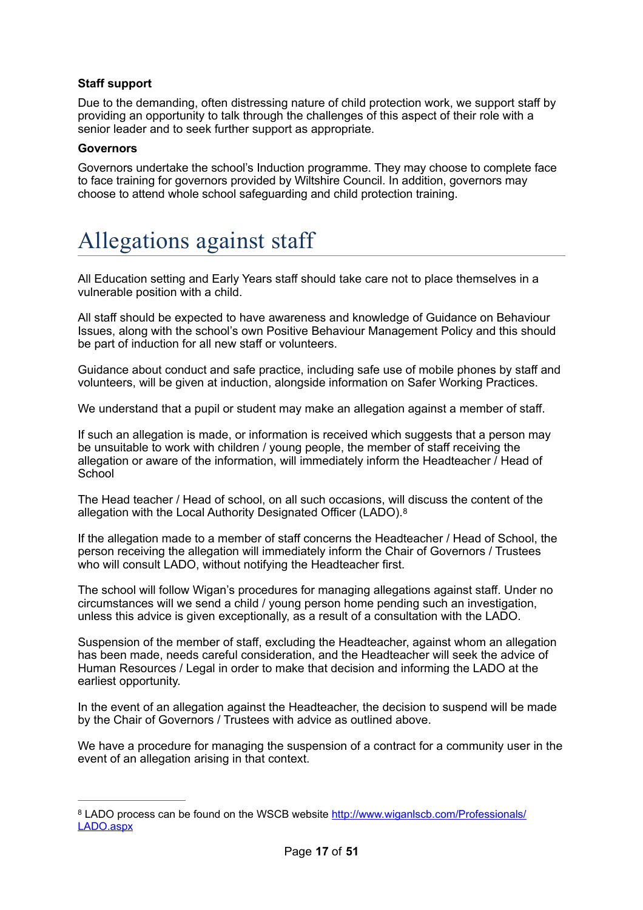**Staff support**

Due to the demanding, often distressing nature of child protection work, we support staff by providing an opportunity to talk through the challenges of this aspect of their role with a senior leader and to seek further support as appropriate.

**Governors**

Governors undertake the school's Induction programme. They may choose to complete face to face training for governors provided by Wiltshire Council. In addition, governors may choose to attend whole school safeguarding and child protection training.

# Allegations against staff

All Education setting and Early Years staff should take care not to place themselves in a vulnerable position with a child.

All staff should be expected to have awareness and knowledge of Guidance on Behaviour Issues, along with the school's own Positive Behaviour Management Policy and this should be part of induction for all new staff or volunteers.

Guidance about conduct and safe practice, including safe use of mobile phones by staff and volunteers, will be given at induction, alongside information on Safer Working Practices.

We understand that a pupil or student may make an allegation against a member of staff.

If such an allegation is made, or information is received which suggests that a person may be unsuitable to work with children / young people, the member of staff receiving the allegation or aware of the information, will immediately inform the Headteacher / Head of School

The Head teacher / Head of school, on all such occasions, will discuss the content of the allegation with the Local Authority Designated Officer (LADO).[8]

If the allegation made to a member of staff concerns the Headteacher / Head of School, the person receiving the allegation will immediately inform the Chair of Governors / Trustees who will consult LADO, without notifying the Headteacher first.

The school will follow Wigan's procedures for managing allegations against staff. Under no circumstances will we send a child / young person home pending such an investigation, unless this advice is given exceptionally, as a result of a consultation with the LADO.

Suspension of the member of staff, excluding the Headteacher, against whom an allegation has been made, needs careful consideration, and the Headteacher will seek the advice of Human Resources / Legal in order to make that decision and informing the LADO at the earliest opportunity.

In the event of an allegation against the Headteacher, the decision to suspend will be made by the Chair of Governors / Trustees with advice as outlined above.

We have a procedure for managing the suspension of a contract for a community user in the event of an allegation arising in that context.

---

[8] LADO process can be found on the WSCB website http://www.wiganlscb.com/Professionals/LADO.aspx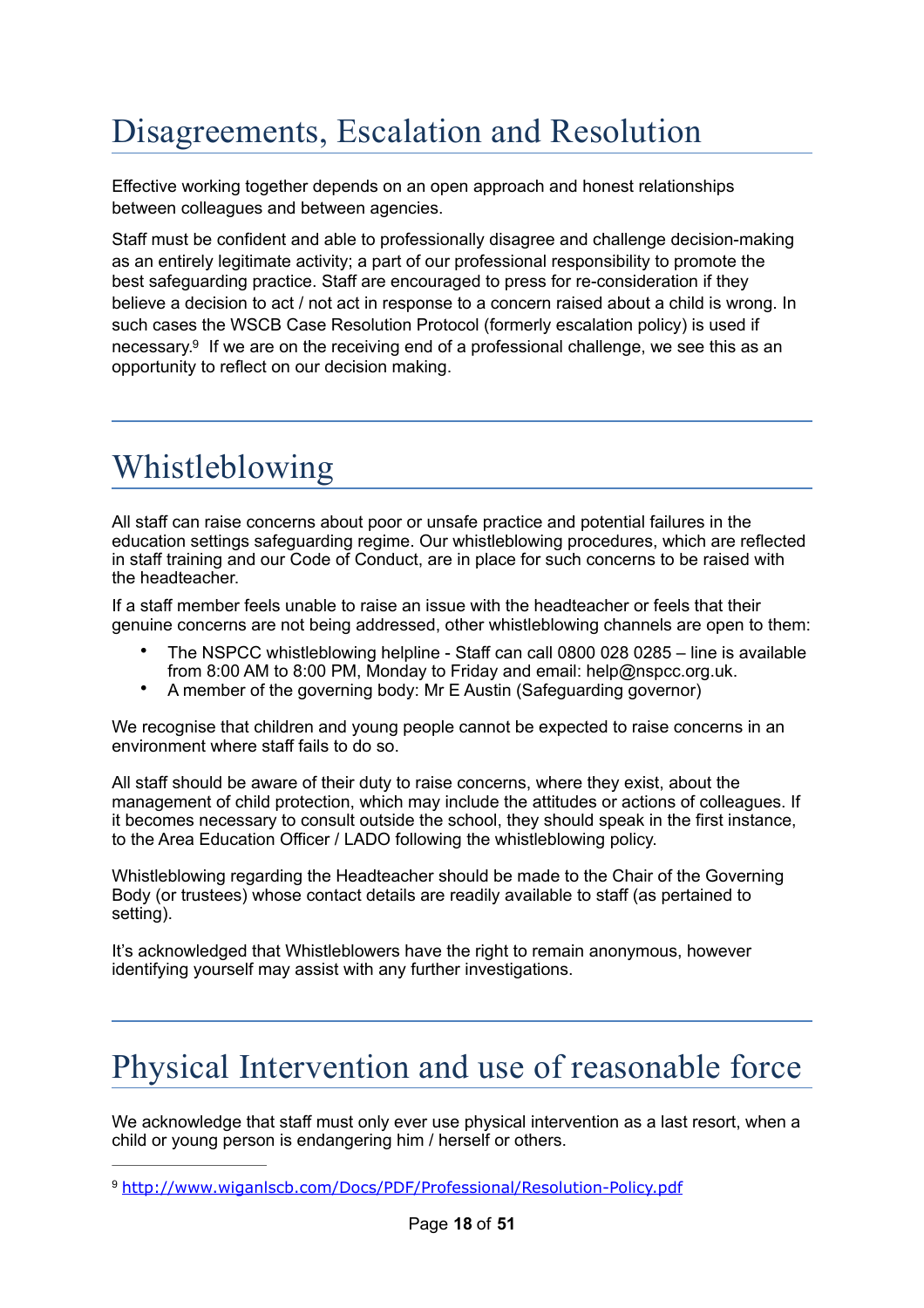# Disagreements, Escalation and Resolution

Effective working together depends on an open approach and honest relationships between colleagues and between agencies.

Staff must be confident and able to professionally disagree and challenge decision-making as an entirely legitimate activity; a part of our professional responsibility to promote the best safeguarding practice. Staff are encouraged to press for re-consideration if they believe a decision to act / not act in response to a concern raised about a child is wrong. In such cases the WSCB Case Resolution Protocol (formerly escalation policy) is used if necessary.[9] If we are on the receiving end of a professional challenge, we see this as an opportunity to reflect on our decision making.

---

# Whistleblowing

All staff can raise concerns about poor or unsafe practice and potential failures in the education settings safeguarding regime. Our whistleblowing procedures, which are reflected in staff training and our Code of Conduct, are in place for such concerns to be raised with the headteacher.

If a staff member feels unable to raise an issue with the headteacher or feels that their genuine concerns are not being addressed, other whistleblowing channels are open to them:

- The NSPCC whistleblowing helpline - Staff can call 0800 028 0285 – line is available from 8:00 AM to 8:00 PM, Monday to Friday and email: help@nspcc.org.uk.
- A member of the governing body: Mr E Austin (Safeguarding governor)

We recognise that children and young people cannot be expected to raise concerns in an environment where staff fails to do so.

All staff should be aware of their duty to raise concerns, where they exist, about the management of child protection, which may include the attitudes or actions of colleagues. If it becomes necessary to consult outside the school, they should speak in the first instance, to the Area Education Officer / LADO following the whistleblowing policy.

Whistleblowing regarding the Headteacher should be made to the Chair of the Governing Body (or trustees) whose contact details are readily available to staff (as pertained to setting).

It's acknowledged that Whistleblowers have the right to remain anonymous, however identifying yourself may assist with any further investigations.

---

# Physical Intervention and use of reasonable force

We acknowledge that staff must only ever use physical intervention as a last resort, when a child or young person is endangering him / herself or others.

---

[9] http://www.wiganlscb.com/Docs/PDF/Professional/Resolution-Policy.pdf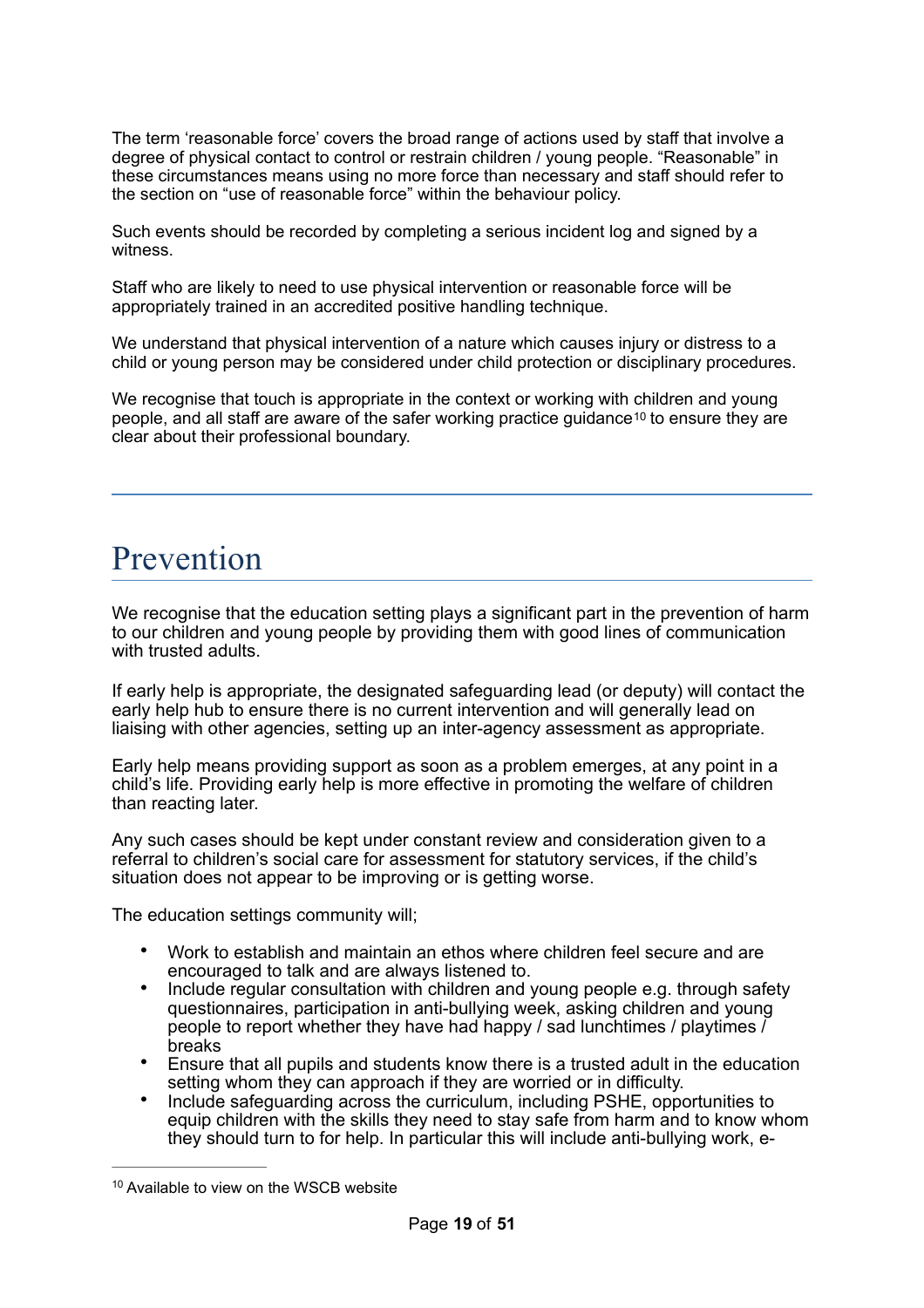The term 'reasonable force' covers the broad range of actions used by staff that involve a degree of physical contact to control or restrain children / young people. "Reasonable" in these circumstances means using no more force than necessary and staff should refer to the section on "use of reasonable force" within the behaviour policy.

Such events should be recorded by completing a serious incident log and signed by a witness.

Staff who are likely to need to use physical intervention or reasonable force will be appropriately trained in an accredited positive handling technique.

We understand that physical intervention of a nature which causes injury or distress to a child or young person may be considered under child protection or disciplinary procedures.

We recognise that touch is appropriate in the context or working with children and young people, and all staff are aware of the safer working practice guidance[10] to ensure they are clear about their professional boundary.

---

# Prevention

We recognise that the education setting plays a significant part in the prevention of harm to our children and young people by providing them with good lines of communication with trusted adults.

If early help is appropriate, the designated safeguarding lead (or deputy) will contact the early help hub to ensure there is no current intervention and will generally lead on liaising with other agencies, setting up an inter-agency assessment as appropriate.

Early help means providing support as soon as a problem emerges, at any point in a child's life. Providing early help is more effective in promoting the welfare of children than reacting later.

Any such cases should be kept under constant review and consideration given to a referral to children's social care for assessment for statutory services, if the child's situation does not appear to be improving or is getting worse.

The education settings community will;

- Work to establish and maintain an ethos where children feel secure and are encouraged to talk and are always listened to.
- Include regular consultation with children and young people e.g. through safety questionnaires, participation in anti-bullying week, asking children and young people to report whether they have had happy / sad lunchtimes / playtimes / breaks
- Ensure that all pupils and students know there is a trusted adult in the education setting whom they can approach if they are worried or in difficulty.
- Include safeguarding across the curriculum, including PSHE, opportunities to equip children with the skills they need to stay safe from harm and to know whom they should turn to for help. In particular this will include anti-bullying work, e-

[10] Available to view on the WSCB website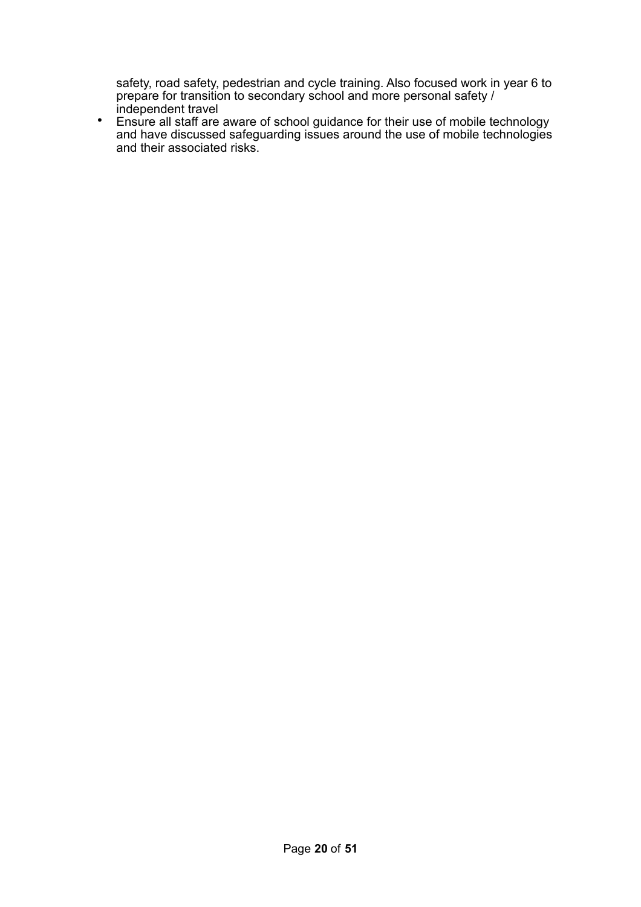safety, road safety, pedestrian and cycle training. Also focused work in year 6 to prepare for transition to secondary school and more personal safety / independent travel

- Ensure all staff are aware of school guidance for their use of mobile technology and have discussed safeguarding issues around the use of mobile technologies and their associated risks.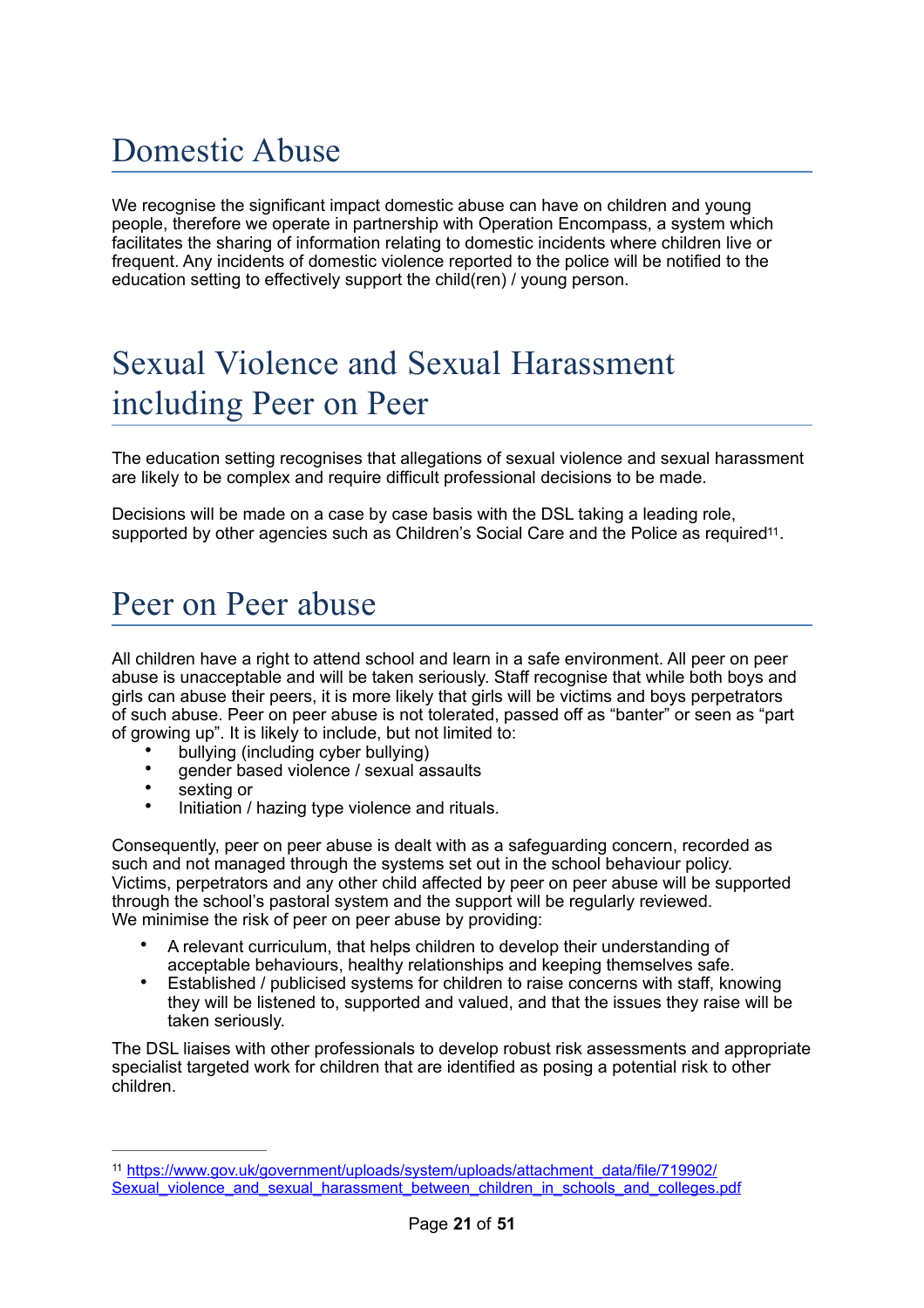# Domestic Abuse

We recognise the significant impact domestic abuse can have on children and young people, therefore we operate in partnership with Operation Encompass, a system which facilitates the sharing of information relating to domestic incidents where children live or frequent. Any incidents of domestic violence reported to the police will be notified to the education setting to effectively support the child(ren) / young person.

# Sexual Violence and Sexual Harassment including Peer on Peer

The education setting recognises that allegations of sexual violence and sexual harassment are likely to be complex and require difficult professional decisions to be made.

Decisions will be made on a case by case basis with the DSL taking a leading role, supported by other agencies such as Children's Social Care and the Police as required[11].

# Peer on Peer abuse

All children have a right to attend school and learn in a safe environment. All peer on peer abuse is unacceptable and will be taken seriously. Staff recognise that while both boys and girls can abuse their peers, it is more likely that girls will be victims and boys perpetrators of such abuse. Peer on peer abuse is not tolerated, passed off as "banter" or seen as "part of growing up". It is likely to include, but not limited to:

- bullying (including cyber bullying)
- gender based violence / sexual assaults
- sexting or
- Initiation / hazing type violence and rituals.

Consequently, peer on peer abuse is dealt with as a safeguarding concern, recorded as such and not managed through the systems set out in the school behaviour policy. Victims, perpetrators and any other child affected by peer on peer abuse will be supported through the school's pastoral system and the support will be regularly reviewed.
We minimise the risk of peer on peer abuse by providing:

- A relevant curriculum, that helps children to develop their understanding of acceptable behaviours, healthy relationships and keeping themselves safe.
- Established / publicised systems for children to raise concerns with staff, knowing they will be listened to, supported and valued, and that the issues they raise will be taken seriously.

The DSL liaises with other professionals to develop robust risk assessments and appropriate specialist targeted work for children that are identified as posing a potential risk to other children.

---

[11] https://www.gov.uk/government/uploads/system/uploads/attachment_data/file/719902/Sexual_violence_and_sexual_harassment_between_children_in_schools_and_colleges.pdf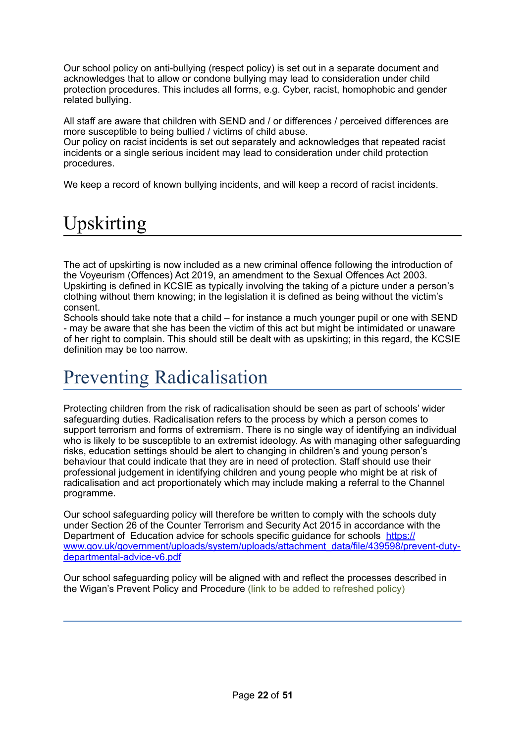Our school policy on anti-bullying (respect policy) is set out in a separate document and acknowledges that to allow or condone bullying may lead to consideration under child protection procedures. This includes all forms, e.g. Cyber, racist, homophobic and gender related bullying.

All staff are aware that children with SEND and / or differences / perceived differences are more susceptible to being bullied / victims of child abuse.
Our policy on racist incidents is set out separately and acknowledges that repeated racist incidents or a single serious incident may lead to consideration under child protection procedures.

We keep a record of known bullying incidents, and will keep a record of racist incidents.

# Upskirting

The act of upskirting is now included as a new criminal offence following the introduction of the Voyeurism (Offences) Act 2019, an amendment to the Sexual Offences Act 2003. Upskirting is defined in KCSIE as typically involving the taking of a picture under a person's clothing without them knowing; in the legislation it is defined as being without the victim's consent.
Schools should take note that a child – for instance a much younger pupil or one with SEND - may be aware that she has been the victim of this act but might be intimidated or unaware of her right to complain. This should still be dealt with as upskirting; in this regard, the KCSIE definition may be too narrow.

# Preventing Radicalisation

Protecting children from the risk of radicalisation should be seen as part of schools' wider safeguarding duties. Radicalisation refers to the process by which a person comes to support terrorism and forms of extremism. There is no single way of identifying an individual who is likely to be susceptible to an extremist ideology. As with managing other safeguarding risks, education settings should be alert to changing in children's and young person's behaviour that could indicate that they are in need of protection. Staff should use their professional judgement in identifying children and young people who might be at risk of radicalisation and act proportionately which may include making a referral to the Channel programme.

Our school safeguarding policy will therefore be written to comply with the schools duty under Section 26 of the Counter Terrorism and Security Act 2015 in accordance with the Department of Education advice for schools specific guidance for schools [https://www.gov.uk/government/uploads/system/uploads/attachment_data/file/439598/prevent-duty-departmental-advice-v6.pdf](https://www.gov.uk/government/uploads/system/uploads/attachment_data/file/439598/prevent-duty-departmental-advice-v6.pdf)

Our school safeguarding policy will be aligned with and reflect the processes described in the Wigan's Prevent Policy and Procedure (link to be added to refreshed policy)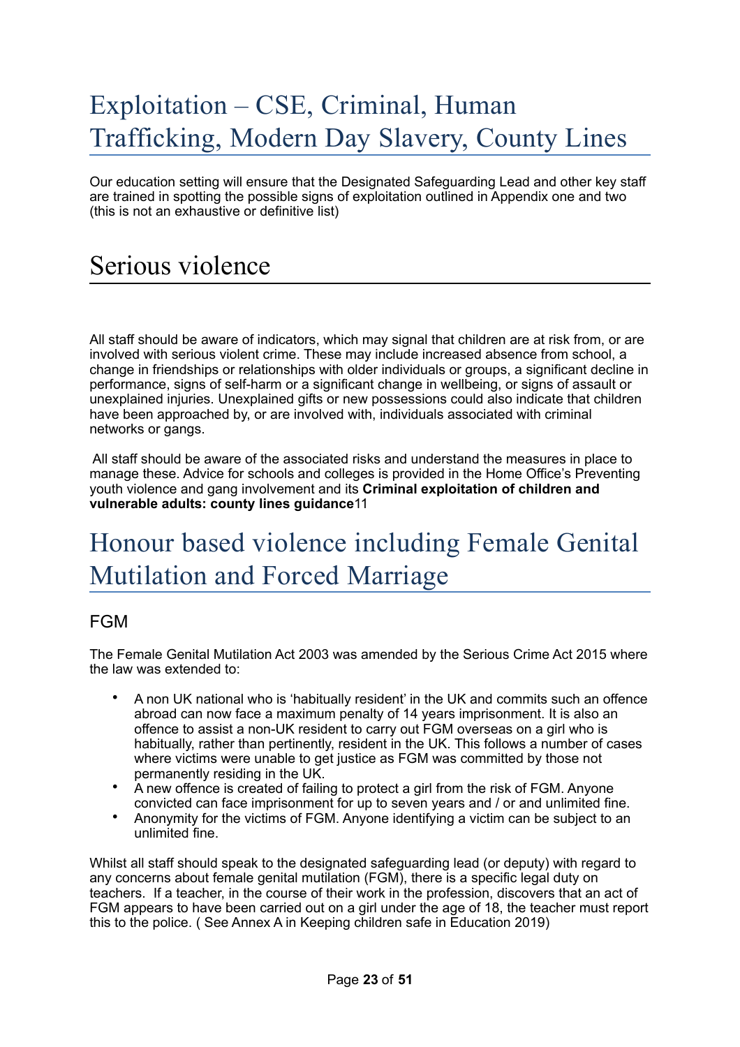# Exploitation – CSE, Criminal, Human Trafficking, Modern Day Slavery, County Lines

Our education setting will ensure that the Designated Safeguarding Lead and other key staff are trained in spotting the possible signs of exploitation outlined in Appendix one and two (this is not an exhaustive or definitive list)

# Serious violence

All staff should be aware of indicators, which may signal that children are at risk from, or are involved with serious violent crime. These may include increased absence from school, a change in friendships or relationships with older individuals or groups, a significant decline in performance, signs of self-harm or a significant change in wellbeing, or signs of assault or unexplained injuries. Unexplained gifts or new possessions could also indicate that children have been approached by, or are involved with, individuals associated with criminal networks or gangs.

All staff should be aware of the associated risks and understand the measures in place to manage these. Advice for schools and colleges is provided in the Home Office's Preventing youth violence and gang involvement and its **Criminal exploitation of children and vulnerable adults: county lines guidance**11

# Honour based violence including Female Genital Mutilation and Forced Marriage

## FGM

The Female Genital Mutilation Act 2003 was amended by the Serious Crime Act 2015 where the law was extended to:

- A non UK national who is 'habitually resident' in the UK and commits such an offence abroad can now face a maximum penalty of 14 years imprisonment. It is also an offence to assist a non-UK resident to carry out FGM overseas on a girl who is habitually, rather than pertinently, resident in the UK. This follows a number of cases where victims were unable to get justice as FGM was committed by those not permanently residing in the UK.
- A new offence is created of failing to protect a girl from the risk of FGM. Anyone convicted can face imprisonment for up to seven years and / or and unlimited fine.
- Anonymity for the victims of FGM. Anyone identifying a victim can be subject to an unlimited fine.

Whilst all staff should speak to the designated safeguarding lead (or deputy) with regard to any concerns about female genital mutilation (FGM), there is a specific legal duty on teachers. If a teacher, in the course of their work in the profession, discovers that an act of FGM appears to have been carried out on a girl under the age of 18, the teacher must report this to the police. ( See Annex A in Keeping children safe in Education 2019)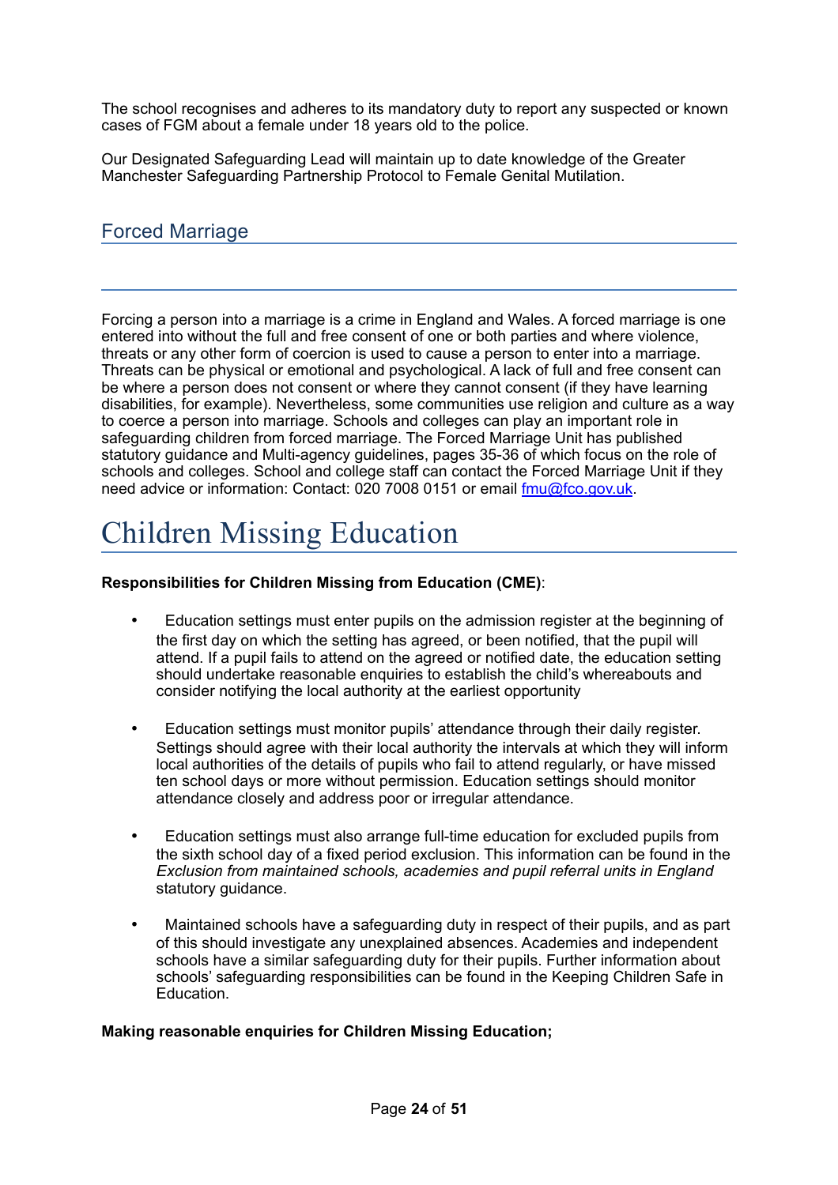The school recognises and adheres to its mandatory duty to report any suspected or known cases of FGM about a female under 18 years old to the police.

Our Designated Safeguarding Lead will maintain up to date knowledge of the Greater Manchester Safeguarding Partnership Protocol to Female Genital Mutilation.

## Forced Marriage

Forcing a person into a marriage is a crime in England and Wales. A forced marriage is one entered into without the full and free consent of one or both parties and where violence, threats or any other form of coercion is used to cause a person to enter into a marriage. Threats can be physical or emotional and psychological. A lack of full and free consent can be where a person does not consent or where they cannot consent (if they have learning disabilities, for example). Nevertheless, some communities use religion and culture as a way to coerce a person into marriage. Schools and colleges can play an important role in safeguarding children from forced marriage. The Forced Marriage Unit has published statutory guidance and Multi-agency guidelines, pages 35-36 of which focus on the role of schools and colleges. School and college staff can contact the Forced Marriage Unit if they need advice or information: Contact: 020 7008 0151 or email [fmu@fco.gov.uk](mailto:fmu@fco.gov.uk).

# Children Missing Education

**Responsibilities for Children Missing from Education (CME)**:

- Education settings must enter pupils on the admission register at the beginning of the first day on which the setting has agreed, or been notified, that the pupil will attend. If a pupil fails to attend on the agreed or notified date, the education setting should undertake reasonable enquiries to establish the child's whereabouts and consider notifying the local authority at the earliest opportunity

- Education settings must monitor pupils' attendance through their daily register. Settings should agree with their local authority the intervals at which they will inform local authorities of the details of pupils who fail to attend regularly, or have missed ten school days or more without permission. Education settings should monitor attendance closely and address poor or irregular attendance.

- Education settings must also arrange full-time education for excluded pupils from the sixth school day of a fixed period exclusion. This information can be found in the *Exclusion from maintained schools, academies and pupil referral units in England* statutory guidance.

- Maintained schools have a safeguarding duty in respect of their pupils, and as part of this should investigate any unexplained absences. Academies and independent schools have a similar safeguarding duty for their pupils. Further information about schools' safeguarding responsibilities can be found in the Keeping Children Safe in Education.

**Making reasonable enquiries for Children Missing Education;**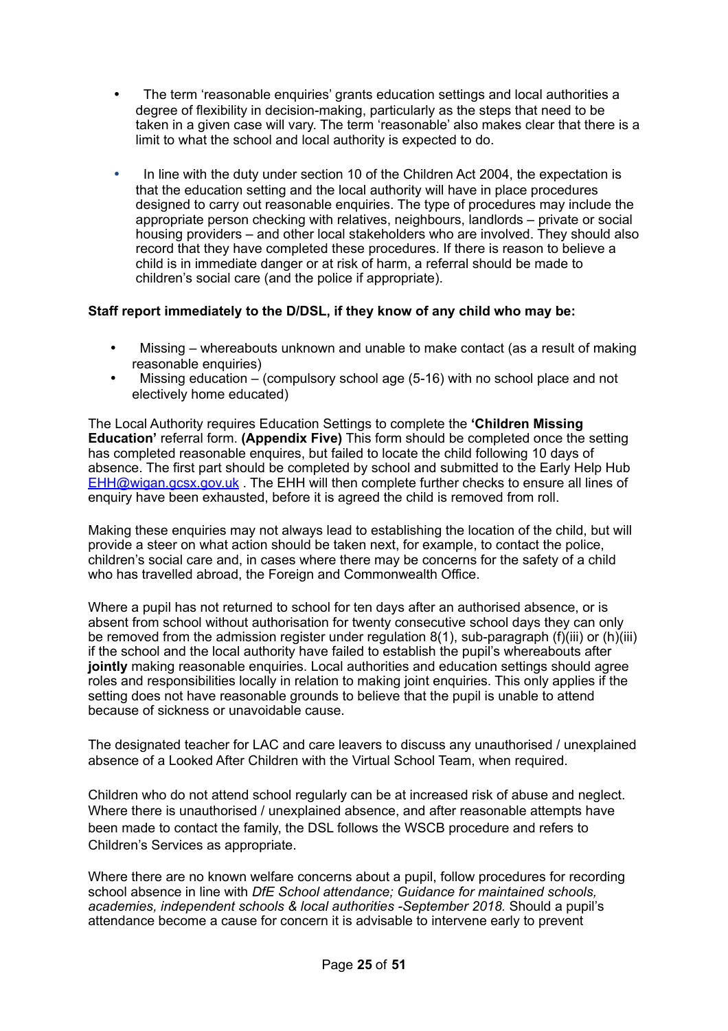- The term 'reasonable enquiries' grants education settings and local authorities a degree of flexibility in decision-making, particularly as the steps that need to be taken in a given case will vary. The term 'reasonable' also makes clear that there is a limit to what the school and local authority is expected to do.

- In line with the duty under section 10 of the Children Act 2004, the expectation is that the education setting and the local authority will have in place procedures designed to carry out reasonable enquiries. The type of procedures may include the appropriate person checking with relatives, neighbours, landlords – private or social housing providers – and other local stakeholders who are involved. They should also record that they have completed these procedures. If there is reason to believe a child is in immediate danger or at risk of harm, a referral should be made to children's social care (and the police if appropriate).

**Staff report immediately to the D/DSL, if they know of any child who may be:**

- Missing – whereabouts unknown and unable to make contact (as a result of making reasonable enquiries)
- Missing education – (compulsory school age (5-16) with no school place and not electively home educated)

The Local Authority requires Education Settings to complete the **'Children Missing Education'** referral form. **(Appendix Five)** This form should be completed once the setting has completed reasonable enquires, but failed to locate the child following 10 days of absence. The first part should be completed by school and submitted to the Early Help Hub [EHH@wigan.gcsx.gov.uk](mailto:EHH@wigan.gcsx.gov.uk) . The EHH will then complete further checks to ensure all lines of enquiry have been exhausted, before it is agreed the child is removed from roll.

Making these enquiries may not always lead to establishing the location of the child, but will provide a steer on what action should be taken next, for example, to contact the police, children's social care and, in cases where there may be concerns for the safety of a child who has travelled abroad, the Foreign and Commonwealth Office.

Where a pupil has not returned to school for ten days after an authorised absence, or is absent from school without authorisation for twenty consecutive school days they can only be removed from the admission register under regulation 8(1), sub-paragraph (f)(iii) or (h)(iii) if the school and the local authority have failed to establish the pupil's whereabouts after **jointly** making reasonable enquiries. Local authorities and education settings should agree roles and responsibilities locally in relation to making joint enquiries. This only applies if the setting does not have reasonable grounds to believe that the pupil is unable to attend because of sickness or unavoidable cause.

The designated teacher for LAC and care leavers to discuss any unauthorised / unexplained absence of a Looked After Children with the Virtual School Team, when required.

Children who do not attend school regularly can be at increased risk of abuse and neglect. Where there is unauthorised / unexplained absence, and after reasonable attempts have been made to contact the family, the DSL follows the WSCB procedure and refers to Children's Services as appropriate.

Where there are no known welfare concerns about a pupil, follow procedures for recording school absence in line with *DfE School attendance; Guidance for maintained schools, academies, independent schools & local authorities -September 2018.* Should a pupil's attendance become a cause for concern it is advisable to intervene early to prevent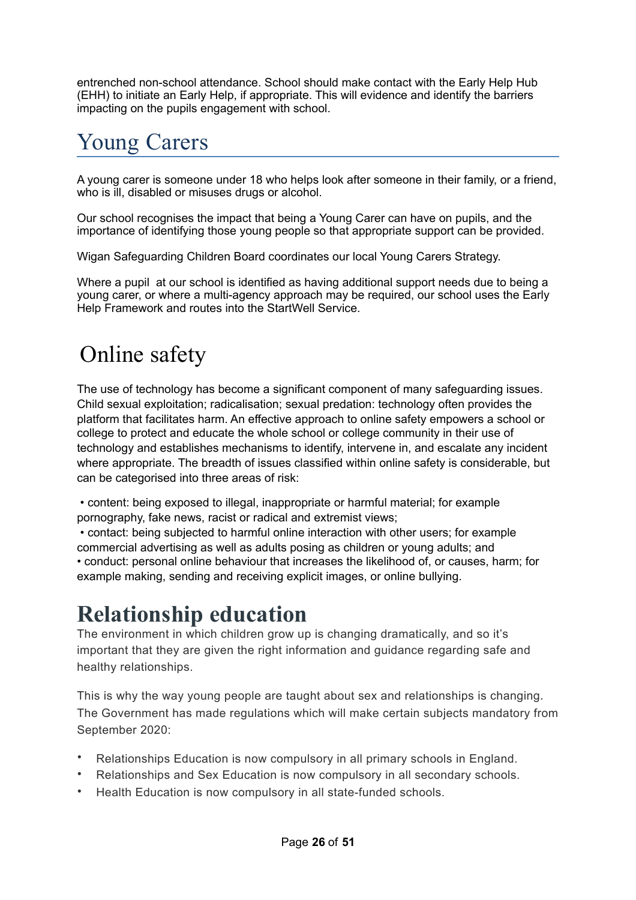entrenched non-school attendance. School should make contact with the Early Help Hub (EHH) to initiate an Early Help, if appropriate. This will evidence and identify the barriers impacting on the pupils engagement with school.

# Young Carers

A young carer is someone under 18 who helps look after someone in their family, or a friend, who is ill, disabled or misuses drugs or alcohol.

Our school recognises the impact that being a Young Carer can have on pupils, and the importance of identifying those young people so that appropriate support can be provided.

Wigan Safeguarding Children Board coordinates our local Young Carers Strategy.

Where a pupil at our school is identified as having additional support needs due to being a young carer, or where a multi-agency approach may be required, our school uses the Early Help Framework and routes into the StartWell Service.

# Online safety

The use of technology has become a significant component of many safeguarding issues. Child sexual exploitation; radicalisation; sexual predation: technology often provides the platform that facilitates harm. An effective approach to online safety empowers a school or college to protect and educate the whole school or college community in their use of technology and establishes mechanisms to identify, intervene in, and escalate any incident where appropriate. The breadth of issues classified within online safety is considerable, but can be categorised into three areas of risk:

- content: being exposed to illegal, inappropriate or harmful material; for example pornography, fake news, racist or radical and extremist views;
- contact: being subjected to harmful online interaction with other users; for example commercial advertising as well as adults posing as children or young adults; and
- conduct: personal online behaviour that increases the likelihood of, or causes, harm; for example making, sending and receiving explicit images, or online bullying.

# Relationship education

The environment in which children grow up is changing dramatically, and so it's important that they are given the right information and guidance regarding safe and healthy relationships.

This is why the way young people are taught about sex and relationships is changing. The Government has made regulations which will make certain subjects mandatory from September 2020:

- Relationships Education is now compulsory in all primary schools in England.
- Relationships and Sex Education is now compulsory in all secondary schools.
- Health Education is now compulsory in all state-funded schools.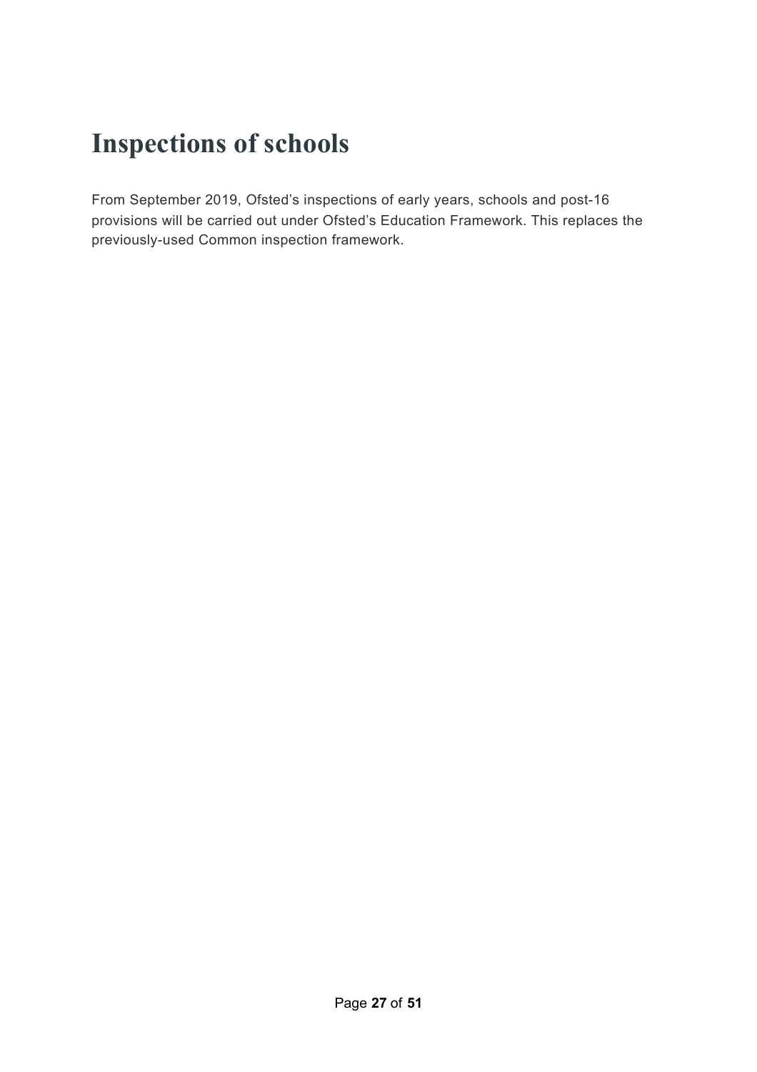# Inspections of schools

From September 2019, Ofsted's inspections of early years, schools and post-16 provisions will be carried out under Ofsted's Education Framework. This replaces the previously-used Common inspection framework.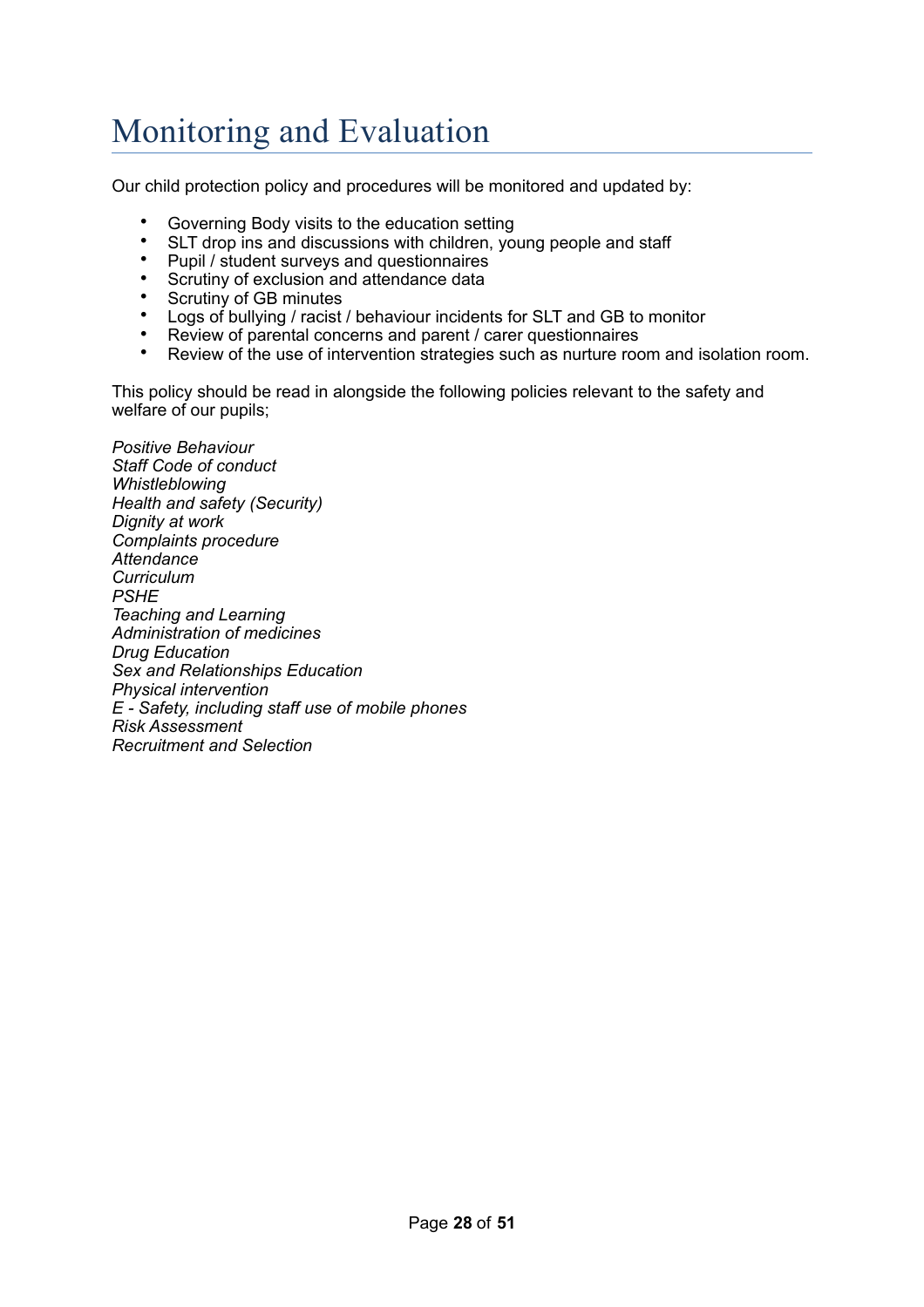# Monitoring and Evaluation

Our child protection policy and procedures will be monitored and updated by:

- Governing Body visits to the education setting
- SLT drop ins and discussions with children, young people and staff
- Pupil / student surveys and questionnaires
- Scrutiny of exclusion and attendance data
- Scrutiny of GB minutes
- Logs of bullying / racist / behaviour incidents for SLT and GB to monitor
- Review of parental concerns and parent / carer questionnaires
- Review of the use of intervention strategies such as nurture room and isolation room.

This policy should be read in alongside the following policies relevant to the safety and welfare of our pupils;

*Positive Behaviour*
*Staff Code of conduct*
*Whistleblowing*
*Health and safety (Security)*
*Dignity at work*
*Complaints procedure*
*Attendance*
*Curriculum*
*PSHE*
*Teaching and Learning*
*Administration of medicines*
*Drug Education*
*Sex and Relationships Education*
*Physical intervention*
*E - Safety, including staff use of mobile phones*
*Risk Assessment*
*Recruitment and Selection*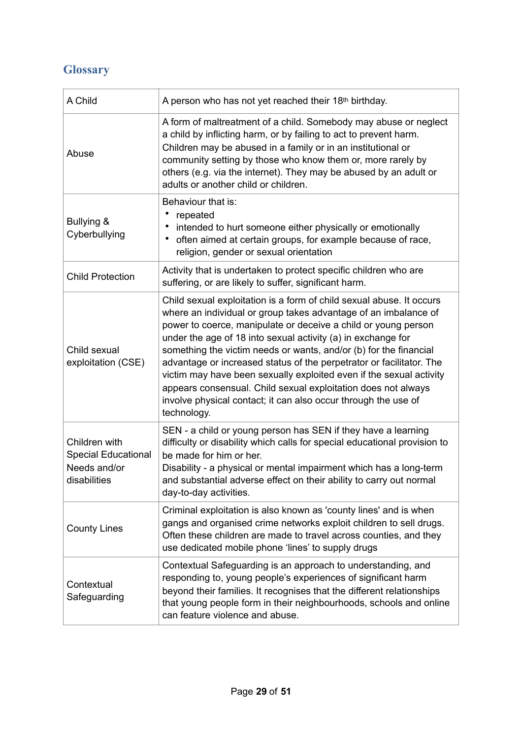## Glossary

| | |
|---|---|
| A Child | A person who has not yet reached their 18th birthday. |
| Abuse | A form of maltreatment of a child. Somebody may abuse or neglect a child by inflicting harm, or by failing to act to prevent harm. Children may be abused in a family or in an institutional or community setting by those who know them or, more rarely by others (e.g. via the internet). They may be abused by an adult or adults or another child or children. |
| Bullying & Cyberbullying | Behaviour that is:<br>• repeated<br>• intended to hurt someone either physically or emotionally<br>• often aimed at certain groups, for example because of race, religion, gender or sexual orientation |
| Child Protection | Activity that is undertaken to protect specific children who are suffering, or are likely to suffer, significant harm. |
| Child sexual exploitation (CSE) | Child sexual exploitation is a form of child sexual abuse. It occurs where an individual or group takes advantage of an imbalance of power to coerce, manipulate or deceive a child or young person under the age of 18 into sexual activity (a) in exchange for something the victim needs or wants, and/or (b) for the financial advantage or increased status of the perpetrator or facilitator. The victim may have been sexually exploited even if the sexual activity appears consensual. Child sexual exploitation does not always involve physical contact; it can also occur through the use of technology. |
| Children with Special Educational Needs and/or disabilities | SEN - a child or young person has SEN if they have a learning difficulty or disability which calls for special educational provision to be made for him or her.<br>Disability - a physical or mental impairment which has a long-term and substantial adverse effect on their ability to carry out normal day-to-day activities. |
| County Lines | Criminal exploitation is also known as 'county lines' and is when gangs and organised crime networks exploit children to sell drugs. Often these children are made to travel across counties, and they use dedicated mobile phone 'lines' to supply drugs |
| Contextual Safeguarding | Contextual Safeguarding is an approach to understanding, and responding to, young people's experiences of significant harm beyond their families. It recognises that the different relationships that young people form in their neighbourhoods, schools and online can feature violence and abuse. |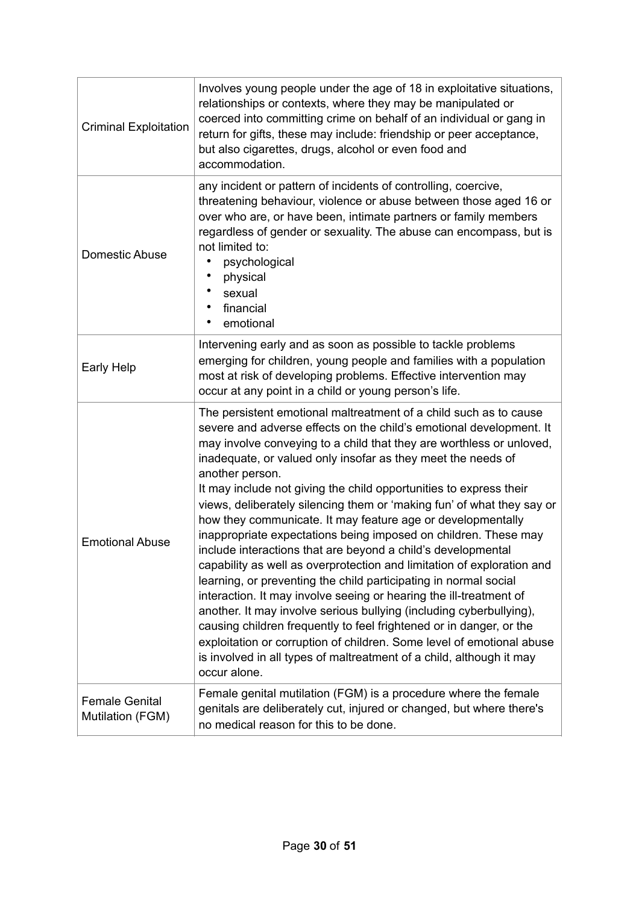| | |
|---|---|
| Criminal Exploitation | Involves young people under the age of 18 in exploitative situations, relationships or contexts, where they may be manipulated or coerced into committing crime on behalf of an individual or gang in return for gifts, these may include: friendship or peer acceptance, but also cigarettes, drugs, alcohol or even food and accommodation. |
| Domestic Abuse | any incident or pattern of incidents of controlling, coercive, threatening behaviour, violence or abuse between those aged 16 or over who are, or have been, intimate partners or family members regardless of gender or sexuality. The abuse can encompass, but is not limited to:<br>• psychological<br>• physical<br>• sexual<br>• financial<br>• emotional |
| Early Help | Intervening early and as soon as possible to tackle problems emerging for children, young people and families with a population most at risk of developing problems. Effective intervention may occur at any point in a child or young person's life. |
| Emotional Abuse | The persistent emotional maltreatment of a child such as to cause severe and adverse effects on the child's emotional development. It may involve conveying to a child that they are worthless or unloved, inadequate, or valued only insofar as they meet the needs of another person.<br>It may include not giving the child opportunities to express their views, deliberately silencing them or 'making fun' of what they say or how they communicate. It may feature age or developmentally inappropriate expectations being imposed on children. These may include interactions that are beyond a child's developmental capability as well as overprotection and limitation of exploration and learning, or preventing the child participating in normal social interaction. It may involve seeing or hearing the ill-treatment of another. It may involve serious bullying (including cyberbullying), causing children frequently to feel frightened or in danger, or the exploitation or corruption of children. Some level of emotional abuse is involved in all types of maltreatment of a child, although it may occur alone. |
| Female Genital Mutilation (FGM) | Female genital mutilation (FGM) is a procedure where the female genitals are deliberately cut, injured or changed, but where there's no medical reason for this to be done. |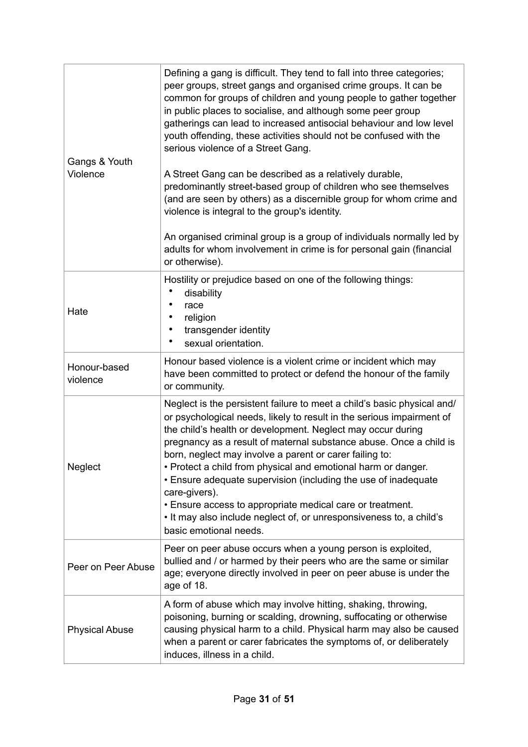| | |
|---|---|
| Gangs & Youth Violence | Defining a gang is difficult. They tend to fall into three categories; peer groups, street gangs and organised crime groups. It can be common for groups of children and young people to gather together in public places to socialise, and although some peer group gatherings can lead to increased antisocial behaviour and low level youth offending, these activities should not be confused with the serious violence of a Street Gang.<br><br>A Street Gang can be described as a relatively durable, predominantly street-based group of children who see themselves (and are seen by others) as a discernible group for whom crime and violence is integral to the group's identity.<br><br>An organised criminal group is a group of individuals normally led by adults for whom involvement in crime is for personal gain (financial or otherwise). |
| Hate | Hostility or prejudice based on one of the following things:<br>• disability<br>• race<br>• religion<br>• transgender identity<br>• sexual orientation. |
| Honour-based violence | Honour based violence is a violent crime or incident which may have been committed to protect or defend the honour of the family or community. |
| Neglect | Neglect is the persistent failure to meet a child's basic physical and/ or psychological needs, likely to result in the serious impairment of the child's health or development. Neglect may occur during pregnancy as a result of maternal substance abuse. Once a child is born, neglect may involve a parent or carer failing to:<br>• Protect a child from physical and emotional harm or danger.<br>• Ensure adequate supervision (including the use of inadequate care-givers).<br>• Ensure access to appropriate medical care or treatment.<br>• It may also include neglect of, or unresponsiveness to, a child's basic emotional needs. |
| Peer on Peer Abuse | Peer on peer abuse occurs when a young person is exploited, bullied and / or harmed by their peers who are the same or similar age; everyone directly involved in peer on peer abuse is under the age of 18. |
| Physical Abuse | A form of abuse which may involve hitting, shaking, throwing, poisoning, burning or scalding, drowning, suffocating or otherwise causing physical harm to a child. Physical harm may also be caused when a parent or carer fabricates the symptoms of, or deliberately induces, illness in a child. |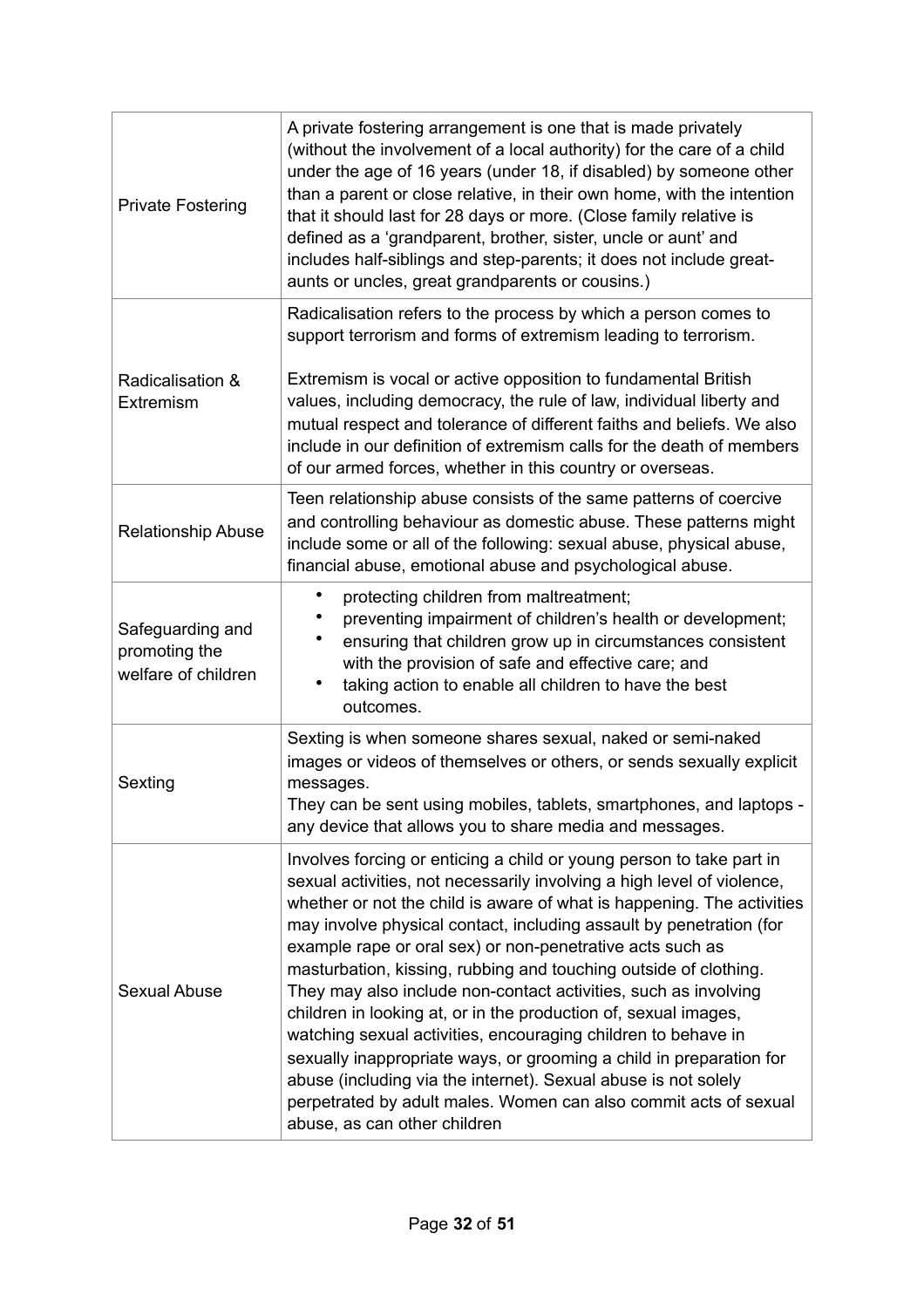| | |
|---|---|
| Private Fostering | A private fostering arrangement is one that is made privately (without the involvement of a local authority) for the care of a child under the age of 16 years (under 18, if disabled) by someone other than a parent or close relative, in their own home, with the intention that it should last for 28 days or more. (Close family relative is defined as a 'grandparent, brother, sister, uncle or aunt' and includes half-siblings and step-parents; it does not include great-aunts or uncles, great grandparents or cousins.) |
| Radicalisation & Extremism | Radicalisation refers to the process by which a person comes to support terrorism and forms of extremism leading to terrorism.<br><br>Extremism is vocal or active opposition to fundamental British values, including democracy, the rule of law, individual liberty and mutual respect and tolerance of different faiths and beliefs. We also include in our definition of extremism calls for the death of members of our armed forces, whether in this country or overseas. |
| Relationship Abuse | Teen relationship abuse consists of the same patterns of coercive and controlling behaviour as domestic abuse. These patterns might include some or all of the following: sexual abuse, physical abuse, financial abuse, emotional abuse and psychological abuse. |
| Safeguarding and promoting the welfare of children | • protecting children from maltreatment;<br>• preventing impairment of children's health or development;<br>• ensuring that children grow up in circumstances consistent with the provision of safe and effective care; and<br>• taking action to enable all children to have the best outcomes. |
| Sexting | Sexting is when someone shares sexual, naked or semi-naked images or videos of themselves or others, or sends sexually explicit messages.<br>They can be sent using mobiles, tablets, smartphones, and laptops - any device that allows you to share media and messages. |
| Sexual Abuse | Involves forcing or enticing a child or young person to take part in sexual activities, not necessarily involving a high level of violence, whether or not the child is aware of what is happening. The activities may involve physical contact, including assault by penetration (for example rape or oral sex) or non-penetrative acts such as masturbation, kissing, rubbing and touching outside of clothing. They may also include non-contact activities, such as involving children in looking at, or in the production of, sexual images, watching sexual activities, encouraging children to behave in sexually inappropriate ways, or grooming a child in preparation for abuse (including via the internet). Sexual abuse is not solely perpetrated by adult males. Women can also commit acts of sexual abuse, as can other children |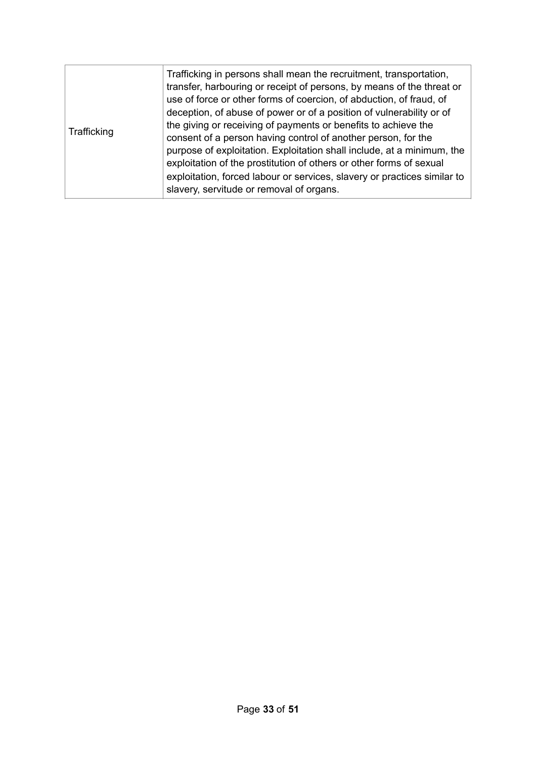| | |
|---|---|
| Trafficking | Trafficking in persons shall mean the recruitment, transportation, transfer, harbouring or receipt of persons, by means of the threat or use of force or other forms of coercion, of abduction, of fraud, of deception, of abuse of power or of a position of vulnerability or of the giving or receiving of payments or benefits to achieve the consent of a person having control of another person, for the purpose of exploitation. Exploitation shall include, at a minimum, the exploitation of the prostitution of others or other forms of sexual exploitation, forced labour or services, slavery or practices similar to slavery, servitude or removal of organs. |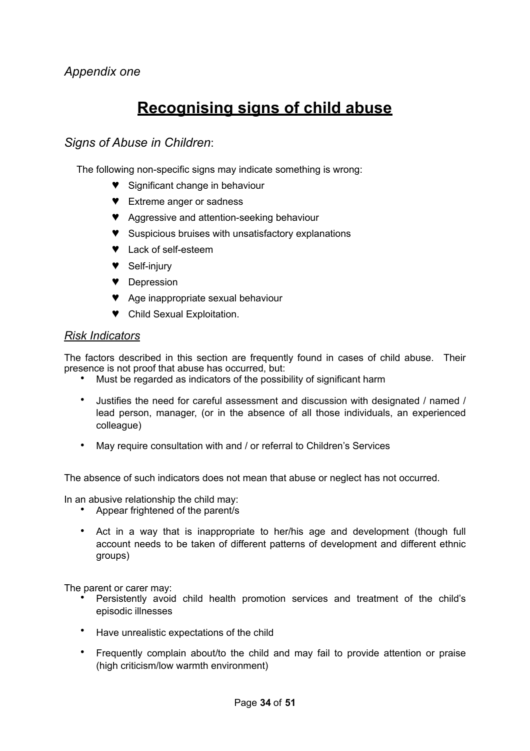*Appendix one*

# Recognising signs of child abuse

## *Signs of Abuse in Children*:

The following non-specific signs may indicate something is wrong:

- Significant change in behaviour
- Extreme anger or sadness
- Aggressive and attention-seeking behaviour
- Suspicious bruises with unsatisfactory explanations
- Lack of self-esteem
- Self-injury
- Depression
- Age inappropriate sexual behaviour
- Child Sexual Exploitation.

## *Risk Indicators*

The factors described in this section are frequently found in cases of child abuse. Their presence is not proof that abuse has occurred, but:

- Must be regarded as indicators of the possibility of significant harm
- Justifies the need for careful assessment and discussion with designated / named / lead person, manager, (or in the absence of all those individuals, an experienced colleague)
- May require consultation with and / or referral to Children's Services

The absence of such indicators does not mean that abuse or neglect has not occurred.

In an abusive relationship the child may:

- Appear frightened of the parent/s
- Act in a way that is inappropriate to her/his age and development (though full account needs to be taken of different patterns of development and different ethnic groups)

The parent or carer may:

- Persistently avoid child health promotion services and treatment of the child's episodic illnesses
- Have unrealistic expectations of the child
- Frequently complain about/to the child and may fail to provide attention or praise (high criticism/low warmth environment)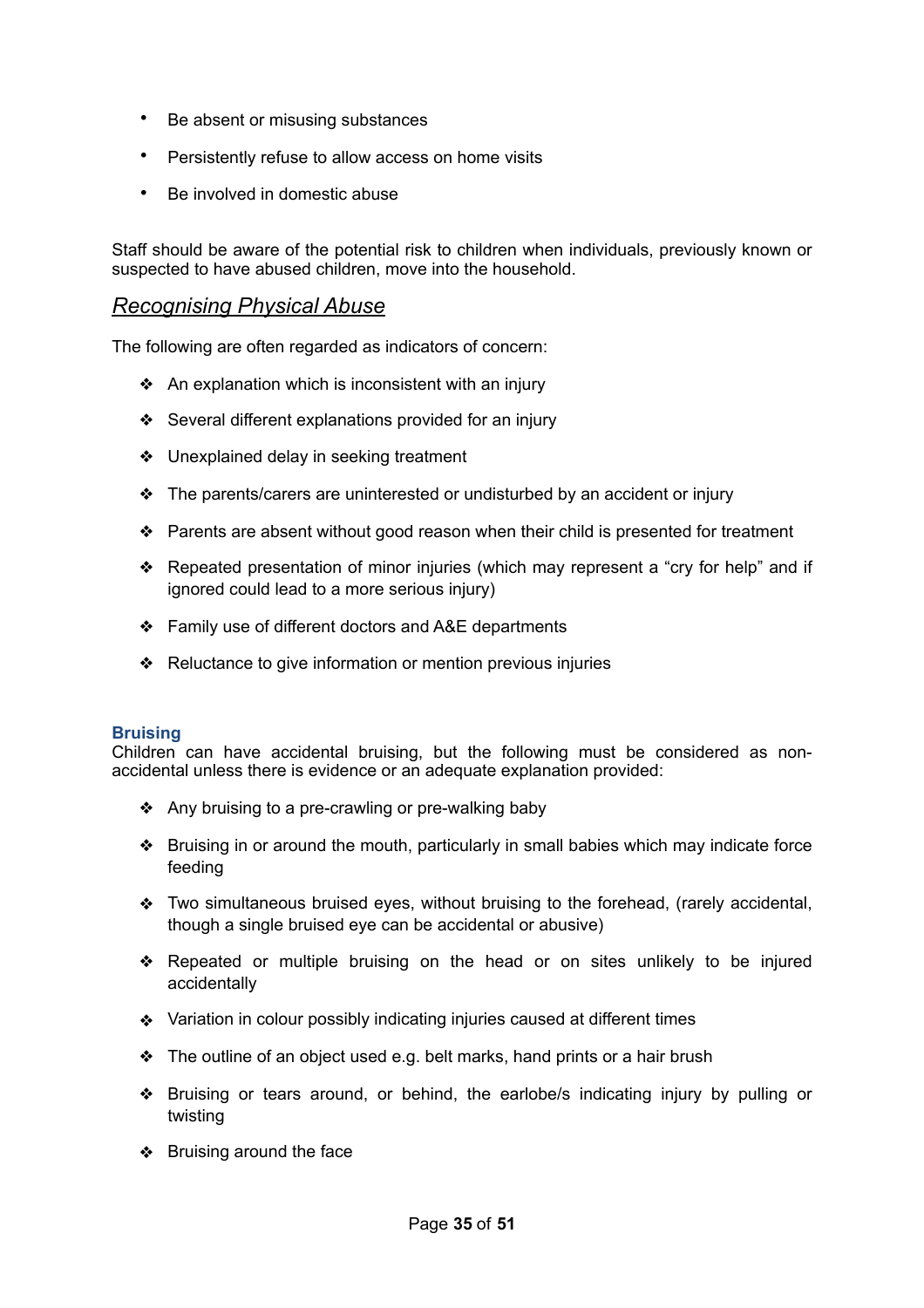- Be absent or misusing substances
- Persistently refuse to allow access on home visits
- Be involved in domestic abuse

Staff should be aware of the potential risk to children when individuals, previously known or suspected to have abused children, move into the household.

## *Recognising Physical Abuse*

The following are often regarded as indicators of concern:

- An explanation which is inconsistent with an injury
- Several different explanations provided for an injury
- Unexplained delay in seeking treatment
- The parents/carers are uninterested or undisturbed by an accident or injury
- Parents are absent without good reason when their child is presented for treatment
- Repeated presentation of minor injuries (which may represent a "cry for help" and if ignored could lead to a more serious injury)
- Family use of different doctors and A&E departments
- Reluctance to give information or mention previous injuries

### Bruising

Children can have accidental bruising, but the following must be considered as non-accidental unless there is evidence or an adequate explanation provided:

- Any bruising to a pre-crawling or pre-walking baby
- Bruising in or around the mouth, particularly in small babies which may indicate force feeding
- Two simultaneous bruised eyes, without bruising to the forehead, (rarely accidental, though a single bruised eye can be accidental or abusive)
- Repeated or multiple bruising on the head or on sites unlikely to be injured accidentally
- Variation in colour possibly indicating injuries caused at different times
- The outline of an object used e.g. belt marks, hand prints or a hair brush
- Bruising or tears around, or behind, the earlobe/s indicating injury by pulling or twisting
- Bruising around the face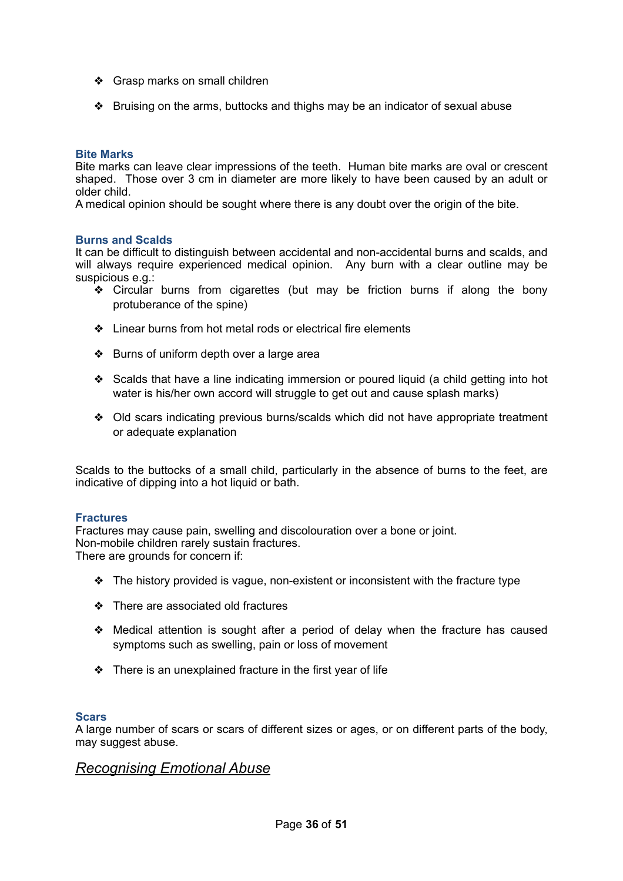- Grasp marks on small children
- Bruising on the arms, buttocks and thighs may be an indicator of sexual abuse

### Bite Marks

Bite marks can leave clear impressions of the teeth. Human bite marks are oval or crescent shaped. Those over 3 cm in diameter are more likely to have been caused by an adult or older child.
A medical opinion should be sought where there is any doubt over the origin of the bite.

### Burns and Scalds

It can be difficult to distinguish between accidental and non-accidental burns and scalds, and will always require experienced medical opinion. Any burn with a clear outline may be suspicious e.g.:

- Circular burns from cigarettes (but may be friction burns if along the bony protuberance of the spine)
- Linear burns from hot metal rods or electrical fire elements
- Burns of uniform depth over a large area
- Scalds that have a line indicating immersion or poured liquid (a child getting into hot water is his/her own accord will struggle to get out and cause splash marks)
- Old scars indicating previous burns/scalds which did not have appropriate treatment or adequate explanation

Scalds to the buttocks of a small child, particularly in the absence of burns to the feet, are indicative of dipping into a hot liquid or bath.

### Fractures

Fractures may cause pain, swelling and discolouration over a bone or joint.
Non-mobile children rarely sustain fractures.
There are grounds for concern if:

- The history provided is vague, non-existent or inconsistent with the fracture type
- There are associated old fractures
- Medical attention is sought after a period of delay when the fracture has caused symptoms such as swelling, pain or loss of movement
- There is an unexplained fracture in the first year of life

### Scars

A large number of scars or scars of different sizes or ages, or on different parts of the body, may suggest abuse.

## *Recognising Emotional Abuse*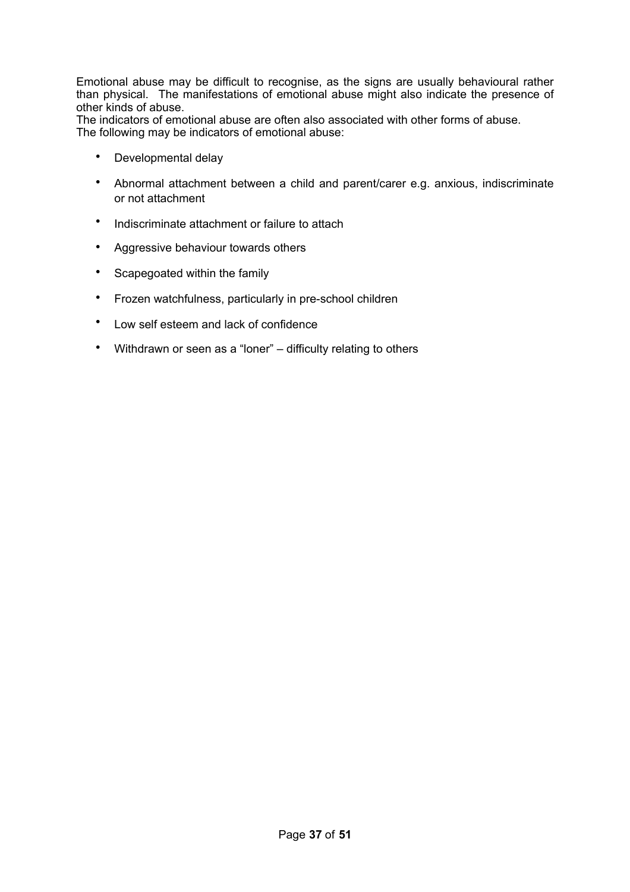Emotional abuse may be difficult to recognise, as the signs are usually behavioural rather than physical. The manifestations of emotional abuse might also indicate the presence of other kinds of abuse.
The indicators of emotional abuse are often also associated with other forms of abuse.
The following may be indicators of emotional abuse:

- Developmental delay
- Abnormal attachment between a child and parent/carer e.g. anxious, indiscriminate or not attachment
- Indiscriminate attachment or failure to attach
- Aggressive behaviour towards others
- Scapegoated within the family
- Frozen watchfulness, particularly in pre-school children
- Low self esteem and lack of confidence
- Withdrawn or seen as a "loner" – difficulty relating to others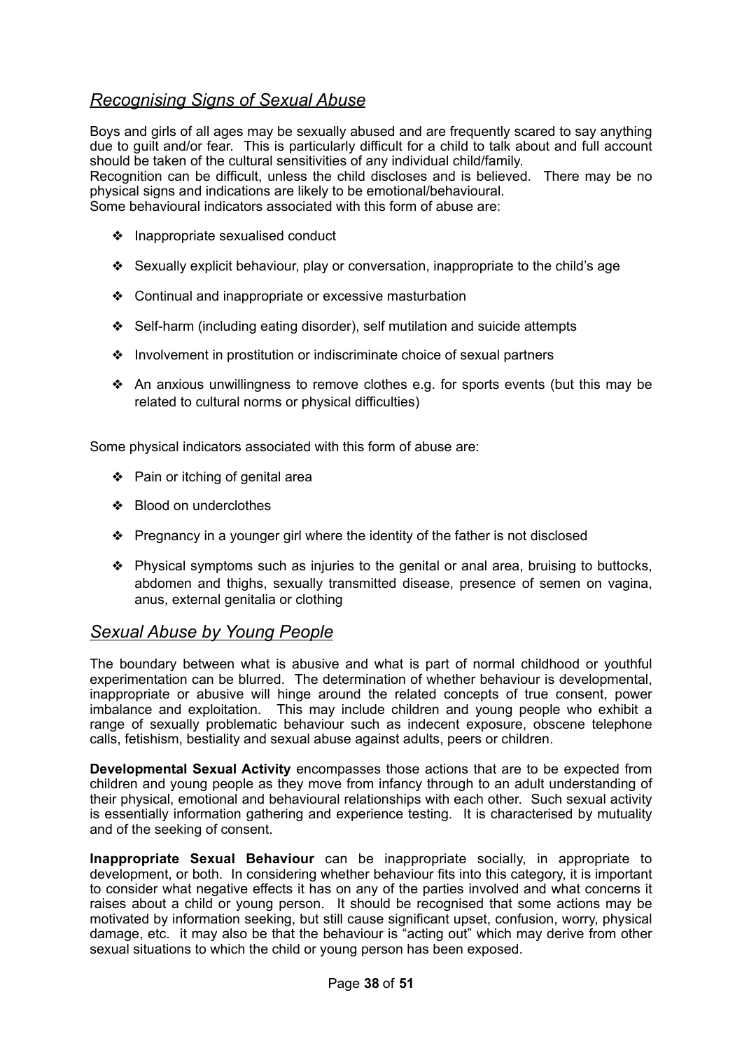## *Recognising Signs of Sexual Abuse*

Boys and girls of all ages may be sexually abused and are frequently scared to say anything due to guilt and/or fear. This is particularly difficult for a child to talk about and full account should be taken of the cultural sensitivities of any individual child/family.
Recognition can be difficult, unless the child discloses and is believed. There may be no physical signs and indications are likely to be emotional/behavioural.
Some behavioural indicators associated with this form of abuse are:

- Inappropriate sexualised conduct
- Sexually explicit behaviour, play or conversation, inappropriate to the child's age
- Continual and inappropriate or excessive masturbation
- Self-harm (including eating disorder), self mutilation and suicide attempts
- Involvement in prostitution or indiscriminate choice of sexual partners
- An anxious unwillingness to remove clothes e.g. for sports events (but this may be related to cultural norms or physical difficulties)

Some physical indicators associated with this form of abuse are:

- Pain or itching of genital area
- Blood on underclothes
- Pregnancy in a younger girl where the identity of the father is not disclosed
- Physical symptoms such as injuries to the genital or anal area, bruising to buttocks, abdomen and thighs, sexually transmitted disease, presence of semen on vagina, anus, external genitalia or clothing

## *Sexual Abuse by Young People*

The boundary between what is abusive and what is part of normal childhood or youthful experimentation can be blurred. The determination of whether behaviour is developmental, inappropriate or abusive will hinge around the related concepts of true consent, power imbalance and exploitation. This may include children and young people who exhibit a range of sexually problematic behaviour such as indecent exposure, obscene telephone calls, fetishism, bestiality and sexual abuse against adults, peers or children.

**Developmental Sexual Activity** encompasses those actions that are to be expected from children and young people as they move from infancy through to an adult understanding of their physical, emotional and behavioural relationships with each other. Such sexual activity is essentially information gathering and experience testing. It is characterised by mutuality and of the seeking of consent.

**Inappropriate Sexual Behaviour** can be inappropriate socially, in appropriate to development, or both. In considering whether behaviour fits into this category, it is important to consider what negative effects it has on any of the parties involved and what concerns it raises about a child or young person. It should be recognised that some actions may be motivated by information seeking, but still cause significant upset, confusion, worry, physical damage, etc. it may also be that the behaviour is "acting out" which may derive from other sexual situations to which the child or young person has been exposed.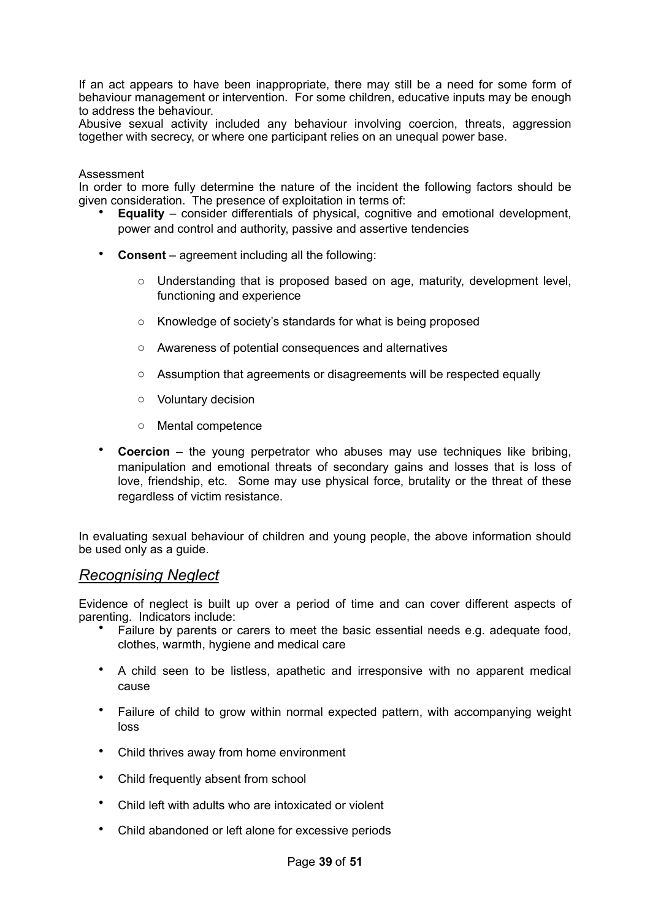If an act appears to have been inappropriate, there may still be a need for some form of behaviour management or intervention. For some children, educative inputs may be enough to address the behaviour.
Abusive sexual activity included any behaviour involving coercion, threats, aggression together with secrecy, or where one participant relies on an unequal power base.

Assessment
In order to more fully determine the nature of the incident the following factors should be given consideration. The presence of exploitation in terms of:

- **Equality** – consider differentials of physical, cognitive and emotional development, power and control and authority, passive and assertive tendencies
- **Consent** – agreement including all the following:
    - Understanding that is proposed based on age, maturity, development level, functioning and experience
    - Knowledge of society's standards for what is being proposed
    - Awareness of potential consequences and alternatives
    - Assumption that agreements or disagreements will be respected equally
    - Voluntary decision
    - Mental competence
- **Coercion –** the young perpetrator who abuses may use techniques like bribing, manipulation and emotional threats of secondary gains and losses that is loss of love, friendship, etc. Some may use physical force, brutality or the threat of these regardless of victim resistance.

In evaluating sexual behaviour of children and young people, the above information should be used only as a guide.

## *Recognising Neglect*

Evidence of neglect is built up over a period of time and can cover different aspects of parenting. Indicators include:

- Failure by parents or carers to meet the basic essential needs e.g. adequate food, clothes, warmth, hygiene and medical care
- A child seen to be listless, apathetic and irresponsive with no apparent medical cause
- Failure of child to grow within normal expected pattern, with accompanying weight loss
- Child thrives away from home environment
- Child frequently absent from school
- Child left with adults who are intoxicated or violent
- Child abandoned or left alone for excessive periods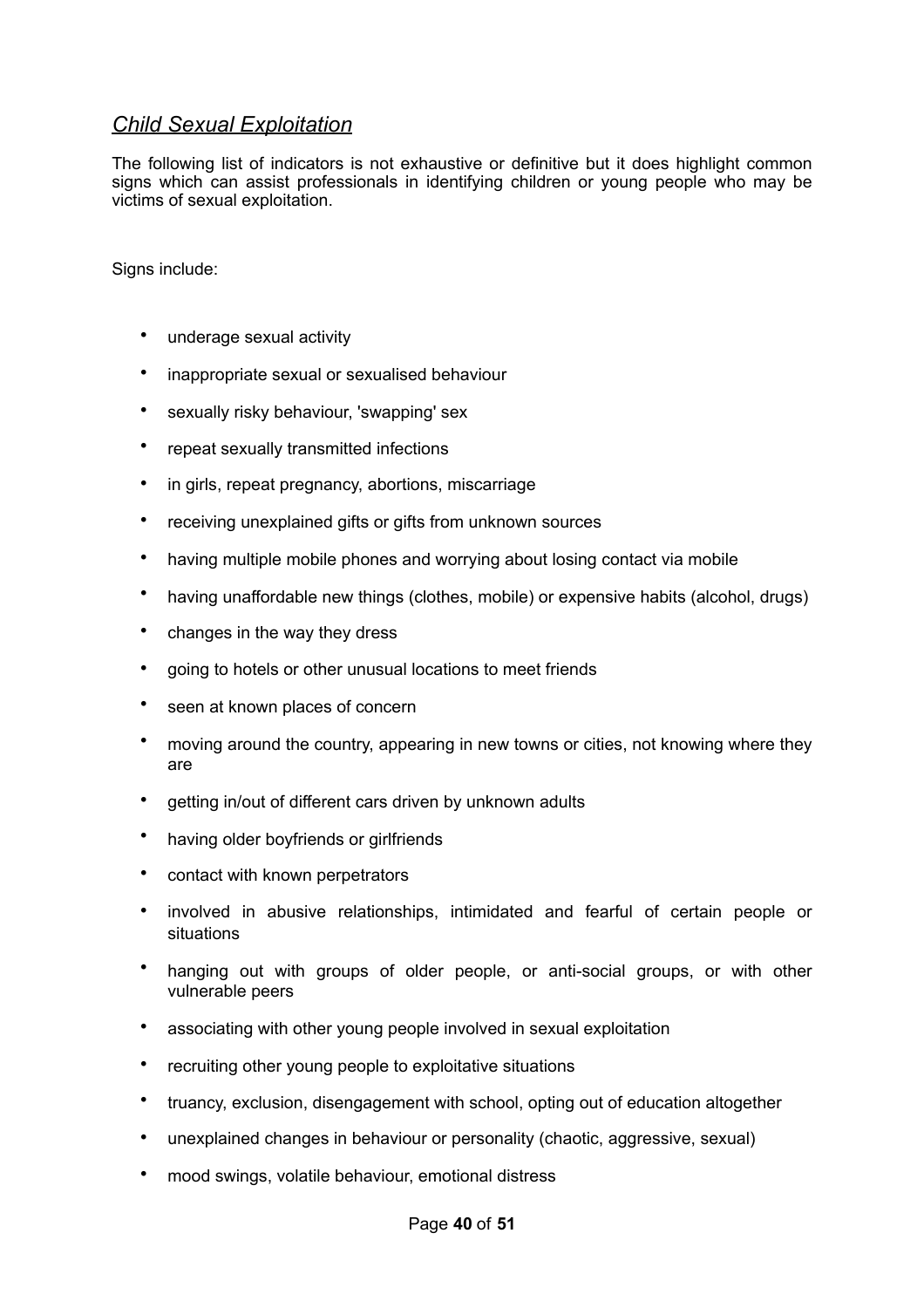## *Child Sexual Exploitation*

The following list of indicators is not exhaustive or definitive but it does highlight common signs which can assist professionals in identifying children or young people who may be victims of sexual exploitation.

Signs include:

- underage sexual activity
- inappropriate sexual or sexualised behaviour
- sexually risky behaviour, 'swapping' sex
- repeat sexually transmitted infections
- in girls, repeat pregnancy, abortions, miscarriage
- receiving unexplained gifts or gifts from unknown sources
- having multiple mobile phones and worrying about losing contact via mobile
- having unaffordable new things (clothes, mobile) or expensive habits (alcohol, drugs)
- changes in the way they dress
- going to hotels or other unusual locations to meet friends
- seen at known places of concern
- moving around the country, appearing in new towns or cities, not knowing where they are
- getting in/out of different cars driven by unknown adults
- having older boyfriends or girlfriends
- contact with known perpetrators
- involved in abusive relationships, intimidated and fearful of certain people or situations
- hanging out with groups of older people, or anti-social groups, or with other vulnerable peers
- associating with other young people involved in sexual exploitation
- recruiting other young people to exploitative situations
- truancy, exclusion, disengagement with school, opting out of education altogether
- unexplained changes in behaviour or personality (chaotic, aggressive, sexual)
- mood swings, volatile behaviour, emotional distress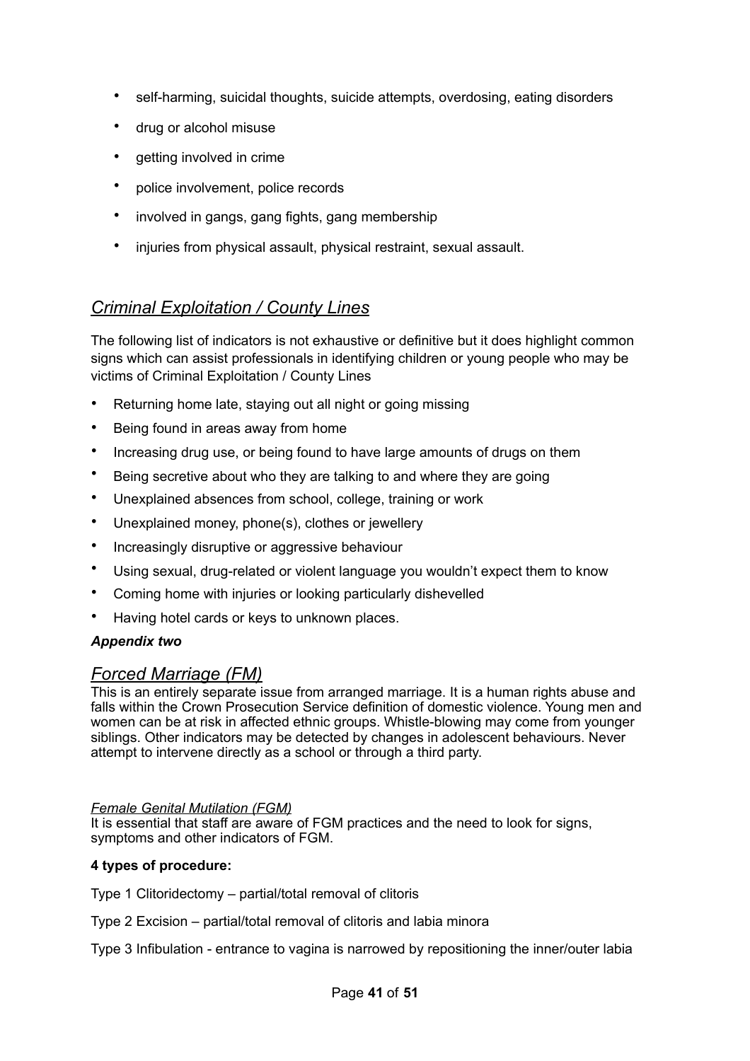- self-harming, suicidal thoughts, suicide attempts, overdosing, eating disorders
- drug or alcohol misuse
- getting involved in crime
- police involvement, police records
- involved in gangs, gang fights, gang membership
- injuries from physical assault, physical restraint, sexual assault.

## *Criminal Exploitation / County Lines*

The following list of indicators is not exhaustive or definitive but it does highlight common signs which can assist professionals in identifying children or young people who may be victims of Criminal Exploitation / County Lines

- Returning home late, staying out all night or going missing
- Being found in areas away from home
- Increasing drug use, or being found to have large amounts of drugs on them
- Being secretive about who they are talking to and where they are going
- Unexplained absences from school, college, training or work
- Unexplained money, phone(s), clothes or jewellery
- Increasingly disruptive or aggressive behaviour
- Using sexual, drug-related or violent language you wouldn't expect them to know
- Coming home with injuries or looking particularly dishevelled
- Having hotel cards or keys to unknown places.

***Appendix two***

## *Forced Marriage (FM)*

This is an entirely separate issue from arranged marriage. It is a human rights abuse and falls within the Crown Prosecution Service definition of domestic violence. Young men and women can be at risk in affected ethnic groups. Whistle-blowing may come from younger siblings. Other indicators may be detected by changes in adolescent behaviours. Never attempt to intervene directly as a school or through a third party.

### *Female Genital Mutilation (FGM)*

It is essential that staff are aware of FGM practices and the need to look for signs, symptoms and other indicators of FGM.

**4 types of procedure:**

Type 1 Clitoridectomy – partial/total removal of clitoris

Type 2 Excision – partial/total removal of clitoris and labia minora

Type 3 Infibulation - entrance to vagina is narrowed by repositioning the inner/outer labia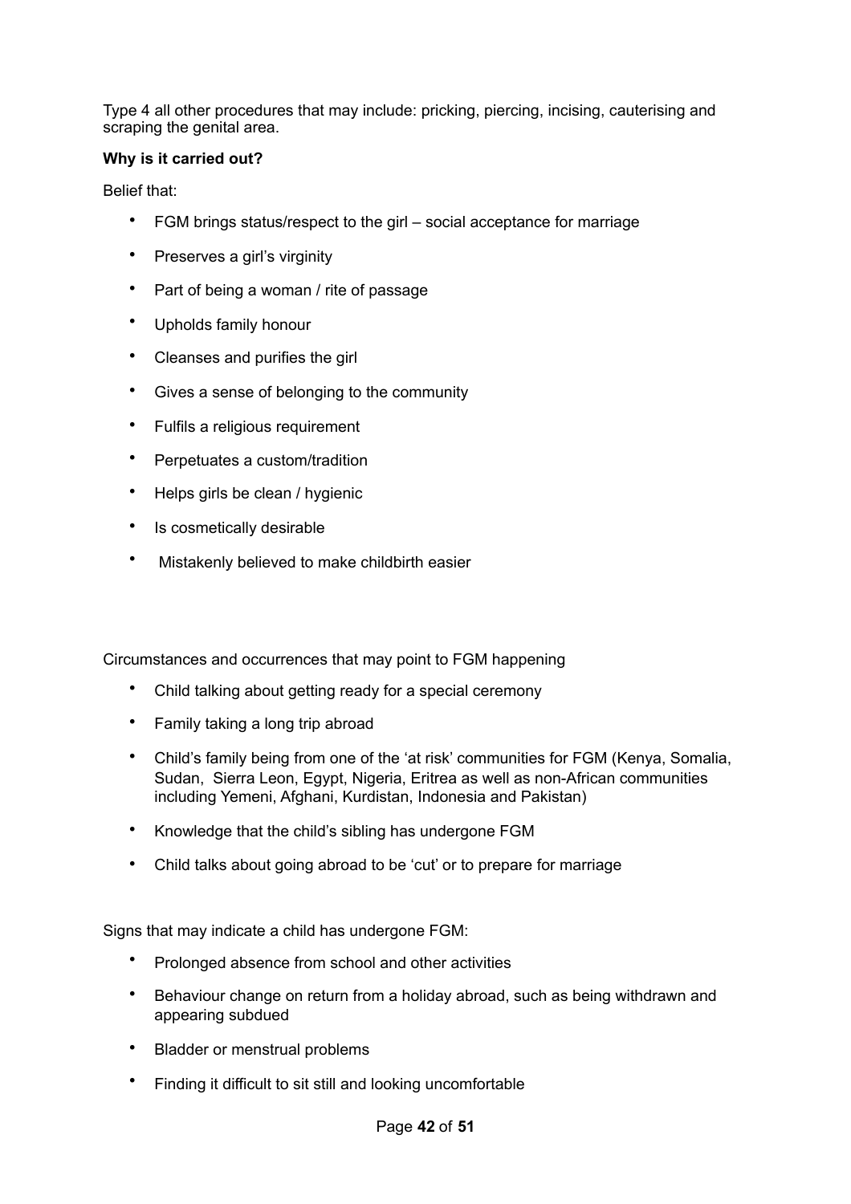Type 4 all other procedures that may include: pricking, piercing, incising, cauterising and scraping the genital area.

**Why is it carried out?**

Belief that:

- FGM brings status/respect to the girl – social acceptance for marriage
- Preserves a girl's virginity
- Part of being a woman / rite of passage
- Upholds family honour
- Cleanses and purifies the girl
- Gives a sense of belonging to the community
- Fulfils a religious requirement
- Perpetuates a custom/tradition
- Helps girls be clean / hygienic
- Is cosmetically desirable
- Mistakenly believed to make childbirth easier

Circumstances and occurrences that may point to FGM happening

- Child talking about getting ready for a special ceremony
- Family taking a long trip abroad
- Child's family being from one of the 'at risk' communities for FGM (Kenya, Somalia, Sudan, Sierra Leon, Egypt, Nigeria, Eritrea as well as non-African communities including Yemeni, Afghani, Kurdistan, Indonesia and Pakistan)
- Knowledge that the child's sibling has undergone FGM
- Child talks about going abroad to be 'cut' or to prepare for marriage

Signs that may indicate a child has undergone FGM:

- Prolonged absence from school and other activities
- Behaviour change on return from a holiday abroad, such as being withdrawn and appearing subdued
- Bladder or menstrual problems
- Finding it difficult to sit still and looking uncomfortable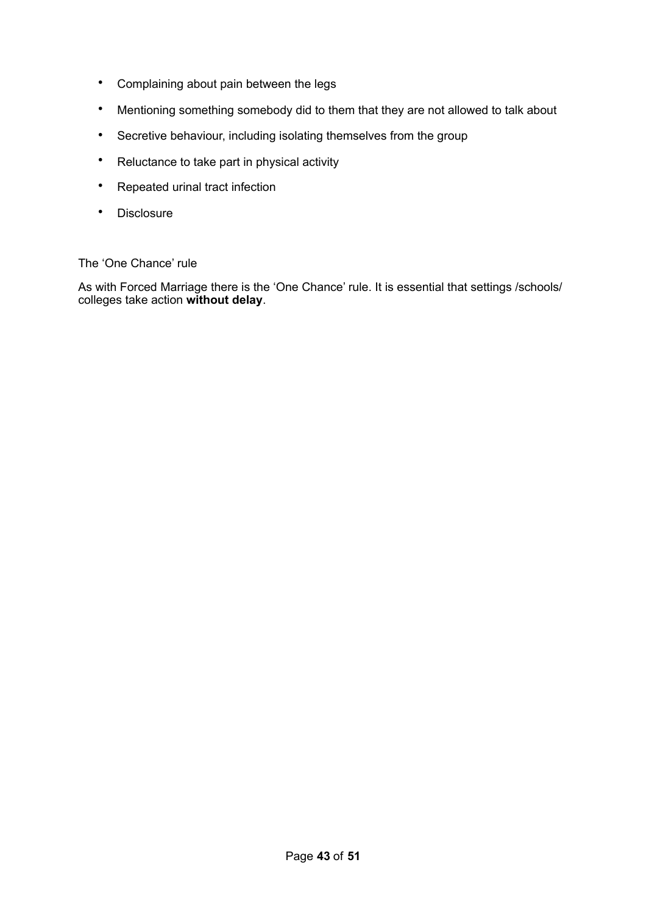- Complaining about pain between the legs
- Mentioning something somebody did to them that they are not allowed to talk about
- Secretive behaviour, including isolating themselves from the group
- Reluctance to take part in physical activity
- Repeated urinal tract infection
- Disclosure

The 'One Chance' rule

As with Forced Marriage there is the 'One Chance' rule. It is essential that settings /schools/ colleges take action **without delay**.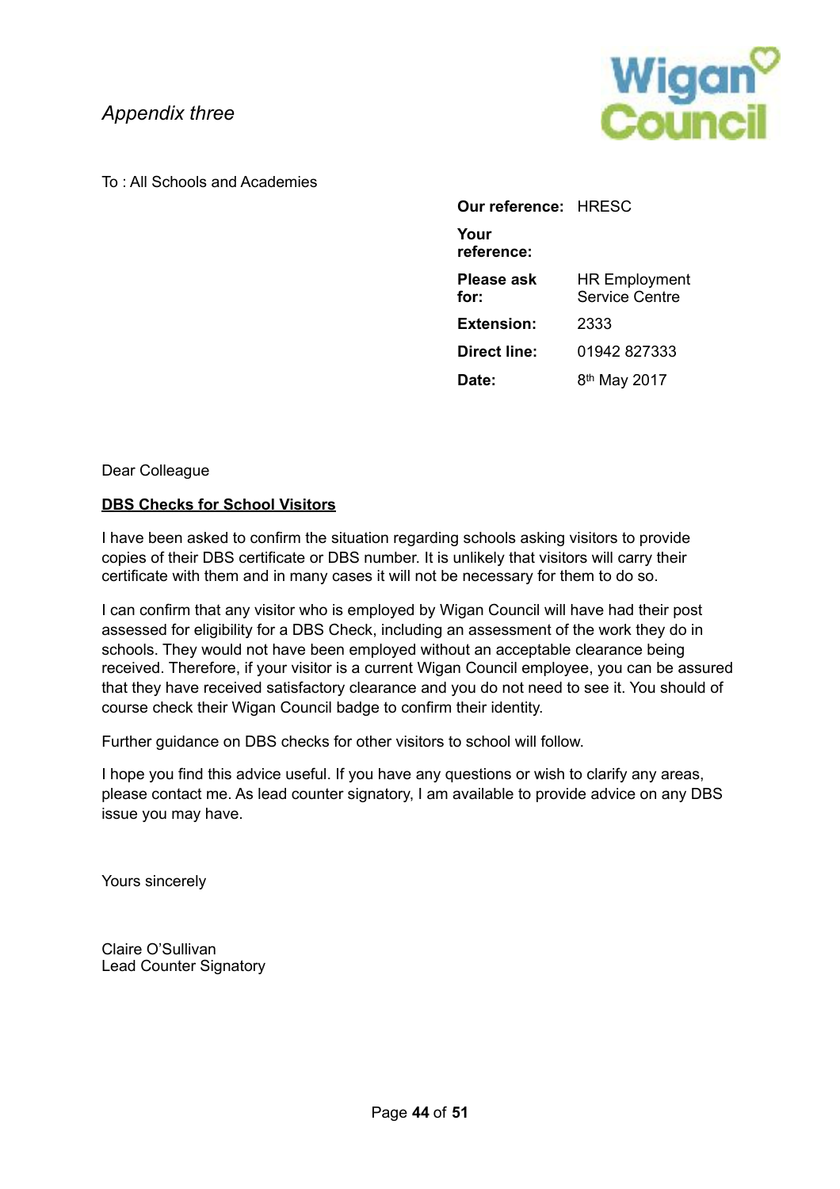*Appendix three*

Wigan Council

To : All Schools and Academies

| | |
|---|---|
| **Our reference:** | HRESC |
| **Your reference:** | |
| **Please ask for:** | HR Employment Service Centre |
| **Extension:** | 2333 |
| **Direct line:** | 01942 827333 |
| **Date:** | 8th May 2017 |

Dear Colleague

**DBS Checks for School Visitors**

I have been asked to confirm the situation regarding schools asking visitors to provide copies of their DBS certificate or DBS number. It is unlikely that visitors will carry their certificate with them and in many cases it will not be necessary for them to do so.

I can confirm that any visitor who is employed by Wigan Council will have had their post assessed for eligibility for a DBS Check, including an assessment of the work they do in schools. They would not have been employed without an acceptable clearance being received. Therefore, if your visitor is a current Wigan Council employee, you can be assured that they have received satisfactory clearance and you do not need to see it. You should of course check their Wigan Council badge to confirm their identity.

Further guidance on DBS checks for other visitors to school will follow.

I hope you find this advice useful. If you have any questions or wish to clarify any areas, please contact me. As lead counter signatory, I am available to provide advice on any DBS issue you may have.

Yours sincerely

Claire O'Sullivan
Lead Counter Signatory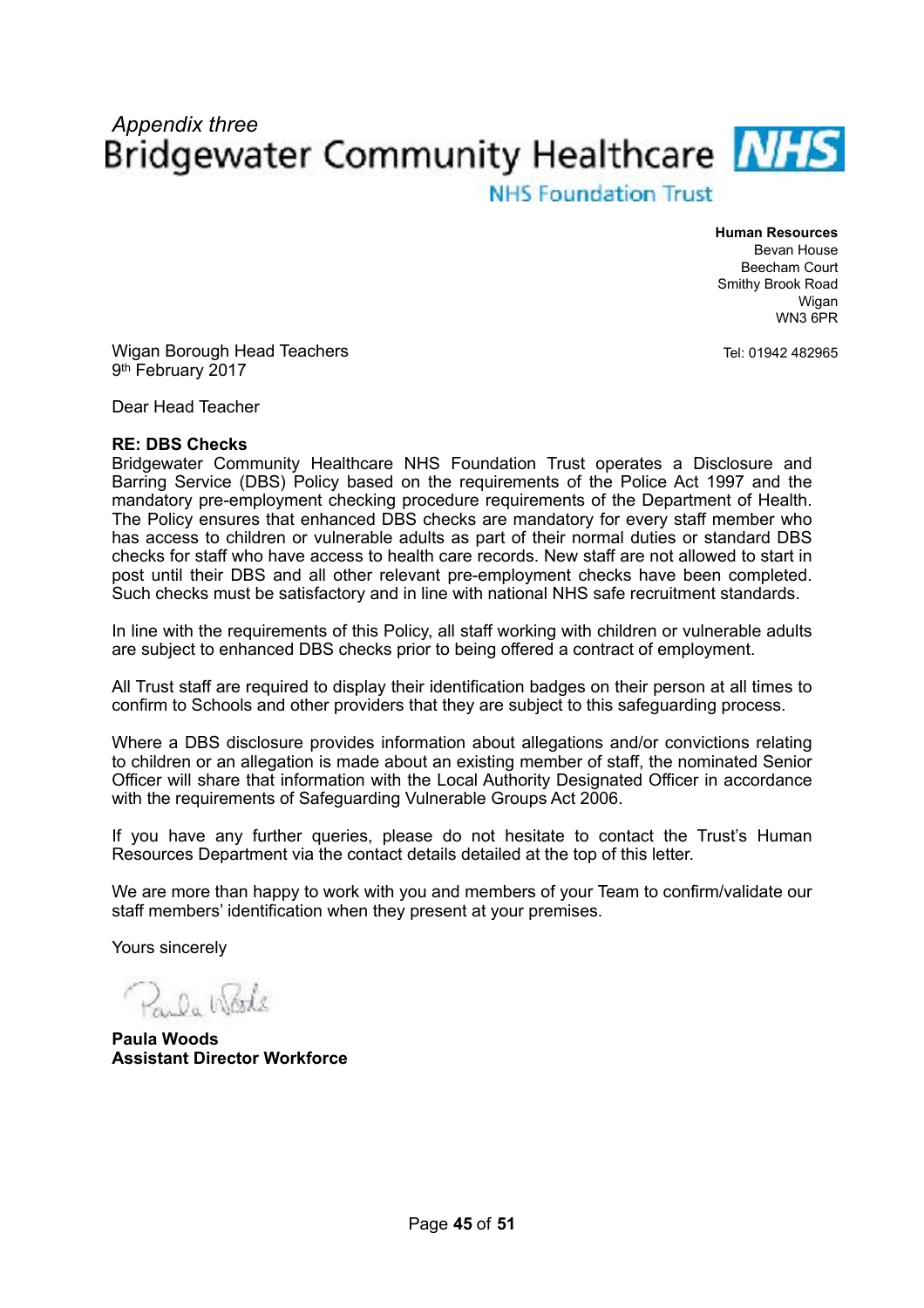*Appendix three*

Bridgewater Community Healthcare NHS

NHS Foundation Trust

**Human Resources**
Bevan House
Beecham Court
Smithy Brook Road
Wigan
WN3 6PR

Tel: 01942 482965

Wigan Borough Head Teachers
9th February 2017

Dear Head Teacher

**RE: DBS Checks**

Bridgewater Community Healthcare NHS Foundation Trust operates a Disclosure and Barring Service (DBS) Policy based on the requirements of the Police Act 1997 and the mandatory pre-employment checking procedure requirements of the Department of Health. The Policy ensures that enhanced DBS checks are mandatory for every staff member who has access to children or vulnerable adults as part of their normal duties or standard DBS checks for staff who have access to health care records. New staff are not allowed to start in post until their DBS and all other relevant pre-employment checks have been completed. Such checks must be satisfactory and in line with national NHS safe recruitment standards.

In line with the requirements of this Policy, all staff working with children or vulnerable adults are subject to enhanced DBS checks prior to being offered a contract of employment.

All Trust staff are required to display their identification badges on their person at all times to confirm to Schools and other providers that they are subject to this safeguarding process.

Where a DBS disclosure provides information about allegations and/or convictions relating to children or an allegation is made about an existing member of staff, the nominated Senior Officer will share that information with the Local Authority Designated Officer in accordance with the requirements of Safeguarding Vulnerable Groups Act 2006.

If you have any further queries, please do not hesitate to contact the Trust's Human Resources Department via the contact details detailed at the top of this letter.

We are more than happy to work with you and members of your Team to confirm/validate our staff members' identification when they present at your premises.

Yours sincerely

Paula Woods

**Paula Woods**
**Assistant Director Workforce**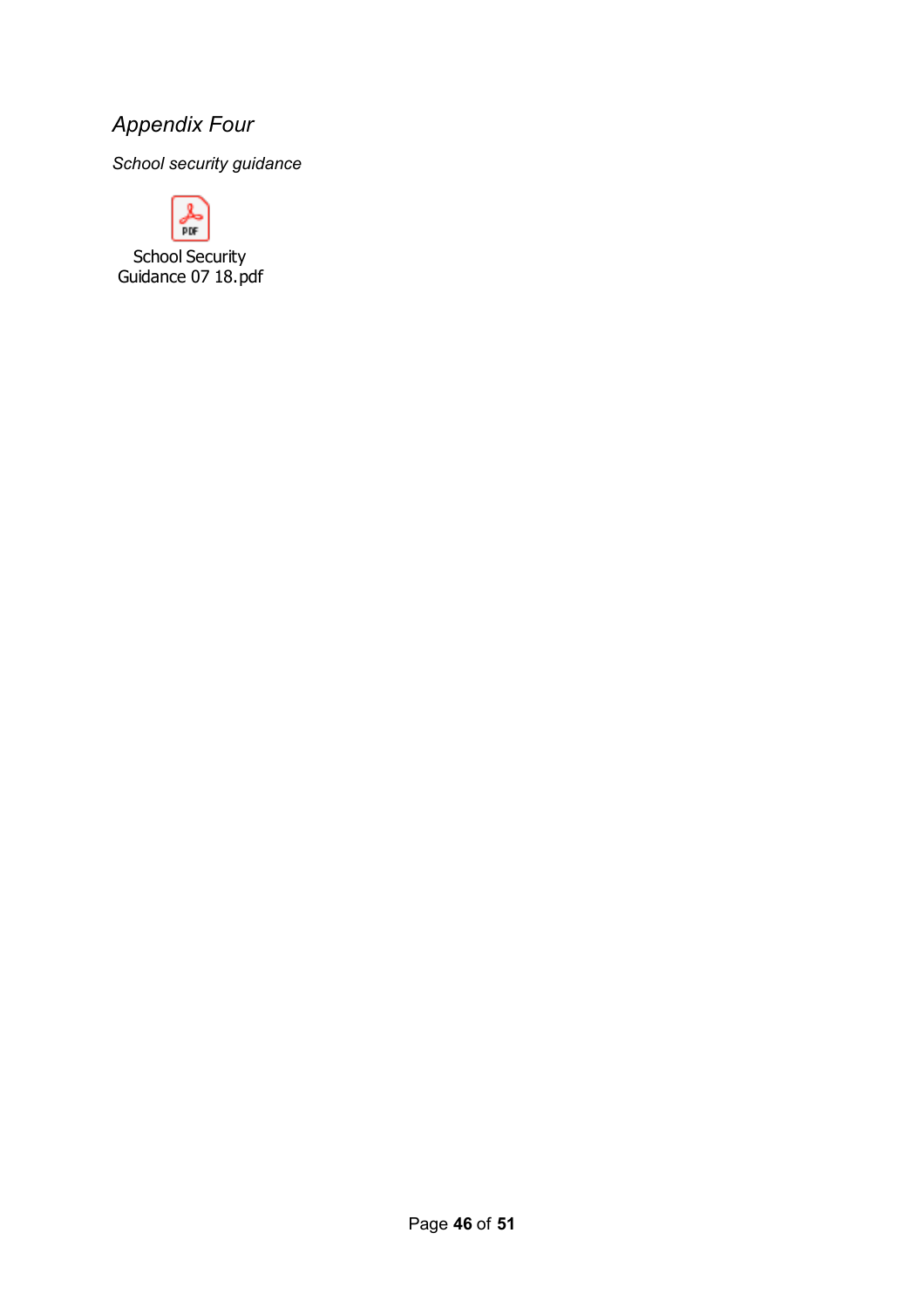*Appendix Four*

*School security guidance*

School Security Guidance 07 18.pdf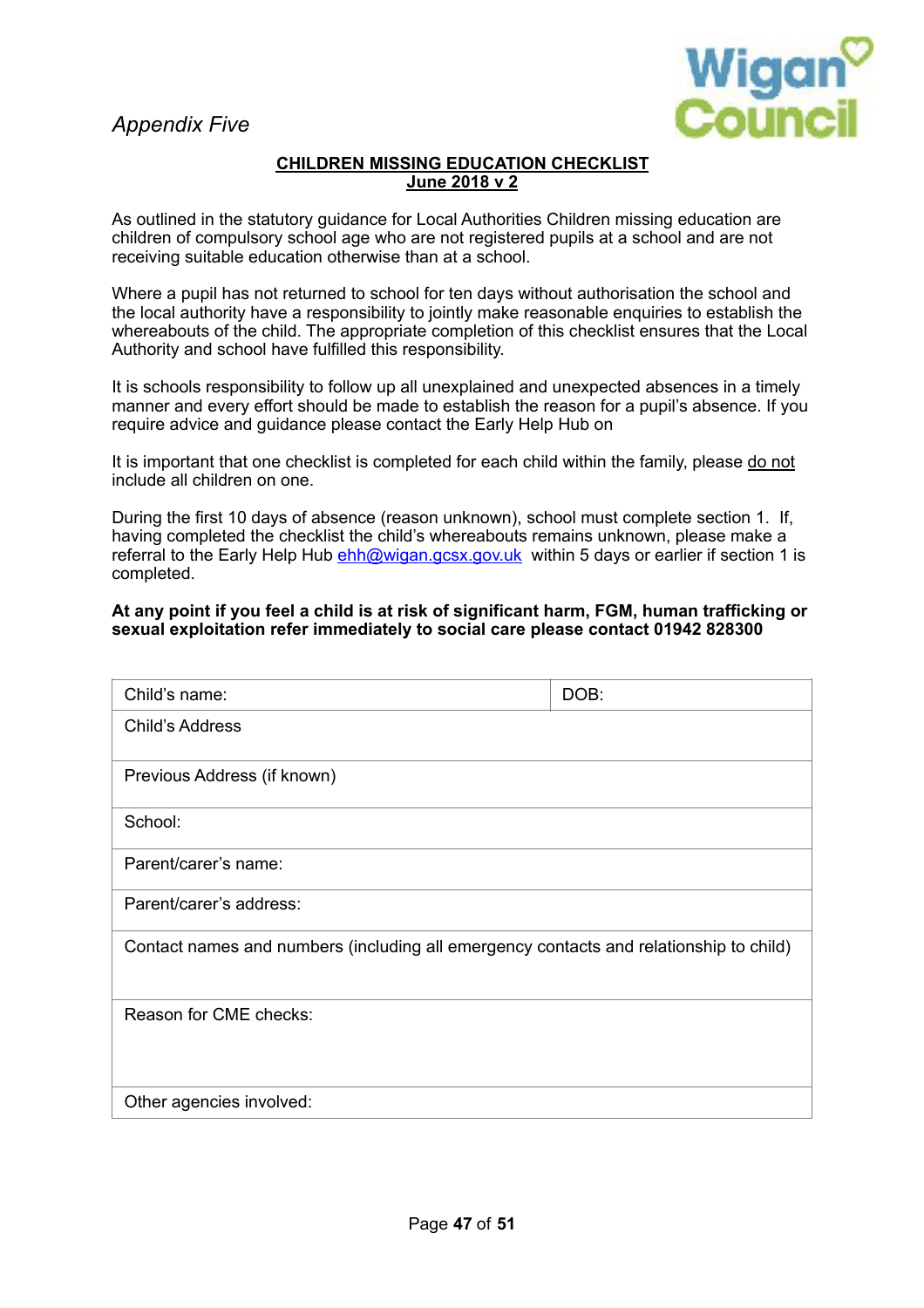*Appendix Five*

Wigan Council

**CHILDREN MISSING EDUCATION CHECKLIST**
**June 2018 v 2**

As outlined in the statutory guidance for Local Authorities Children missing education are children of compulsory school age who are not registered pupils at a school and are not receiving suitable education otherwise than at a school.

Where a pupil has not returned to school for ten days without authorisation the school and the local authority have a responsibility to jointly make reasonable enquiries to establish the whereabouts of the child. The appropriate completion of this checklist ensures that the Local Authority and school have fulfilled this responsibility.

It is schools responsibility to follow up all unexplained and unexpected absences in a timely manner and every effort should be made to establish the reason for a pupil's absence. If you require advice and guidance please contact the Early Help Hub on

It is important that one checklist is completed for each child within the family, please do not include all children on one.

During the first 10 days of absence (reason unknown), school must complete section 1. If, having completed the checklist the child's whereabouts remains unknown, please make a referral to the Early Help Hub ehh@wigan.gcsx.gov.uk within 5 days or earlier if section 1 is completed.

**At any point if you feel a child is at risk of significant harm, FGM, human trafficking or sexual exploitation refer immediately to social care please contact 01942 828300**

| Child's name: | DOB: |
|---|---|
| Child's Address | |
| Previous Address (if known) | |
| School: | |
| Parent/carer's name: | |
| Parent/carer's address: | |
| Contact names and numbers (including all emergency contacts and relationship to child) | |
| Reason for CME checks: | |
| Other agencies involved: | |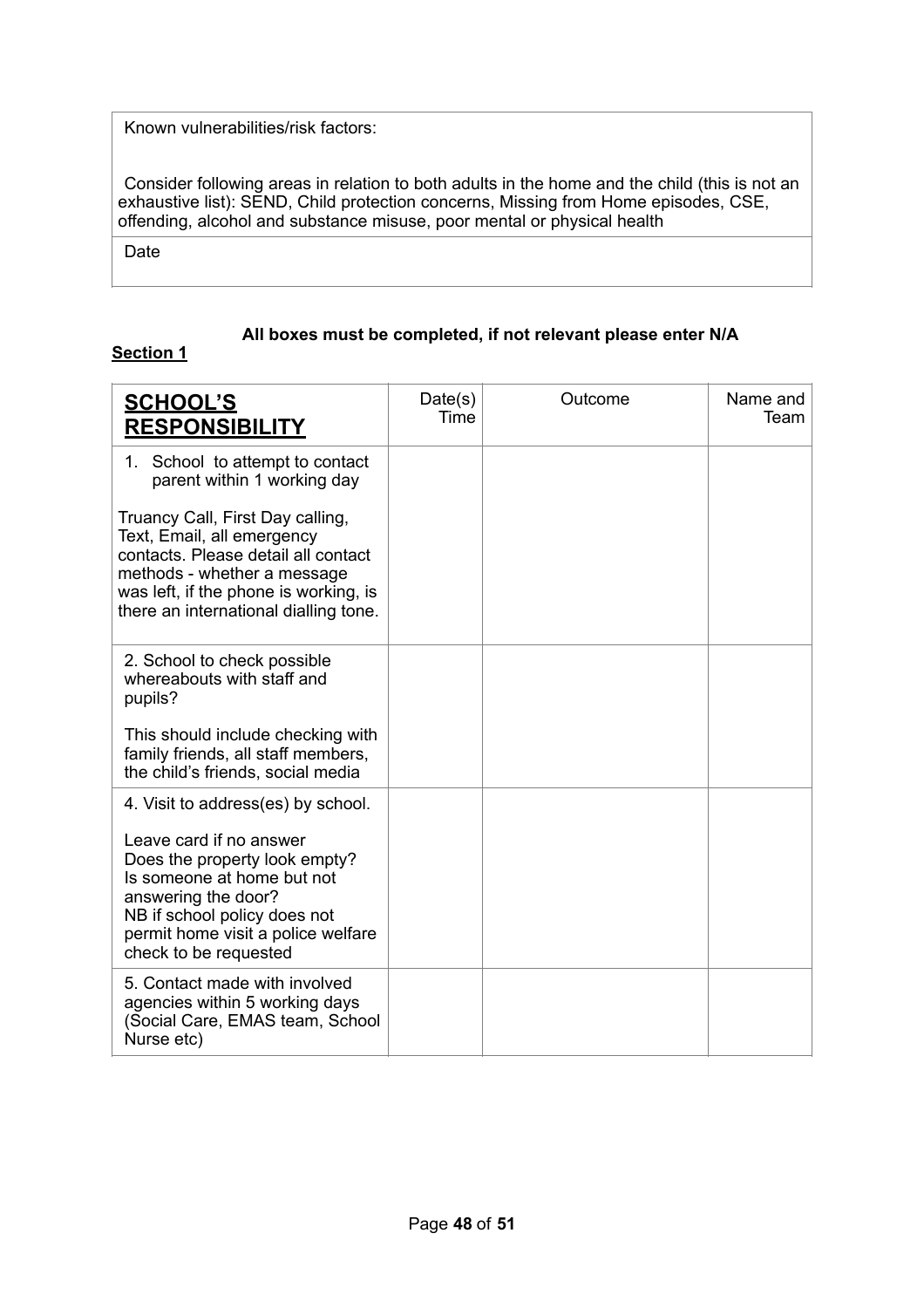| Known vulnerabilities/risk factors:<br><br>Consider following areas in relation to both adults in the home and the child (this is not an exhaustive list): SEND, Child protection concerns, Missing from Home episodes, CSE, offending, alcohol and substance misuse, poor mental or physical health |
| --- |
| Date |

**All boxes must be completed, if not relevant please enter N/A**

**Section 1**

| **SCHOOL'S RESPONSIBILITY** | Date(s) Time | Outcome | Name and Team |
| --- | --- | --- | --- |
| 1. School to attempt to contact parent within 1 working day<br><br>Truancy Call, First Day calling, Text, Email, all emergency contacts. Please detail all contact methods - whether a message was left, if the phone is working, is there an international dialling tone. | | | |
| 2. School to check possible whereabouts with staff and pupils?<br><br>This should include checking with family friends, all staff members, the child's friends, social media | | | |
| 4. Visit to address(es) by school.<br><br>Leave card if no answer<br>Does the property look empty?<br>Is someone at home but not answering the door?<br>NB if school policy does not permit home visit a police welfare check to be requested | | | |
| 5. Contact made with involved agencies within 5 working days (Social Care, EMAS team, School Nurse etc) | | | |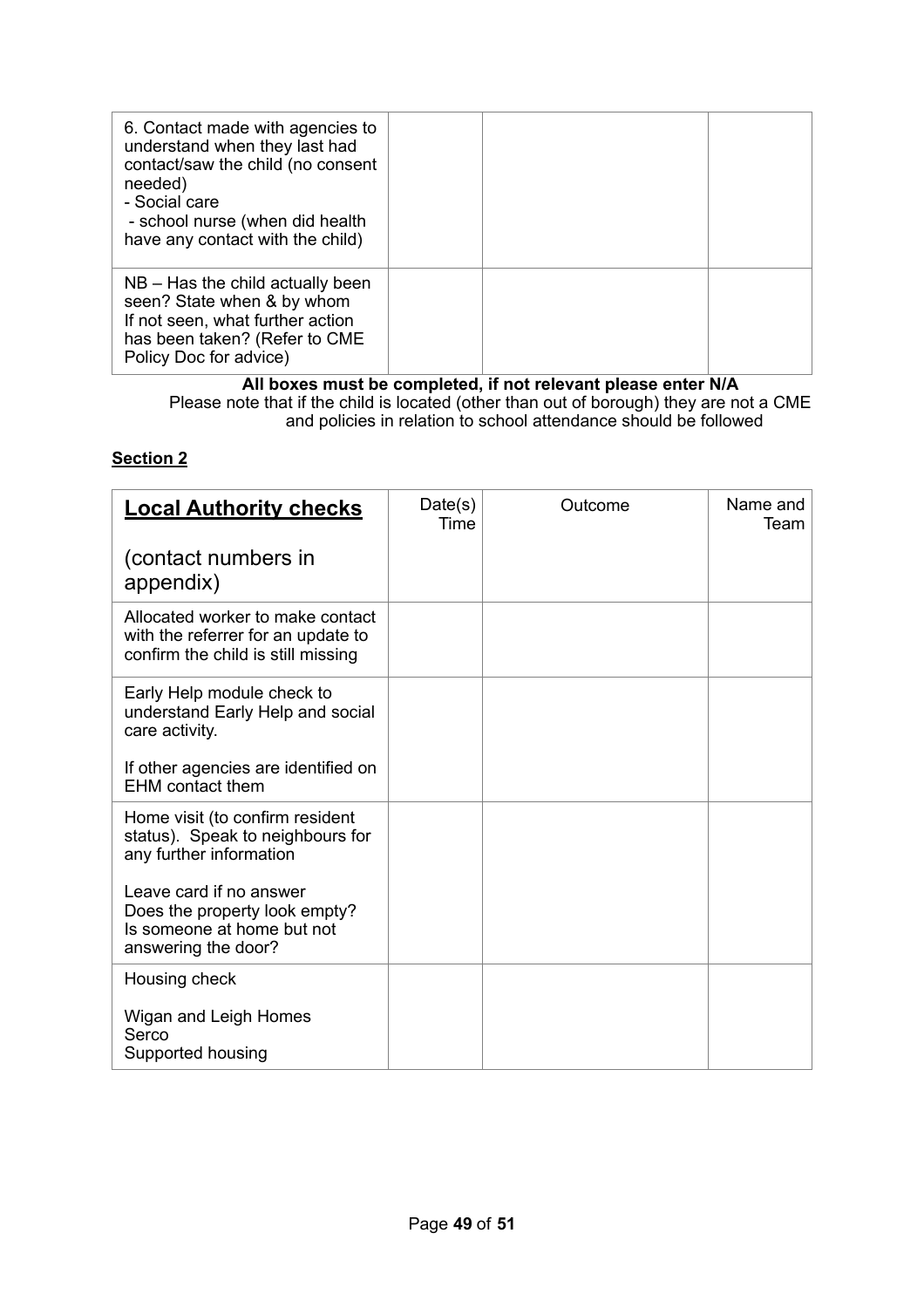| 6. Contact made with agencies to understand when they last had contact/saw the child (no consent needed)<br>- Social care<br>- school nurse (when did health have any contact with the child) | | | |
|---|---|---|---|
| NB – Has the child actually been seen? State when & by whom<br>If not seen, what further action has been taken? (Refer to CME Policy Doc for advice) | | | |

**All boxes must be completed, if not relevant please enter N/A**

Please note that if the child is located (other than out of borough) they are not a CME and policies in relation to school attendance should be followed

**Section 2**

| **Local Authority checks**<br><br>(contact numbers in appendix) | Date(s) Time | Outcome | Name and Team |
|---|---|---|---|
| Allocated worker to make contact with the referrer for an update to confirm the child is still missing | | | |
| Early Help module check to understand Early Help and social care activity.<br><br>If other agencies are identified on EHM contact them | | | |
| Home visit (to confirm resident status). Speak to neighbours for any further information<br><br>Leave card if no answer<br>Does the property look empty?<br>Is someone at home but not answering the door? | | | |
| Housing check<br><br>Wigan and Leigh Homes<br>Serco<br>Supported housing | | | |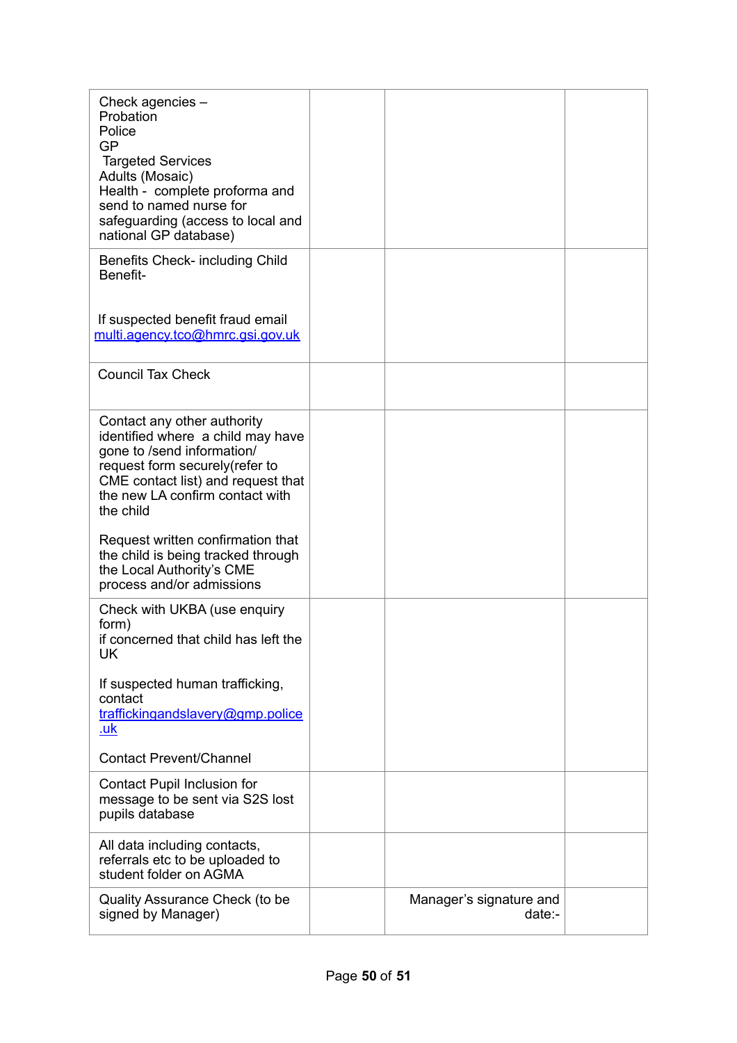| | | | |
|---|---|---|---|
| Check agencies –<br>Probation<br>Police<br>GP<br>Targeted Services<br>Adults (Mosaic)<br>Health - complete proforma and send to named nurse for safeguarding (access to local and national GP database) | | | |
| Benefits Check- including Child Benefit-<br><br>If suspected benefit fraud email multi.agency.tco@hmrc.gsi.gov.uk | | | |
| Council Tax Check | | | |
| Contact any other authority identified where a child may have gone to /send information/ request form securely(refer to CME contact list) and request that the new LA confirm contact with the child<br><br>Request written confirmation that the child is being tracked through the Local Authority's CME process and/or admissions | | | |
| Check with UKBA (use enquiry form)<br>if concerned that child has left the UK<br><br>If suspected human trafficking, contact trafficking andslavery@gmp.police.uk<br><br>Contact Prevent/Channel | | | |
| Contact Pupil Inclusion for message to be sent via S2S lost pupils database | | | |
| All data including contacts, referrals etc to be uploaded to student folder on AGMA | | | |
| Quality Assurance Check (to be signed by Manager) | | Manager's signature and date:- | |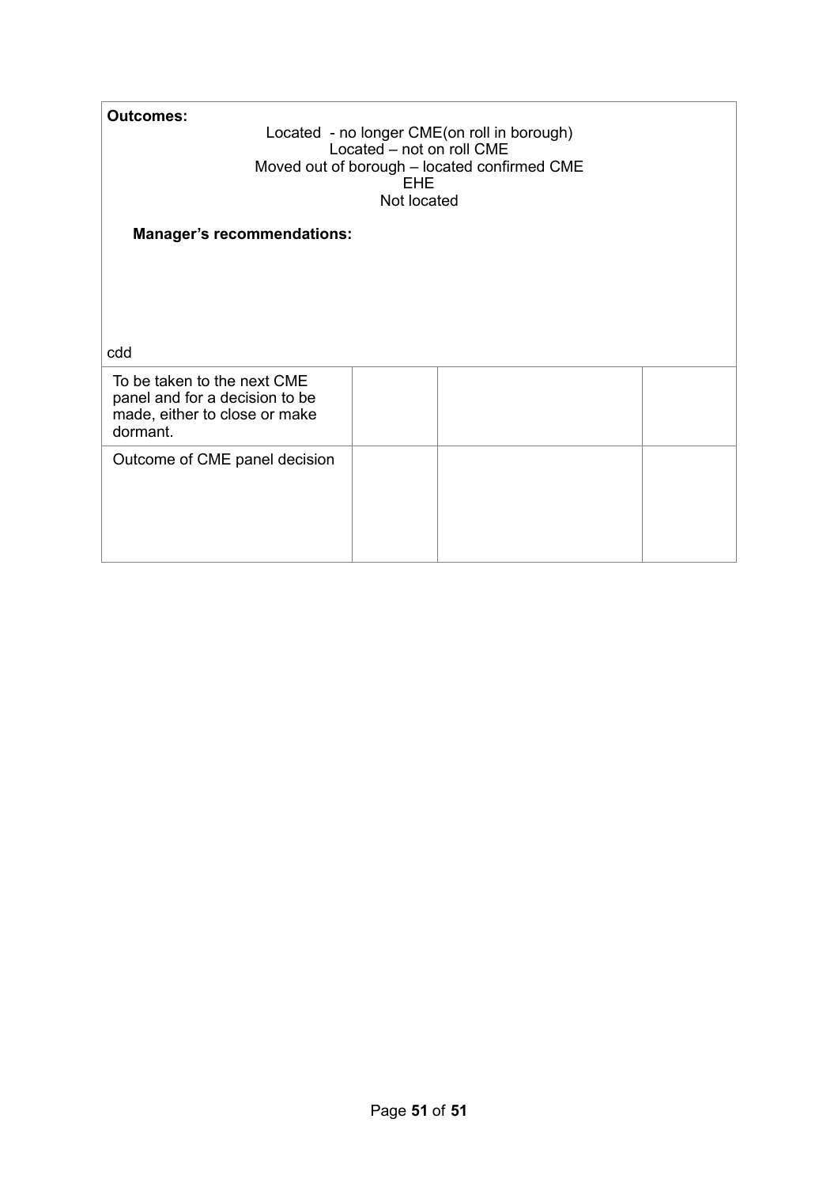**Outcomes:**

Located - no longer CME(on roll in borough)
Located – not on roll CME
Moved out of borough – located confirmed CME
EHE
Not located

**Manager's recommendations:**

cdd

| | | | |
|---|---|---|---|
| To be taken to the next CME panel and for a decision to be made, either to close or make dormant. | | | |
| Outcome of CME panel decision | | | |